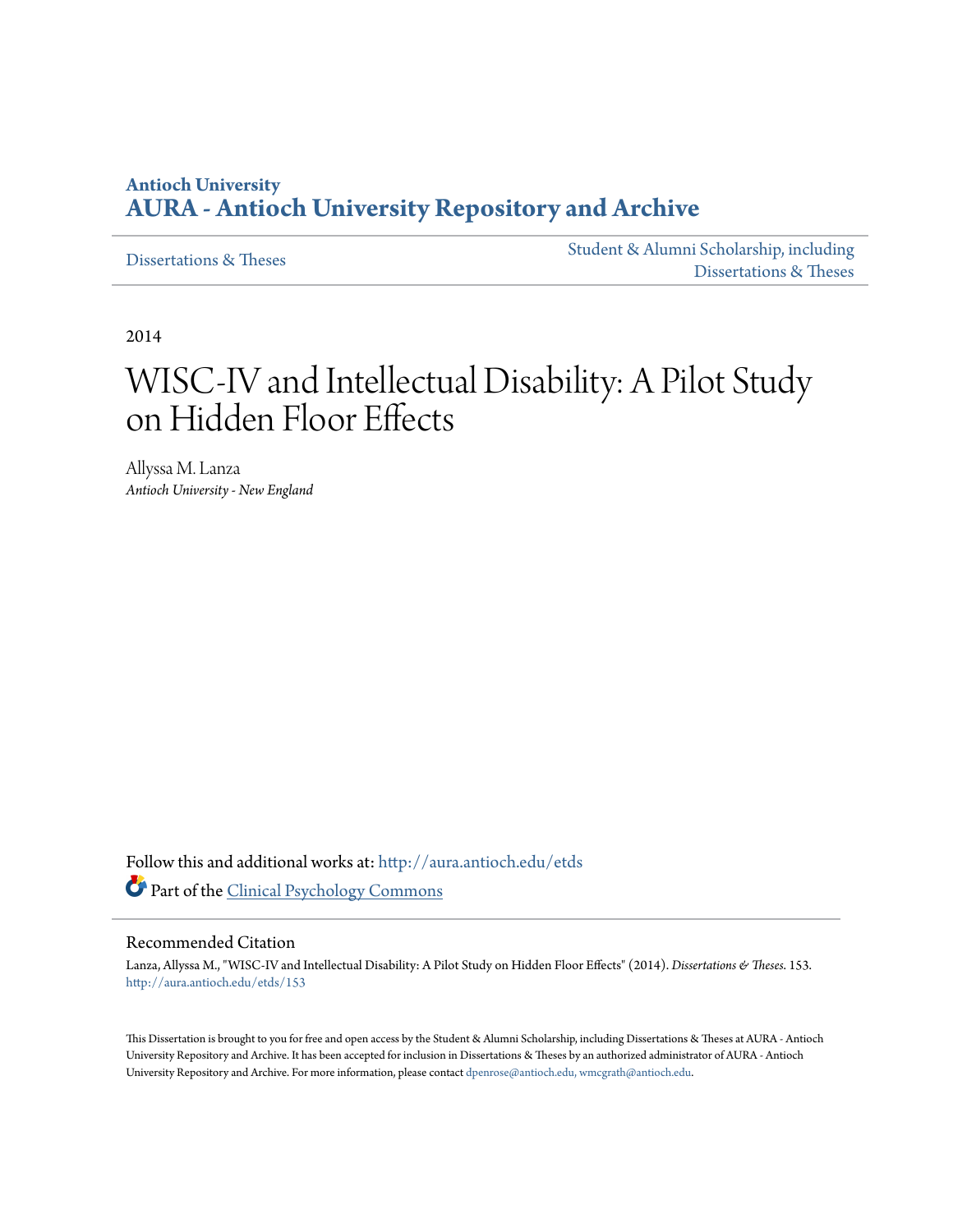Antioch University

**AURA - Antioch University Repository and Archive**

Dissertations & Theses | Student & Alumni Scholarship, including Dissertations & Theses

2014

# WISC-IV and Intellectual Disability: A Pilot Study on Hidden Floor Effects

Allyssa M. Lanza

*Antioch University - New England*

Follow this and additional works at: http://aura.antioch.edu/etds

Part of the Clinical Psychology Commons

## Recommended Citation

Lanza, Allyssa M., "WISC-IV and Intellectual Disability: A Pilot Study on Hidden Floor Effects" (2014). *Dissertations & Theses*. 153.
http://aura.antioch.edu/etds/153

This Dissertation is brought to you for free and open access by the Student & Alumni Scholarship, including Dissertations & Theses at AURA - Antioch University Repository and Archive. It has been accepted for inclusion in Dissertations & Theses by an authorized administrator of AURA - Antioch University Repository and Archive. For more information, please contact dpenrose@antioch.edu, wmcgrath@antioch.edu.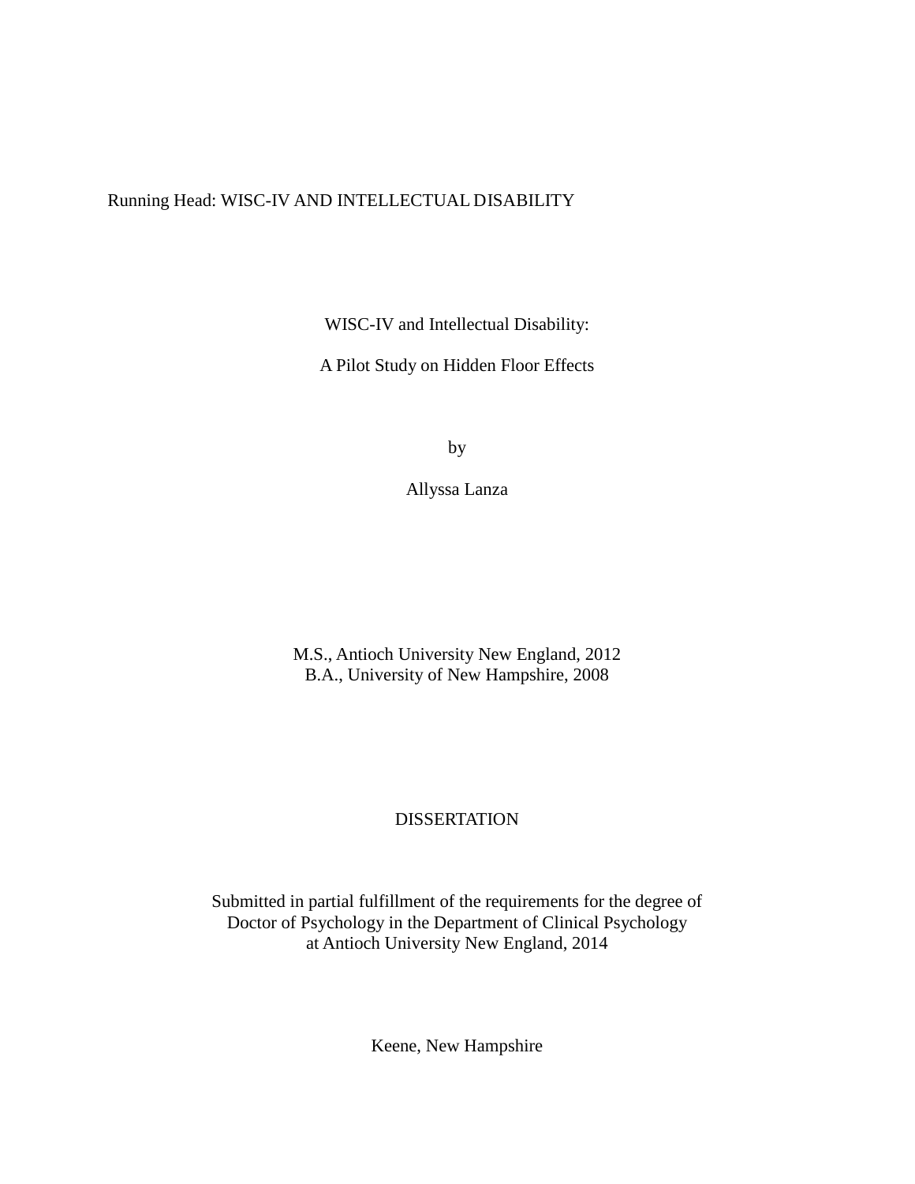Running Head: WISC-IV AND INTELLECTUAL DISABILITY

# WISC-IV and Intellectual Disability:

# A Pilot Study on Hidden Floor Effects

by

Allyssa Lanza

M.S., Antioch University New England, 2012
B.A., University of New Hampshire, 2008

DISSERTATION

Submitted in partial fulfillment of the requirements for the degree of
Doctor of Psychology in the Department of Clinical Psychology
at Antioch University New England, 2014

Keene, New Hampshire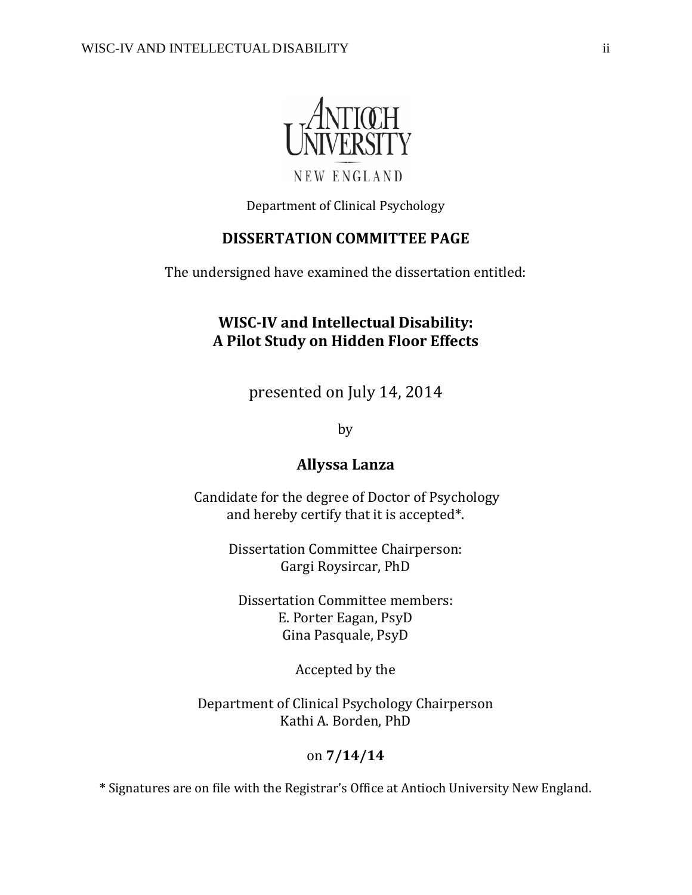ANTIOCH UNIVERSITY

NEW ENGLAND

Department of Clinical Psychology

## DISSERTATION COMMITTEE PAGE

The undersigned have examined the dissertation entitled:

**WISC-IV and Intellectual Disability:**
**A Pilot Study on Hidden Floor Effects**

presented on July 14, 2014

by

**Allyssa Lanza**

Candidate for the degree of Doctor of Psychology
and hereby certify that it is accepted*.

Dissertation Committee Chairperson:
Gargi Roysircar, PhD

Dissertation Committee members:
E. Porter Eagan, PsyD
Gina Pasquale, PsyD

Accepted by the

Department of Clinical Psychology Chairperson
Kathi A. Borden, PhD

on **7/14/14**

**\*** Signatures are on file with the Registrar's Office at Antioch University New England.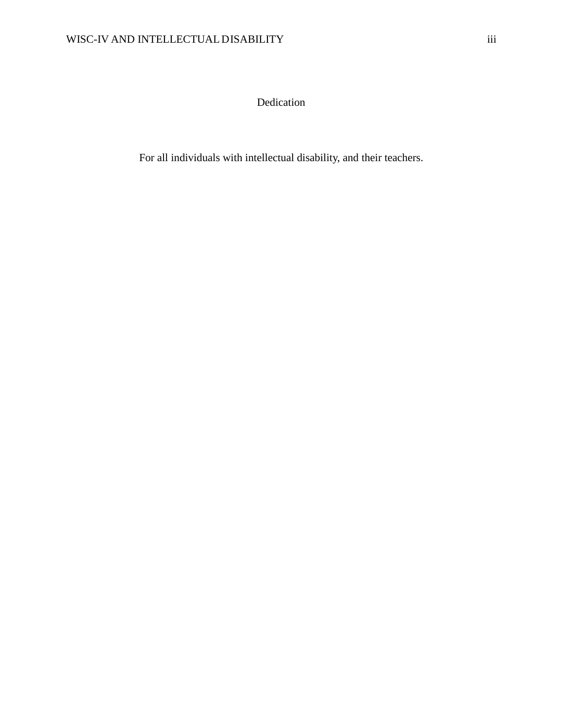# Dedication

For all individuals with intellectual disability, and their teachers.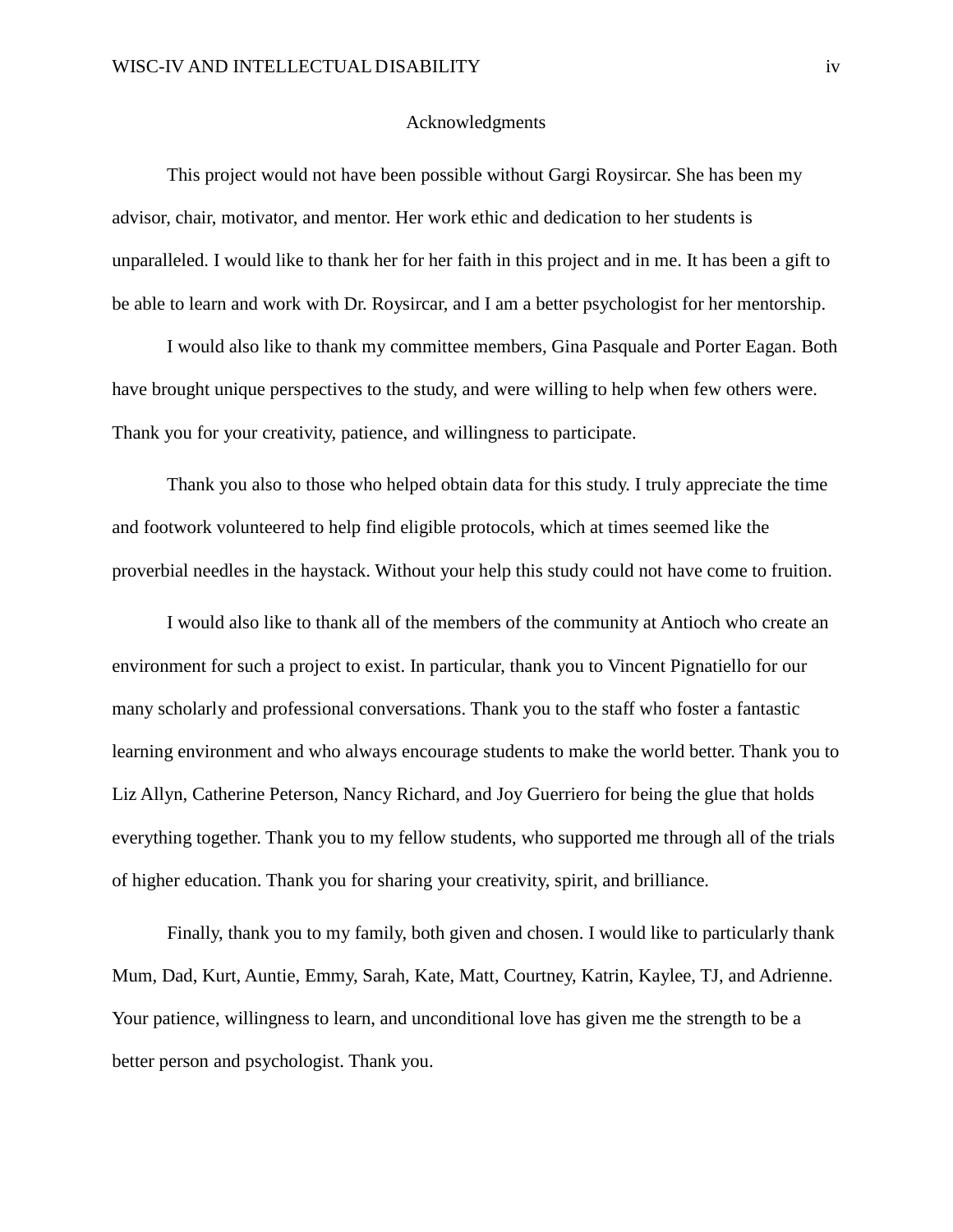# Acknowledgments

This project would not have been possible without Gargi Roysircar. She has been my advisor, chair, motivator, and mentor. Her work ethic and dedication to her students is unparalleled. I would like to thank her for her faith in this project and in me. It has been a gift to be able to learn and work with Dr. Roysircar, and I am a better psychologist for her mentorship.

I would also like to thank my committee members, Gina Pasquale and Porter Eagan. Both have brought unique perspectives to the study, and were willing to help when few others were. Thank you for your creativity, patience, and willingness to participate.

Thank you also to those who helped obtain data for this study. I truly appreciate the time and footwork volunteered to help find eligible protocols, which at times seemed like the proverbial needles in the haystack. Without your help this study could not have come to fruition.

I would also like to thank all of the members of the community at Antioch who create an environment for such a project to exist. In particular, thank you to Vincent Pignatiello for our many scholarly and professional conversations. Thank you to the staff who foster a fantastic learning environment and who always encourage students to make the world better. Thank you to Liz Allyn, Catherine Peterson, Nancy Richard, and Joy Guerriero for being the glue that holds everything together. Thank you to my fellow students, who supported me through all of the trials of higher education. Thank you for sharing your creativity, spirit, and brilliance.

Finally, thank you to my family, both given and chosen. I would like to particularly thank Mum, Dad, Kurt, Auntie, Emmy, Sarah, Kate, Matt, Courtney, Katrin, Kaylee, TJ, and Adrienne. Your patience, willingness to learn, and unconditional love has given me the strength to be a better person and psychologist. Thank you.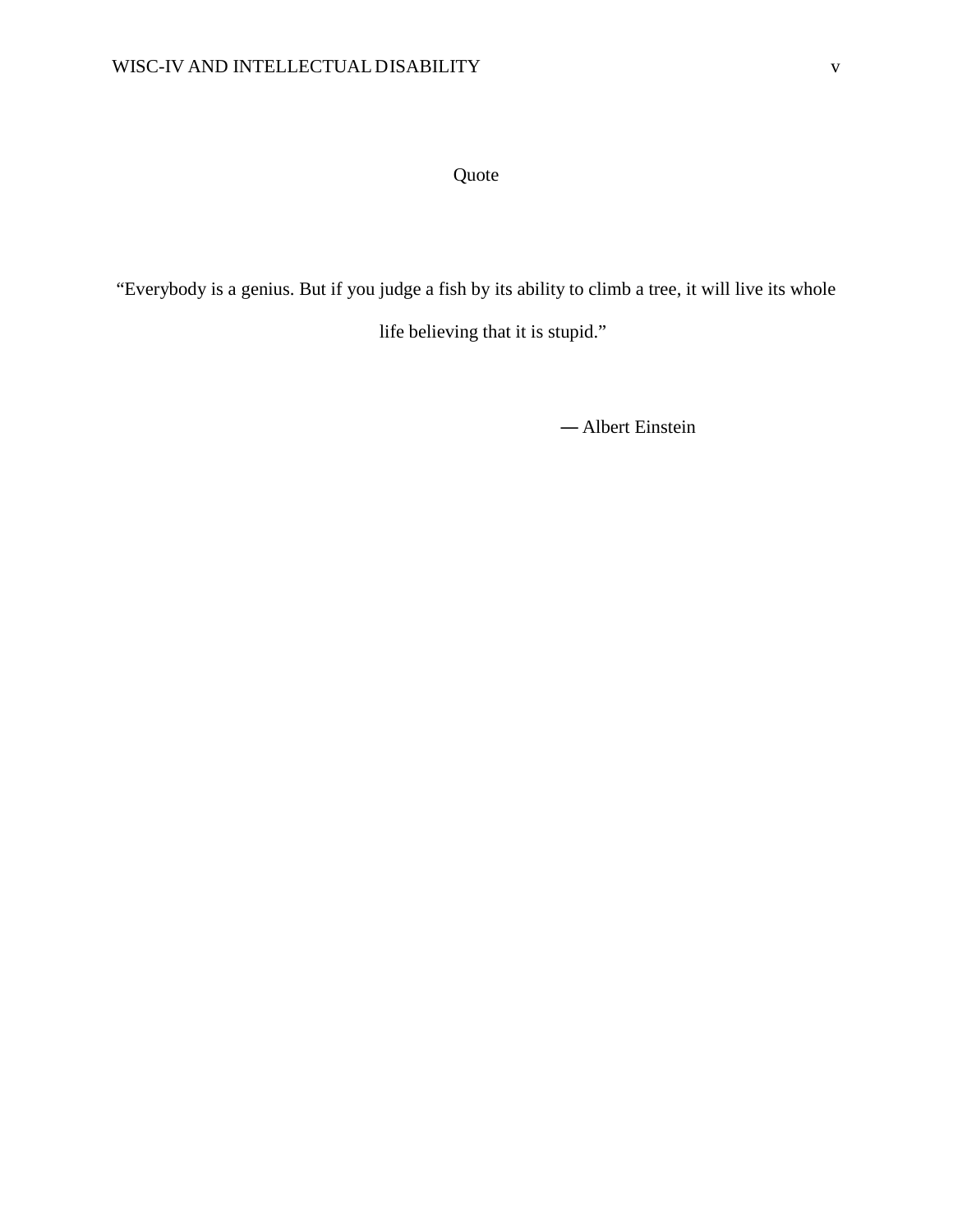# Quote

"Everybody is a genius. But if you judge a fish by its ability to climb a tree, it will live its whole life believing that it is stupid."

— Albert Einstein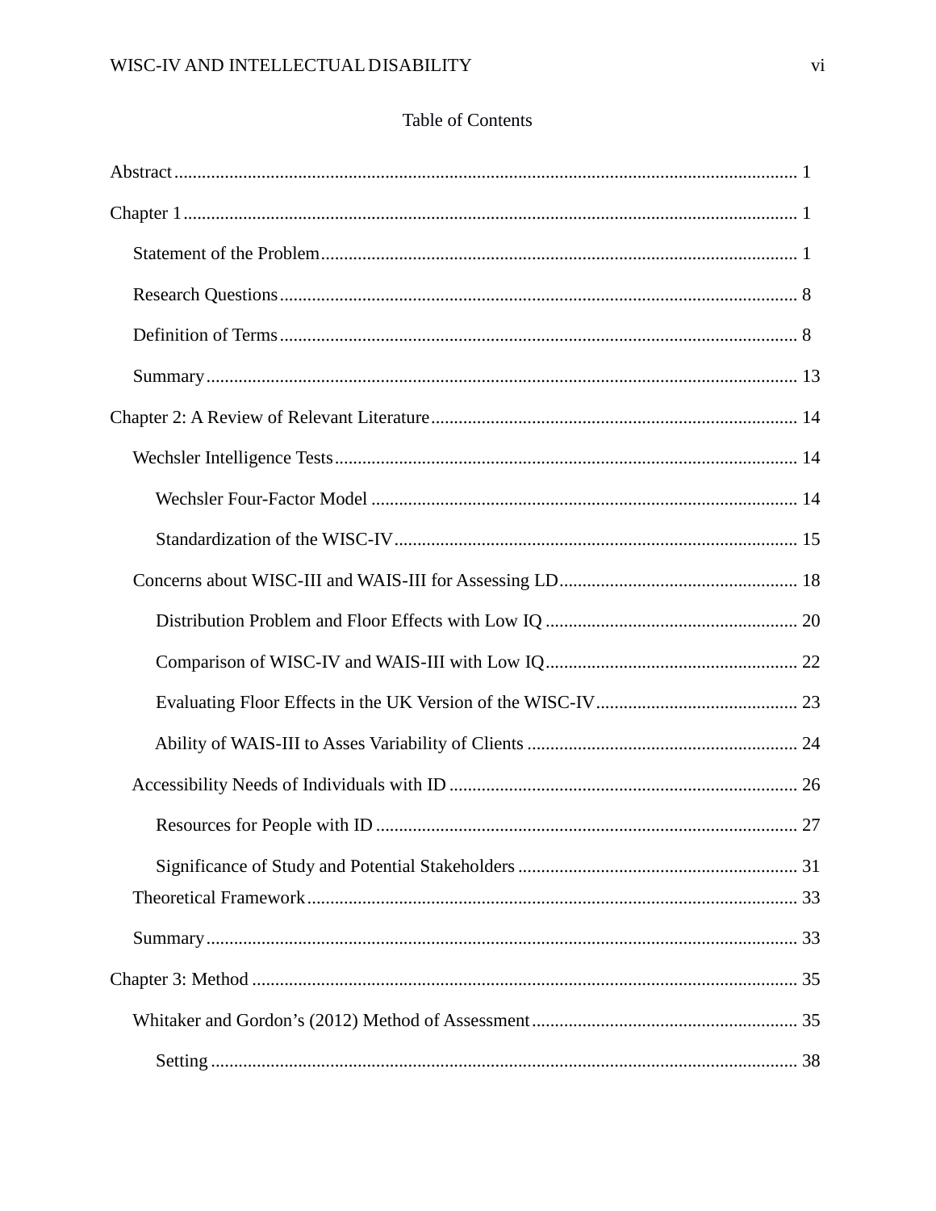# Table of Contents

Abstract ........................................................................................................................ 1

Chapter 1 ...................................................................................................................... 1

- Statement of the Problem ........................................................................................ 1
- Research Questions ................................................................................................. 8
- Definition of Terms ................................................................................................. 8
- Summary ................................................................................................................ 13

Chapter 2: A Review of Relevant Literature ............................................................... 14

- Wechsler Intelligence Tests .................................................................................... 14
  - Wechsler Four-Factor Model ............................................................................ 14
  - Standardization of the WISC-IV ....................................................................... 15
- Concerns about WISC-III and WAIS-III for Assessing LD .................................... 18
  - Distribution Problem and Floor Effects with Low IQ ....................................... 20
  - Comparison of WISC-IV and WAIS-III with Low IQ ....................................... 22
  - Evaluating Floor Effects in the UK Version of the WISC-IV ............................ 23
  - Ability of WAIS-III to Asses Variability of Clients .......................................... 24
- Accessibility Needs of Individuals with ID ............................................................ 26
  - Resources for People with ID ........................................................................... 27
  - Significance of Study and Potential Stakeholders ............................................. 31
- Theoretical Framework ........................................................................................... 33
- Summary ................................................................................................................ 33

Chapter 3: Method ....................................................................................................... 35

- Whitaker and Gordon's (2012) Method of Assessment .......................................... 35
  - Setting ............................................................................................................... 38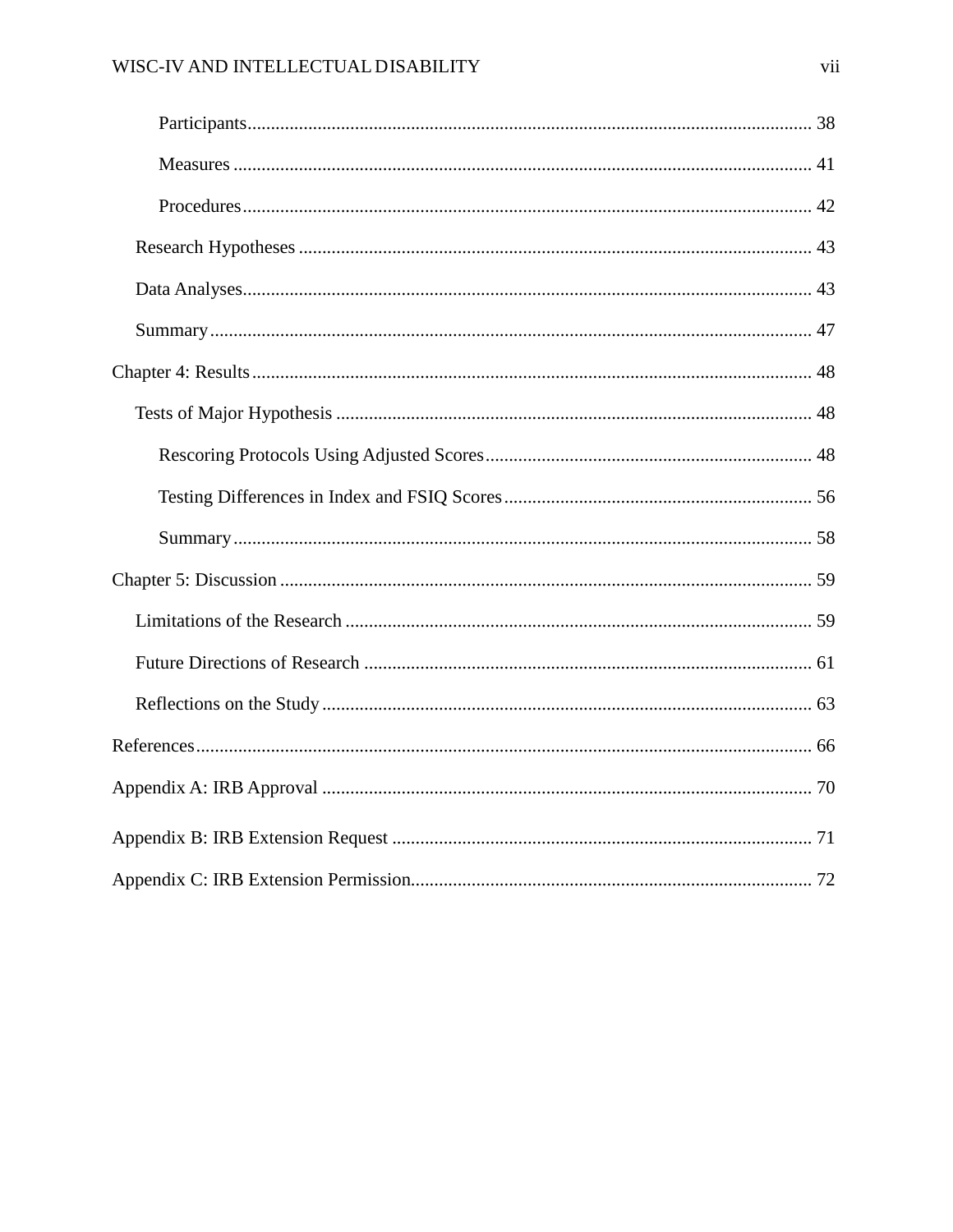Participants ........................................................................................................................ 38

Measures ............................................................................................................................ 41

Procedures .......................................................................................................................... 42

Research Hypotheses ............................................................................................................ 43

Data Analyses ........................................................................................................................ 43

Summary ............................................................................................................................... 47

Chapter 4: Results ...................................................................................................................... 48

Tests of Major Hypothesis .................................................................................................... 48

Rescoring Protocols Using Adjusted Scores ..................................................................... 48

Testing Differences in Index and FSIQ Scores ................................................................. 56

Summary ............................................................................................................................ 58

Chapter 5: Discussion ................................................................................................................. 59

Limitations of the Research ................................................................................................... 59

Future Directions of Research ............................................................................................... 61

Reflections on the Study ........................................................................................................ 63

References .................................................................................................................................. 66

Appendix A: IRB Approval ........................................................................................................ 70

Appendix B: IRB Extension Request ......................................................................................... 71

Appendix C: IRB Extension Permission..................................................................................... 72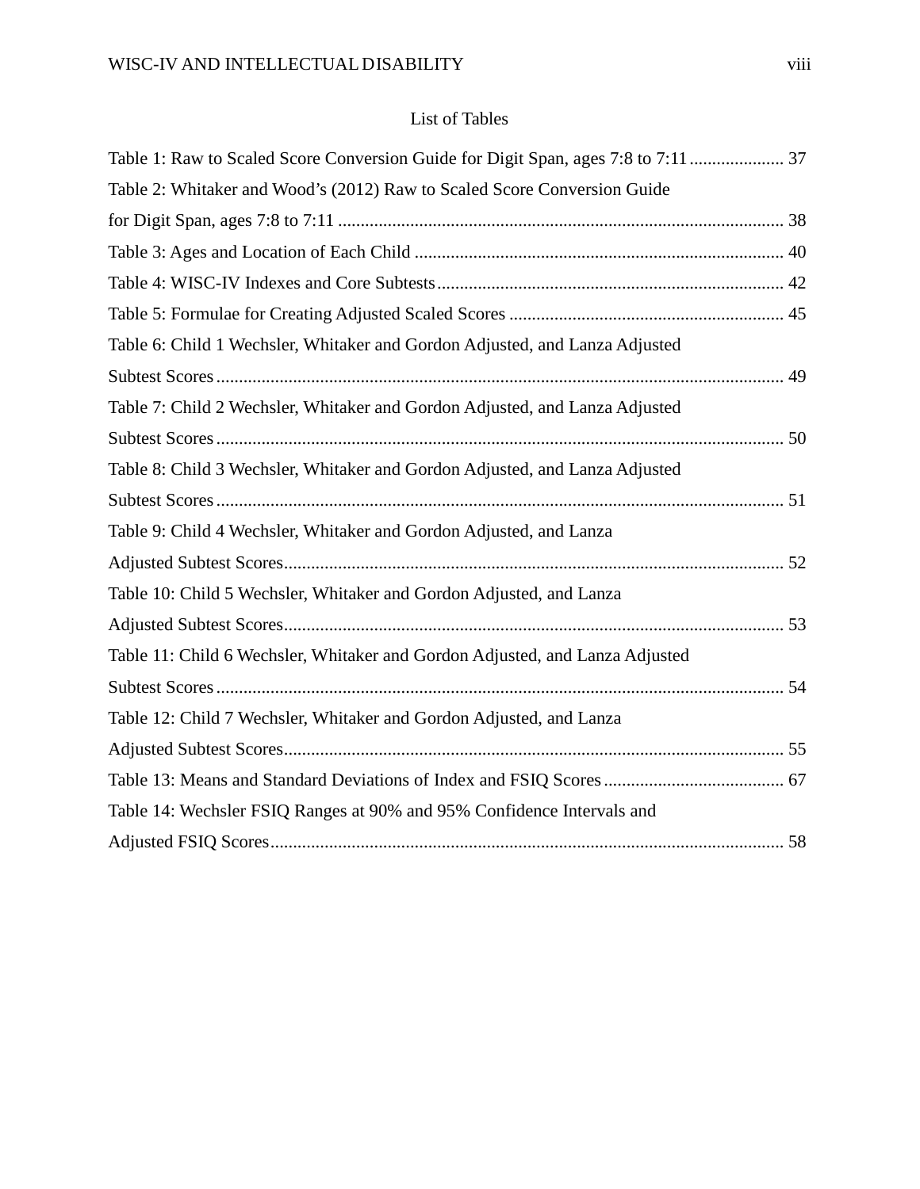# List of Tables

Table 1: Raw to Scaled Score Conversion Guide for Digit Span, ages 7:8 to 7:11 ..................... 37

Table 2: Whitaker and Wood's (2012) Raw to Scaled Score Conversion Guide for Digit Span, ages 7:8 to 7:11 ..................................................................................................... 38

Table 3: Ages and Location of Each Child ................................................................................. 40

Table 4: WISC-IV Indexes and Core Subtests............................................................................ 42

Table 5: Formulae for Creating Adjusted Scaled Scores ............................................................ 45

Table 6: Child 1 Wechsler, Whitaker and Gordon Adjusted, and Lanza Adjusted Subtest Scores.............................................................................................................................. 49

Table 7: Child 2 Wechsler, Whitaker and Gordon Adjusted, and Lanza Adjusted Subtest Scores.............................................................................................................................. 50

Table 8: Child 3 Wechsler, Whitaker and Gordon Adjusted, and Lanza Adjusted Subtest Scores.............................................................................................................................. 51

Table 9: Child 4 Wechsler, Whitaker and Gordon Adjusted, and Lanza Adjusted Subtest Scores.............................................................................................................. 52

Table 10: Child 5 Wechsler, Whitaker and Gordon Adjusted, and Lanza Adjusted Subtest Scores.............................................................................................................. 53

Table 11: Child 6 Wechsler, Whitaker and Gordon Adjusted, and Lanza Adjusted Subtest Scores.............................................................................................................................. 54

Table 12: Child 7 Wechsler, Whitaker and Gordon Adjusted, and Lanza Adjusted Subtest Scores.............................................................................................................. 55

Table 13: Means and Standard Deviations of Index and FSIQ Scores........................................ 67

Table 14: Wechsler FSIQ Ranges at 90% and 95% Confidence Intervals and Adjusted FSIQ Scores.................................................................................................................. 58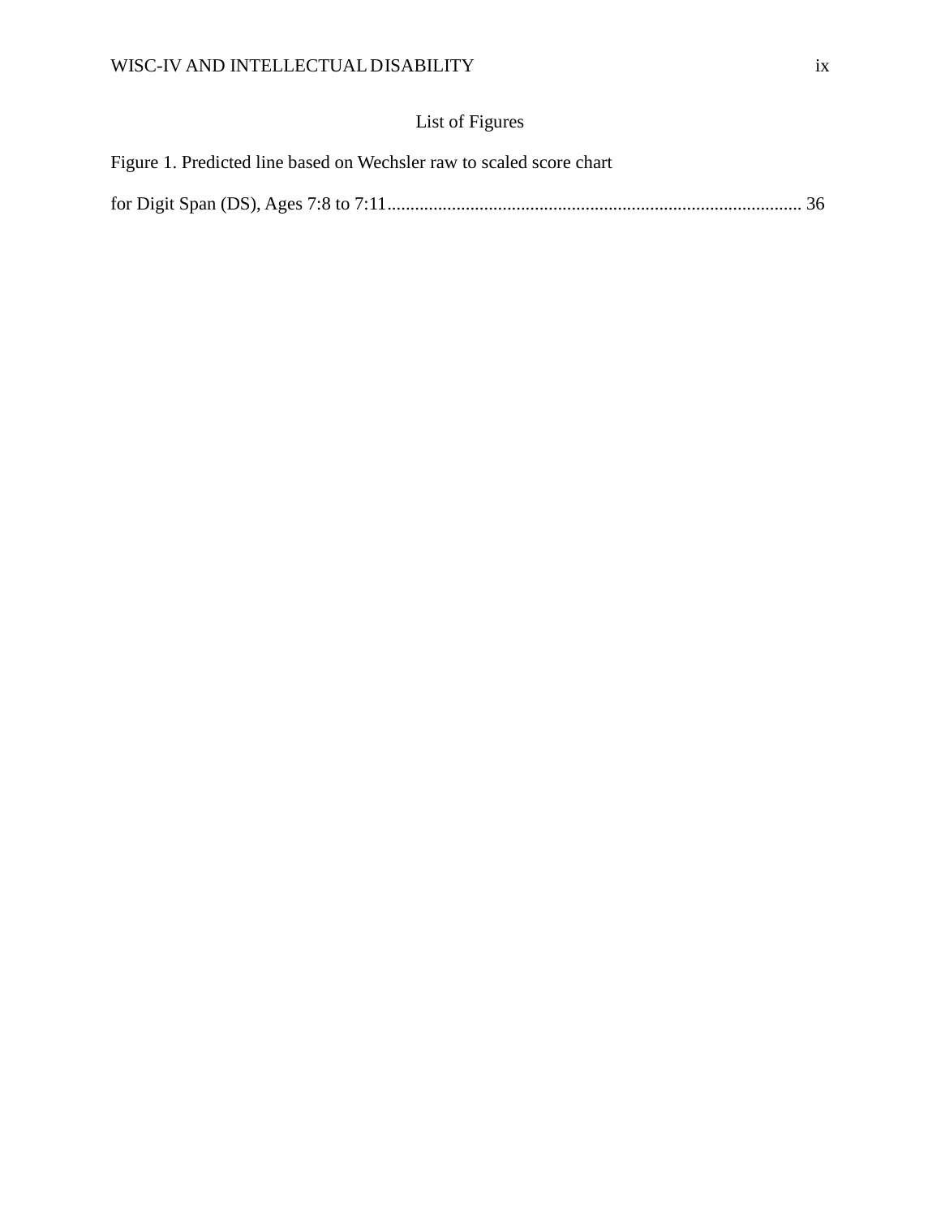# List of Figures

Figure 1. Predicted line based on Wechsler raw to scaled score chart

for Digit Span (DS), Ages 7:8 to 7:11........................................................................................ 36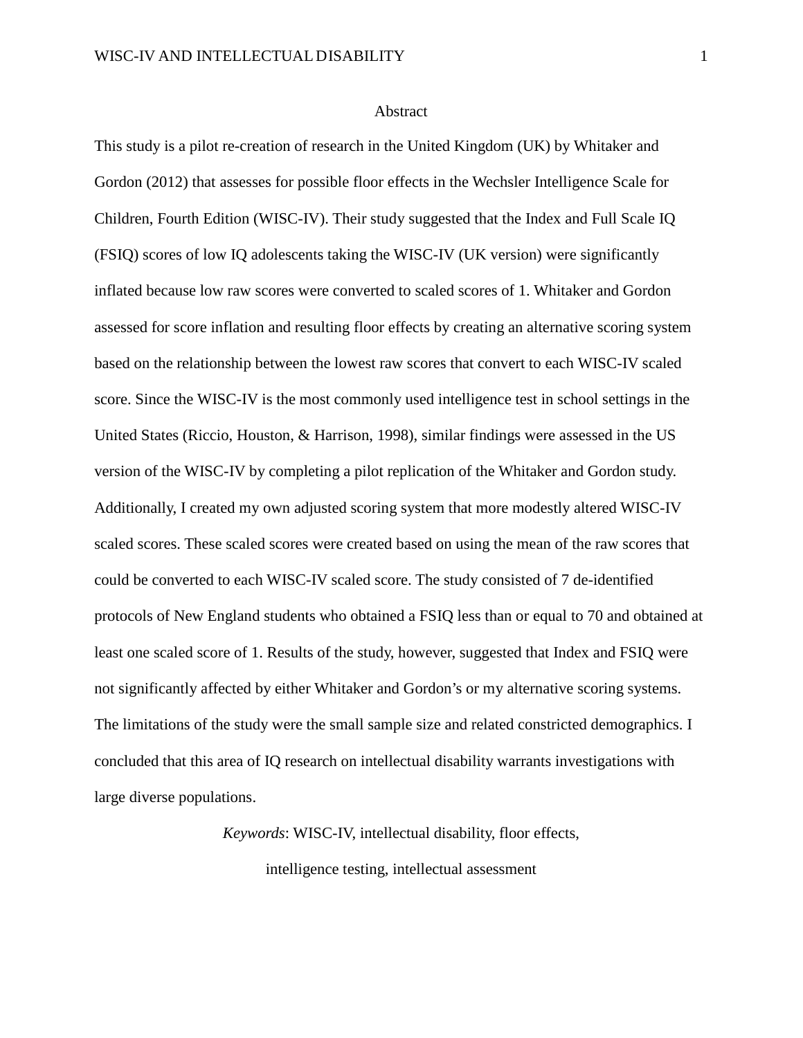# Abstract

This study is a pilot re-creation of research in the United Kingdom (UK) by Whitaker and Gordon (2012) that assesses for possible floor effects in the Wechsler Intelligence Scale for Children, Fourth Edition (WISC-IV). Their study suggested that the Index and Full Scale IQ (FSIQ) scores of low IQ adolescents taking the WISC-IV (UK version) were significantly inflated because low raw scores were converted to scaled scores of 1. Whitaker and Gordon assessed for score inflation and resulting floor effects by creating an alternative scoring system based on the relationship between the lowest raw scores that convert to each WISC-IV scaled score. Since the WISC-IV is the most commonly used intelligence test in school settings in the United States (Riccio, Houston, & Harrison, 1998), similar findings were assessed in the US version of the WISC-IV by completing a pilot replication of the Whitaker and Gordon study. Additionally, I created my own adjusted scoring system that more modestly altered WISC-IV scaled scores. These scaled scores were created based on using the mean of the raw scores that could be converted to each WISC-IV scaled score. The study consisted of 7 de-identified protocols of New England students who obtained a FSIQ less than or equal to 70 and obtained at least one scaled score of 1. Results of the study, however, suggested that Index and FSIQ were not significantly affected by either Whitaker and Gordon's or my alternative scoring systems. The limitations of the study were the small sample size and related constricted demographics. I concluded that this area of IQ research on intellectual disability warrants investigations with large diverse populations.

*Keywords*: WISC-IV, intellectual disability, floor effects, intelligence testing, intellectual assessment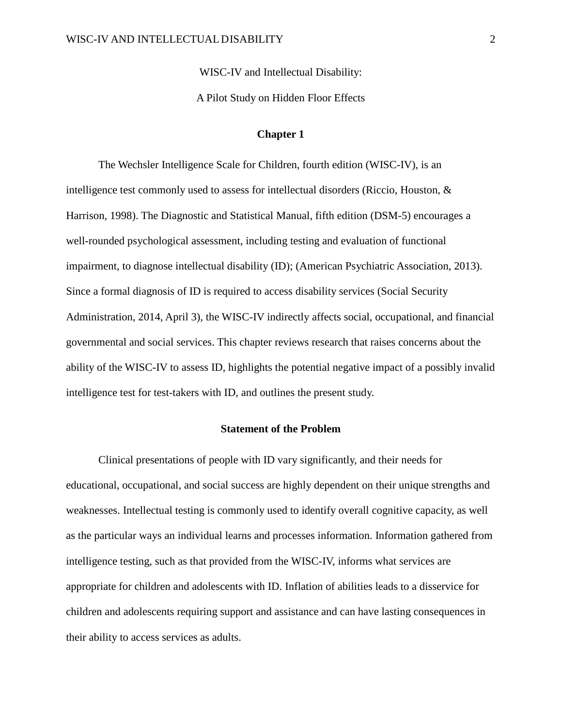WISC-IV and Intellectual Disability:

A Pilot Study on Hidden Floor Effects

# Chapter 1

The Wechsler Intelligence Scale for Children, fourth edition (WISC-IV), is an intelligence test commonly used to assess for intellectual disorders (Riccio, Houston, & Harrison, 1998). The Diagnostic and Statistical Manual, fifth edition (DSM-5) encourages a well-rounded psychological assessment, including testing and evaluation of functional impairment, to diagnose intellectual disability (ID); (American Psychiatric Association, 2013). Since a formal diagnosis of ID is required to access disability services (Social Security Administration, 2014, April 3), the WISC-IV indirectly affects social, occupational, and financial governmental and social services. This chapter reviews research that raises concerns about the ability of the WISC-IV to assess ID, highlights the potential negative impact of a possibly invalid intelligence test for test-takers with ID, and outlines the present study.

## Statement of the Problem

Clinical presentations of people with ID vary significantly, and their needs for educational, occupational, and social success are highly dependent on their unique strengths and weaknesses. Intellectual testing is commonly used to identify overall cognitive capacity, as well as the particular ways an individual learns and processes information. Information gathered from intelligence testing, such as that provided from the WISC-IV, informs what services are appropriate for children and adolescents with ID. Inflation of abilities leads to a disservice for children and adolescents requiring support and assistance and can have lasting consequences in their ability to access services as adults.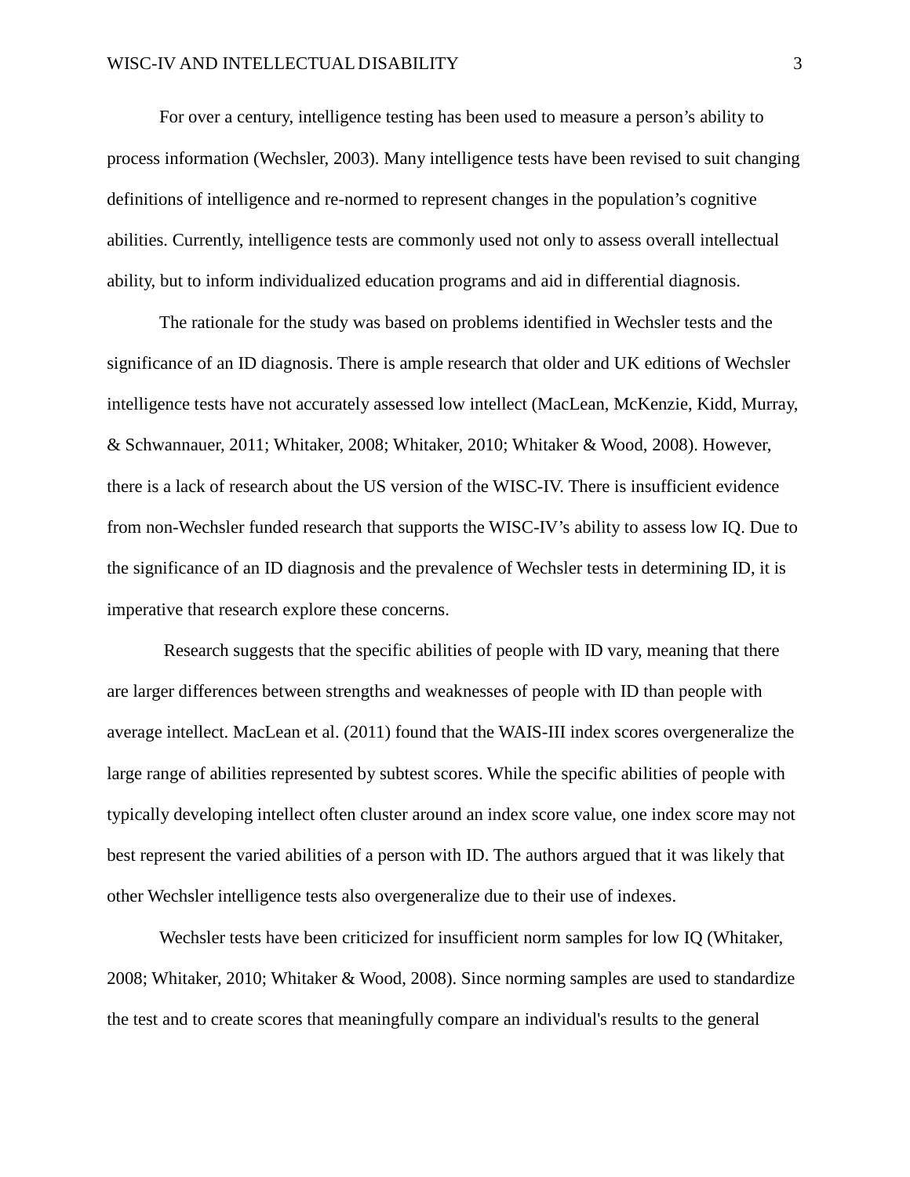For over a century, intelligence testing has been used to measure a person's ability to process information (Wechsler, 2003). Many intelligence tests have been revised to suit changing definitions of intelligence and re-normed to represent changes in the population's cognitive abilities. Currently, intelligence tests are commonly used not only to assess overall intellectual ability, but to inform individualized education programs and aid in differential diagnosis.

The rationale for the study was based on problems identified in Wechsler tests and the significance of an ID diagnosis. There is ample research that older and UK editions of Wechsler intelligence tests have not accurately assessed low intellect (MacLean, McKenzie, Kidd, Murray, & Schwannauer, 2011; Whitaker, 2008; Whitaker, 2010; Whitaker & Wood, 2008). However, there is a lack of research about the US version of the WISC-IV. There is insufficient evidence from non-Wechsler funded research that supports the WISC-IV's ability to assess low IQ. Due to the significance of an ID diagnosis and the prevalence of Wechsler tests in determining ID, it is imperative that research explore these concerns.

Research suggests that the specific abilities of people with ID vary, meaning that there are larger differences between strengths and weaknesses of people with ID than people with average intellect. MacLean et al. (2011) found that the WAIS-III index scores overgeneralize the large range of abilities represented by subtest scores. While the specific abilities of people with typically developing intellect often cluster around an index score value, one index score may not best represent the varied abilities of a person with ID. The authors argued that it was likely that other Wechsler intelligence tests also overgeneralize due to their use of indexes.

Wechsler tests have been criticized for insufficient norm samples for low IQ (Whitaker, 2008; Whitaker, 2010; Whitaker & Wood, 2008). Since norming samples are used to standardize the test and to create scores that meaningfully compare an individual's results to the general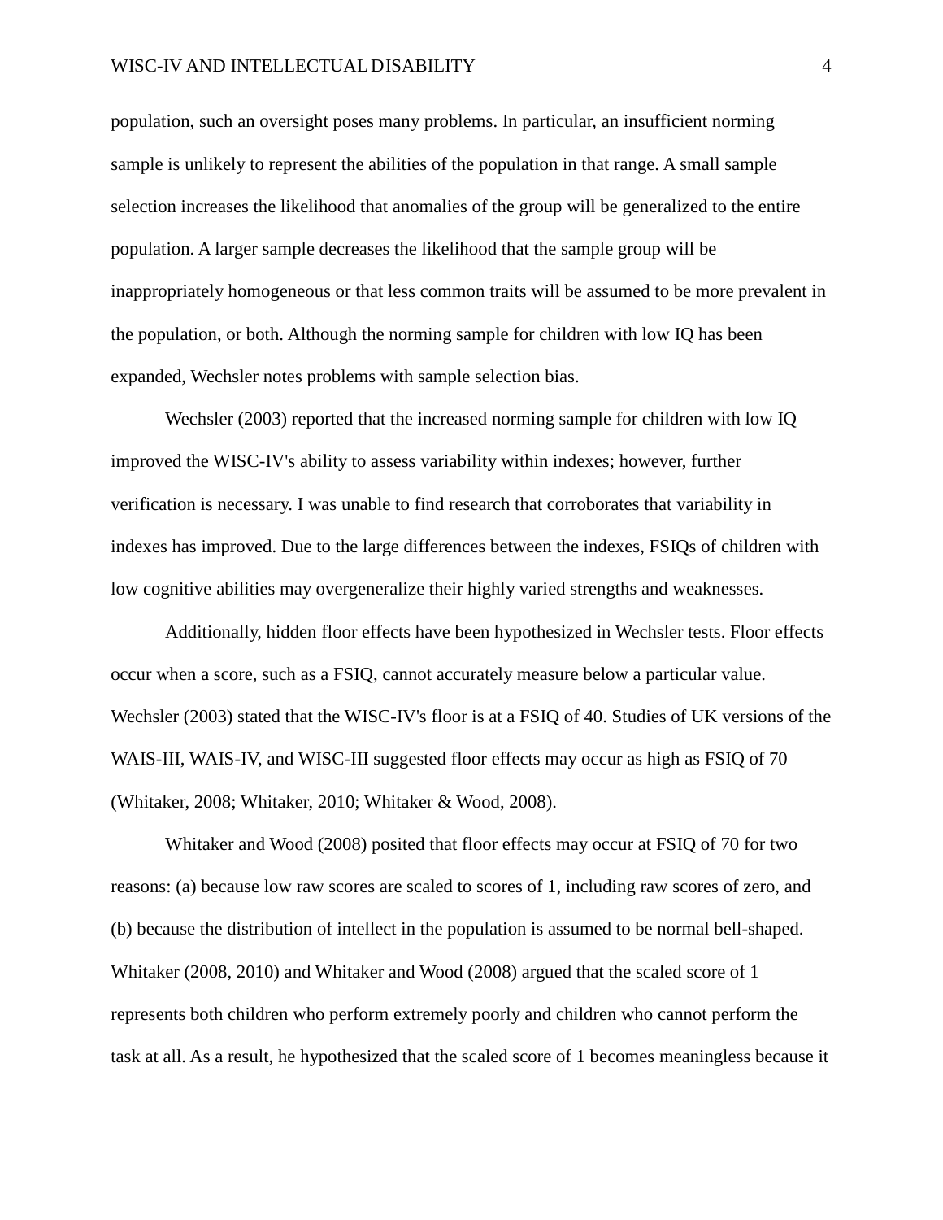population, such an oversight poses many problems. In particular, an insufficient norming sample is unlikely to represent the abilities of the population in that range. A small sample selection increases the likelihood that anomalies of the group will be generalized to the entire population. A larger sample decreases the likelihood that the sample group will be inappropriately homogeneous or that less common traits will be assumed to be more prevalent in the population, or both. Although the norming sample for children with low IQ has been expanded, Wechsler notes problems with sample selection bias.

Wechsler (2003) reported that the increased norming sample for children with low IQ improved the WISC-IV's ability to assess variability within indexes; however, further verification is necessary. I was unable to find research that corroborates that variability in indexes has improved. Due to the large differences between the indexes, FSIQs of children with low cognitive abilities may overgeneralize their highly varied strengths and weaknesses.

Additionally, hidden floor effects have been hypothesized in Wechsler tests. Floor effects occur when a score, such as a FSIQ, cannot accurately measure below a particular value. Wechsler (2003) stated that the WISC-IV's floor is at a FSIQ of 40. Studies of UK versions of the WAIS-III, WAIS-IV, and WISC-III suggested floor effects may occur as high as FSIQ of 70 (Whitaker, 2008; Whitaker, 2010; Whitaker & Wood, 2008).

Whitaker and Wood (2008) posited that floor effects may occur at FSIQ of 70 for two reasons: (a) because low raw scores are scaled to scores of 1, including raw scores of zero, and (b) because the distribution of intellect in the population is assumed to be normal bell-shaped. Whitaker (2008, 2010) and Whitaker and Wood (2008) argued that the scaled score of 1 represents both children who perform extremely poorly and children who cannot perform the task at all. As a result, he hypothesized that the scaled score of 1 becomes meaningless because it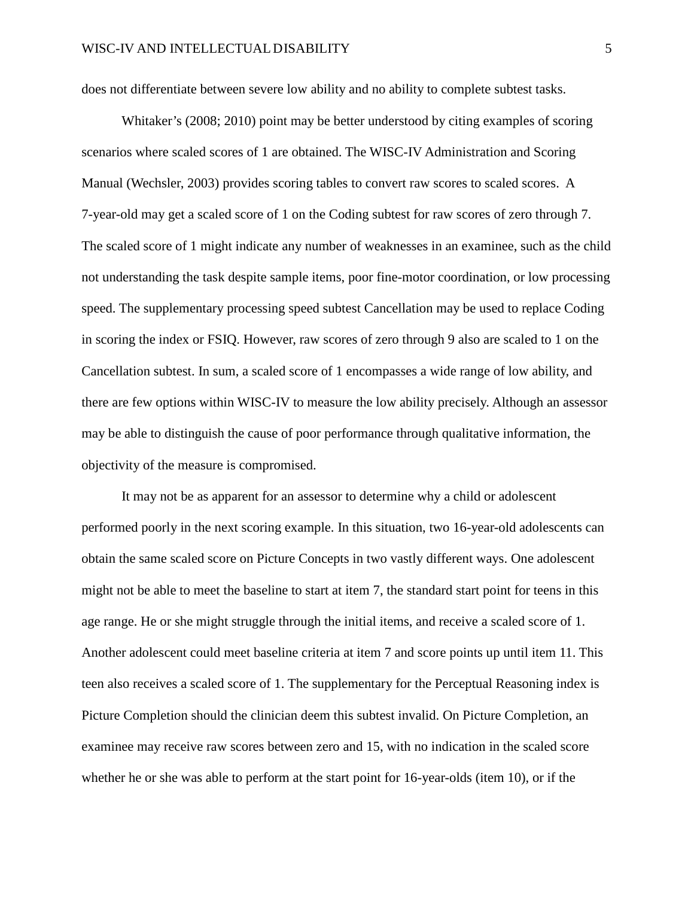does not differentiate between severe low ability and no ability to complete subtest tasks.

Whitaker's (2008; 2010) point may be better understood by citing examples of scoring scenarios where scaled scores of 1 are obtained. The WISC-IV Administration and Scoring Manual (Wechsler, 2003) provides scoring tables to convert raw scores to scaled scores. A 7-year-old may get a scaled score of 1 on the Coding subtest for raw scores of zero through 7. The scaled score of 1 might indicate any number of weaknesses in an examinee, such as the child not understanding the task despite sample items, poor fine-motor coordination, or low processing speed. The supplementary processing speed subtest Cancellation may be used to replace Coding in scoring the index or FSIQ. However, raw scores of zero through 9 also are scaled to 1 on the Cancellation subtest. In sum, a scaled score of 1 encompasses a wide range of low ability, and there are few options within WISC-IV to measure the low ability precisely. Although an assessor may be able to distinguish the cause of poor performance through qualitative information, the objectivity of the measure is compromised.

It may not be as apparent for an assessor to determine why a child or adolescent performed poorly in the next scoring example. In this situation, two 16-year-old adolescents can obtain the same scaled score on Picture Concepts in two vastly different ways. One adolescent might not be able to meet the baseline to start at item 7, the standard start point for teens in this age range. He or she might struggle through the initial items, and receive a scaled score of 1. Another adolescent could meet baseline criteria at item 7 and score points up until item 11. This teen also receives a scaled score of 1. The supplementary for the Perceptual Reasoning index is Picture Completion should the clinician deem this subtest invalid. On Picture Completion, an examinee may receive raw scores between zero and 15, with no indication in the scaled score whether he or she was able to perform at the start point for 16-year-olds (item 10), or if the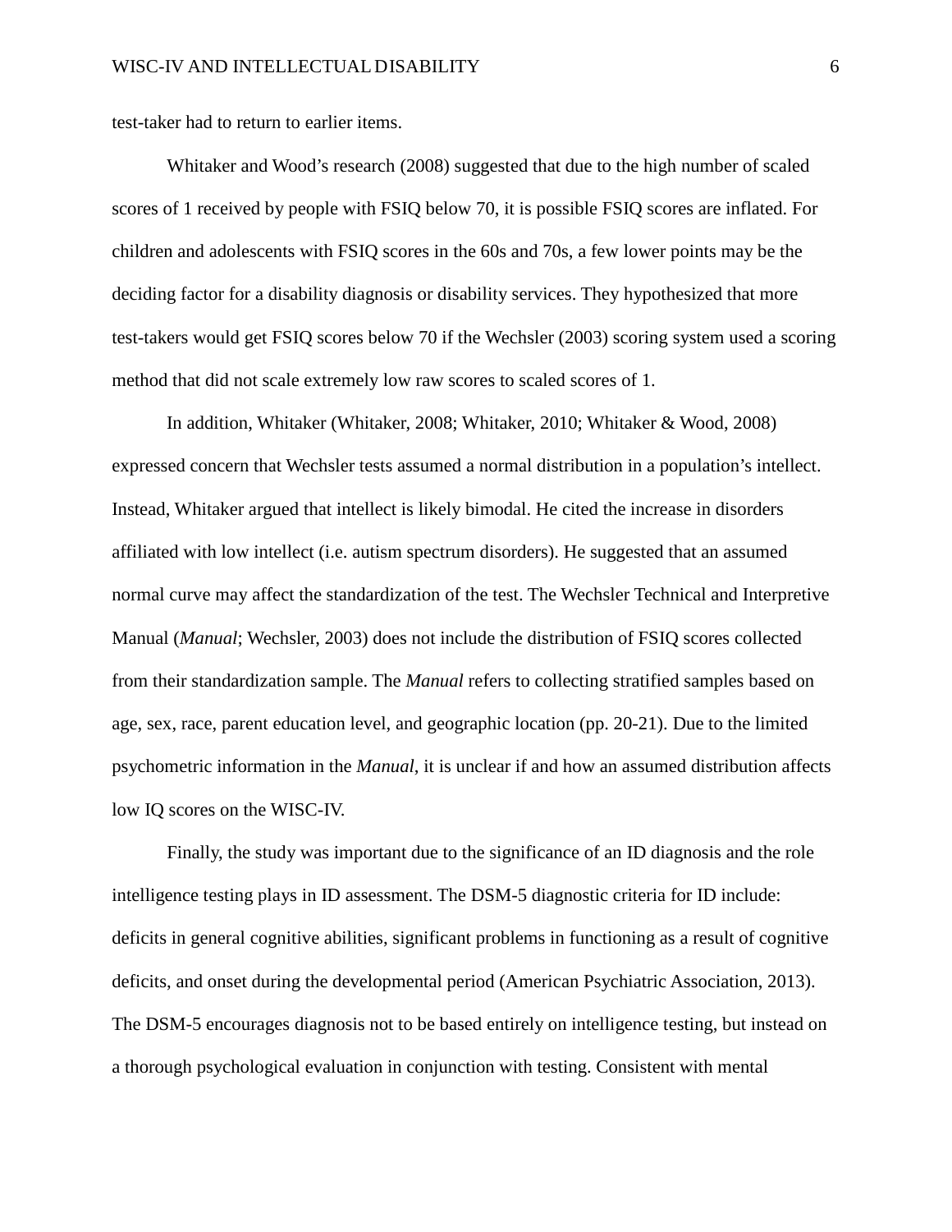test-taker had to return to earlier items.

Whitaker and Wood's research (2008) suggested that due to the high number of scaled scores of 1 received by people with FSIQ below 70, it is possible FSIQ scores are inflated. For children and adolescents with FSIQ scores in the 60s and 70s, a few lower points may be the deciding factor for a disability diagnosis or disability services. They hypothesized that more test-takers would get FSIQ scores below 70 if the Wechsler (2003) scoring system used a scoring method that did not scale extremely low raw scores to scaled scores of 1.

In addition, Whitaker (Whitaker, 2008; Whitaker, 2010; Whitaker & Wood, 2008) expressed concern that Wechsler tests assumed a normal distribution in a population's intellect. Instead, Whitaker argued that intellect is likely bimodal. He cited the increase in disorders affiliated with low intellect (i.e. autism spectrum disorders). He suggested that an assumed normal curve may affect the standardization of the test. The Wechsler Technical and Interpretive Manual (*Manual*; Wechsler, 2003) does not include the distribution of FSIQ scores collected from their standardization sample. The *Manual* refers to collecting stratified samples based on age, sex, race, parent education level, and geographic location (pp. 20-21). Due to the limited psychometric information in the *Manual*, it is unclear if and how an assumed distribution affects low IQ scores on the WISC-IV.

Finally, the study was important due to the significance of an ID diagnosis and the role intelligence testing plays in ID assessment. The DSM-5 diagnostic criteria for ID include: deficits in general cognitive abilities, significant problems in functioning as a result of cognitive deficits, and onset during the developmental period (American Psychiatric Association, 2013). The DSM-5 encourages diagnosis not to be based entirely on intelligence testing, but instead on a thorough psychological evaluation in conjunction with testing. Consistent with mental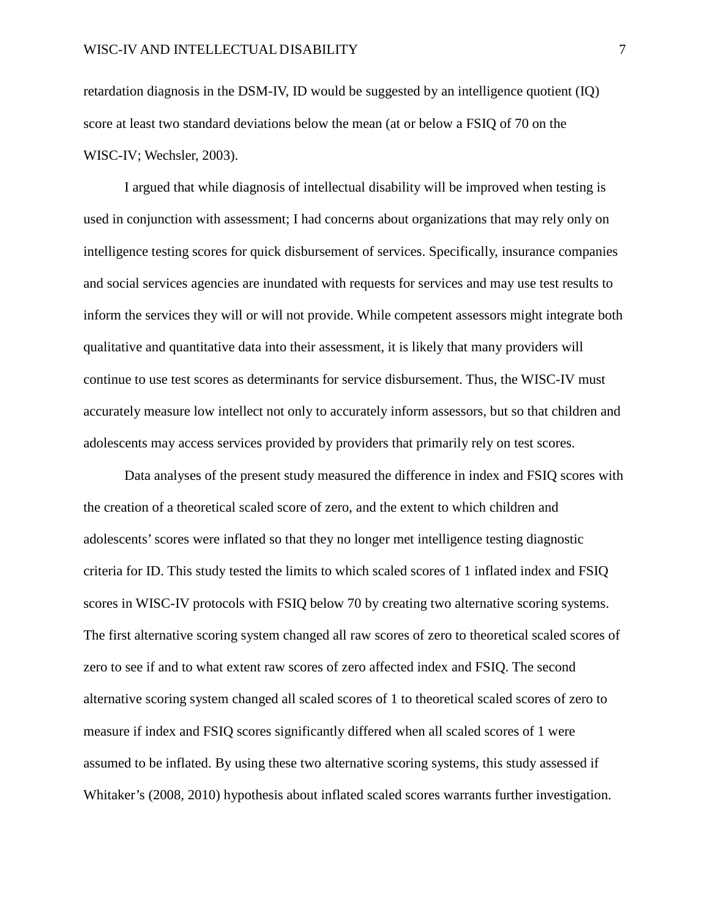retardation diagnosis in the DSM-IV, ID would be suggested by an intelligence quotient (IQ) score at least two standard deviations below the mean (at or below a FSIQ of 70 on the WISC-IV; Wechsler, 2003).

I argued that while diagnosis of intellectual disability will be improved when testing is used in conjunction with assessment; I had concerns about organizations that may rely only on intelligence testing scores for quick disbursement of services. Specifically, insurance companies and social services agencies are inundated with requests for services and may use test results to inform the services they will or will not provide. While competent assessors might integrate both qualitative and quantitative data into their assessment, it is likely that many providers will continue to use test scores as determinants for service disbursement. Thus, the WISC-IV must accurately measure low intellect not only to accurately inform assessors, but so that children and adolescents may access services provided by providers that primarily rely on test scores.

Data analyses of the present study measured the difference in index and FSIQ scores with the creation of a theoretical scaled score of zero, and the extent to which children and adolescents' scores were inflated so that they no longer met intelligence testing diagnostic criteria for ID. This study tested the limits to which scaled scores of 1 inflated index and FSIQ scores in WISC-IV protocols with FSIQ below 70 by creating two alternative scoring systems. The first alternative scoring system changed all raw scores of zero to theoretical scaled scores of zero to see if and to what extent raw scores of zero affected index and FSIQ. The second alternative scoring system changed all scaled scores of 1 to theoretical scaled scores of zero to measure if index and FSIQ scores significantly differed when all scaled scores of 1 were assumed to be inflated. By using these two alternative scoring systems, this study assessed if Whitaker's (2008, 2010) hypothesis about inflated scaled scores warrants further investigation.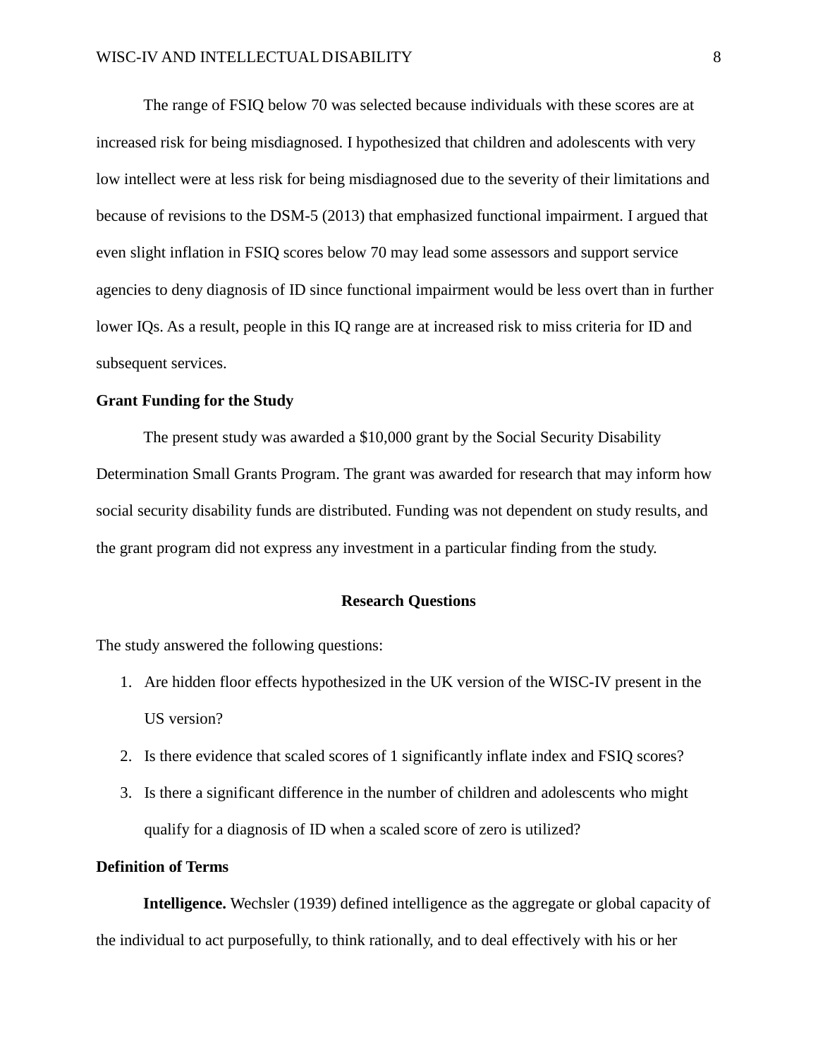The range of FSIQ below 70 was selected because individuals with these scores are at increased risk for being misdiagnosed. I hypothesized that children and adolescents with very low intellect were at less risk for being misdiagnosed due to the severity of their limitations and because of revisions to the DSM-5 (2013) that emphasized functional impairment. I argued that even slight inflation in FSIQ scores below 70 may lead some assessors and support service agencies to deny diagnosis of ID since functional impairment would be less overt than in further lower IQs. As a result, people in this IQ range are at increased risk to miss criteria for ID and subsequent services.

### Grant Funding for the Study

The present study was awarded a $10,000 grant by the Social Security Disability Determination Small Grants Program. The grant was awarded for research that may inform how social security disability funds are distributed. Funding was not dependent on study results, and the grant program did not express any investment in a particular finding from the study.

## Research Questions

The study answered the following questions:

1. Are hidden floor effects hypothesized in the UK version of the WISC-IV present in the US version?
2. Is there evidence that scaled scores of 1 significantly inflate index and FSIQ scores?
3. Is there a significant difference in the number of children and adolescents who might qualify for a diagnosis of ID when a scaled score of zero is utilized?

### Definition of Terms

**Intelligence.** Wechsler (1939) defined intelligence as the aggregate or global capacity of the individual to act purposefully, to think rationally, and to deal effectively with his or her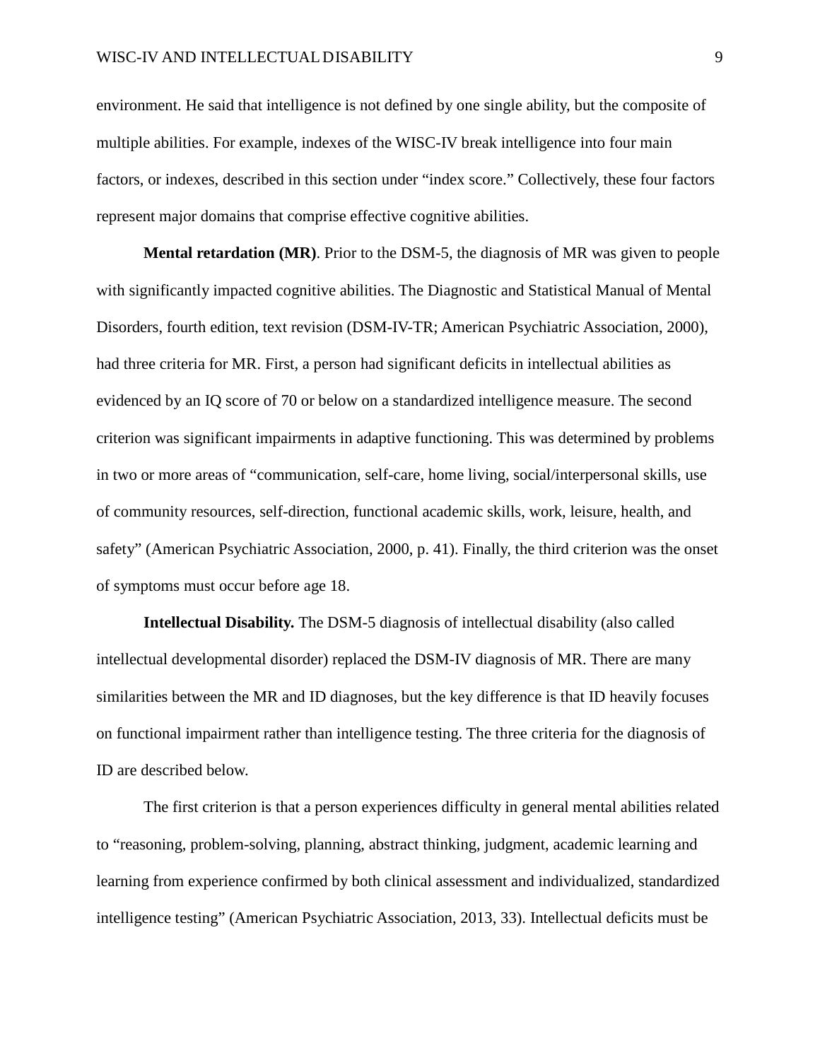environment. He said that intelligence is not defined by one single ability, but the composite of multiple abilities. For example, indexes of the WISC-IV break intelligence into four main factors, or indexes, described in this section under “index score.” Collectively, these four factors represent major domains that comprise effective cognitive abilities.

**Mental retardation (MR)**. Prior to the DSM-5, the diagnosis of MR was given to people with significantly impacted cognitive abilities. The Diagnostic and Statistical Manual of Mental Disorders, fourth edition, text revision (DSM-IV-TR; American Psychiatric Association, 2000), had three criteria for MR. First, a person had significant deficits in intellectual abilities as evidenced by an IQ score of 70 or below on a standardized intelligence measure. The second criterion was significant impairments in adaptive functioning. This was determined by problems in two or more areas of “communication, self-care, home living, social/interpersonal skills, use of community resources, self-direction, functional academic skills, work, leisure, health, and safety” (American Psychiatric Association, 2000, p. 41). Finally, the third criterion was the onset of symptoms must occur before age 18.

**Intellectual Disability.** The DSM-5 diagnosis of intellectual disability (also called intellectual developmental disorder) replaced the DSM-IV diagnosis of MR. There are many similarities between the MR and ID diagnoses, but the key difference is that ID heavily focuses on functional impairment rather than intelligence testing. The three criteria for the diagnosis of ID are described below.

The first criterion is that a person experiences difficulty in general mental abilities related to “reasoning, problem-solving, planning, abstract thinking, judgment, academic learning and learning from experience confirmed by both clinical assessment and individualized, standardized intelligence testing” (American Psychiatric Association, 2013, 33). Intellectual deficits must be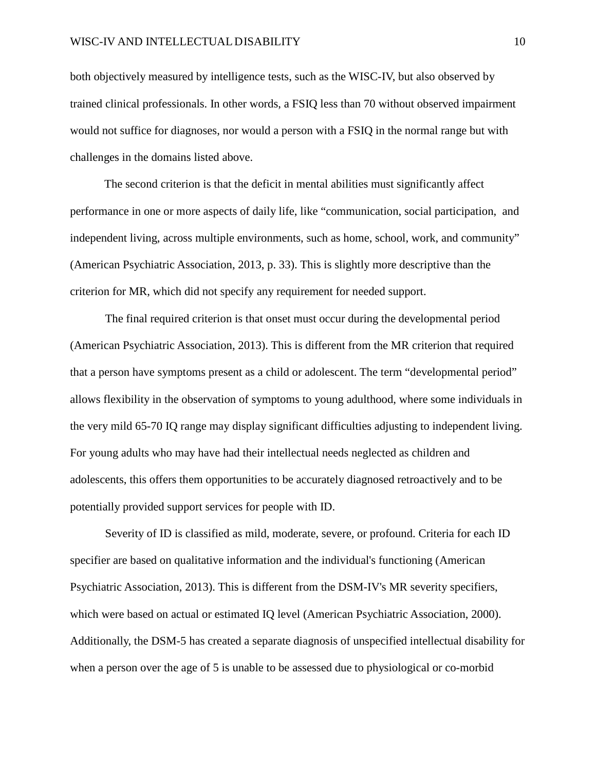both objectively measured by intelligence tests, such as the WISC-IV, but also observed by trained clinical professionals. In other words, a FSIQ less than 70 without observed impairment would not suffice for diagnoses, nor would a person with a FSIQ in the normal range but with challenges in the domains listed above.

The second criterion is that the deficit in mental abilities must significantly affect performance in one or more aspects of daily life, like "communication, social participation, and independent living, across multiple environments, such as home, school, work, and community" (American Psychiatric Association, 2013, p. 33). This is slightly more descriptive than the criterion for MR, which did not specify any requirement for needed support.

The final required criterion is that onset must occur during the developmental period (American Psychiatric Association, 2013). This is different from the MR criterion that required that a person have symptoms present as a child or adolescent. The term "developmental period" allows flexibility in the observation of symptoms to young adulthood, where some individuals in the very mild 65-70 IQ range may display significant difficulties adjusting to independent living. For young adults who may have had their intellectual needs neglected as children and adolescents, this offers them opportunities to be accurately diagnosed retroactively and to be potentially provided support services for people with ID.

Severity of ID is classified as mild, moderate, severe, or profound. Criteria for each ID specifier are based on qualitative information and the individual's functioning (American Psychiatric Association, 2013). This is different from the DSM-IV's MR severity specifiers, which were based on actual or estimated IQ level (American Psychiatric Association, 2000). Additionally, the DSM-5 has created a separate diagnosis of unspecified intellectual disability for when a person over the age of 5 is unable to be assessed due to physiological or co-morbid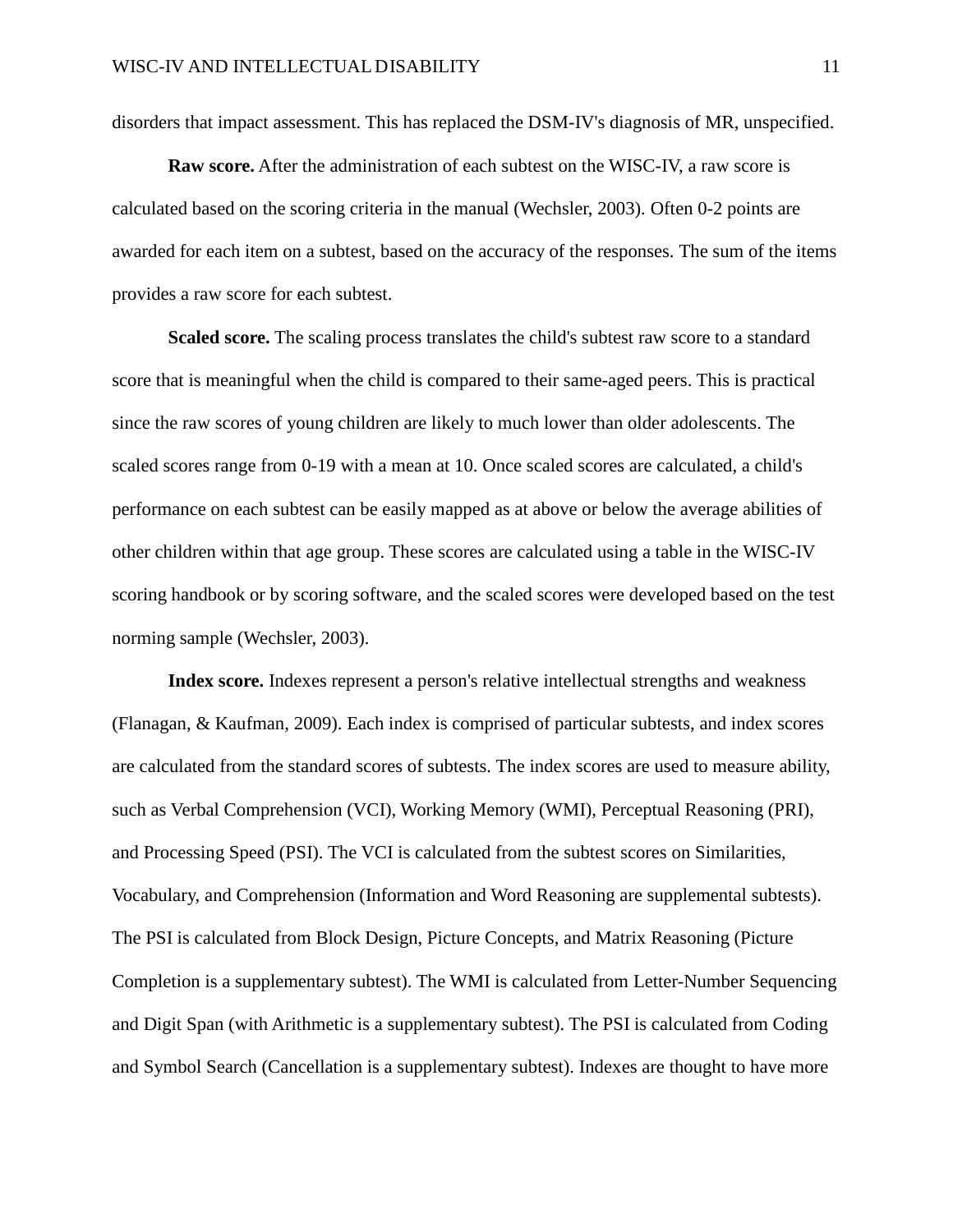disorders that impact assessment. This has replaced the DSM-IV's diagnosis of MR, unspecified.

**Raw score.** After the administration of each subtest on the WISC-IV, a raw score is calculated based on the scoring criteria in the manual (Wechsler, 2003). Often 0-2 points are awarded for each item on a subtest, based on the accuracy of the responses. The sum of the items provides a raw score for each subtest.

**Scaled score.** The scaling process translates the child's subtest raw score to a standard score that is meaningful when the child is compared to their same-aged peers. This is practical since the raw scores of young children are likely to much lower than older adolescents. The scaled scores range from 0-19 with a mean at 10. Once scaled scores are calculated, a child's performance on each subtest can be easily mapped as at above or below the average abilities of other children within that age group. These scores are calculated using a table in the WISC-IV scoring handbook or by scoring software, and the scaled scores were developed based on the test norming sample (Wechsler, 2003).

**Index score.** Indexes represent a person's relative intellectual strengths and weakness (Flanagan, & Kaufman, 2009). Each index is comprised of particular subtests, and index scores are calculated from the standard scores of subtests. The index scores are used to measure ability, such as Verbal Comprehension (VCI), Working Memory (WMI), Perceptual Reasoning (PRI), and Processing Speed (PSI). The VCI is calculated from the subtest scores on Similarities, Vocabulary, and Comprehension (Information and Word Reasoning are supplemental subtests). The PSI is calculated from Block Design, Picture Concepts, and Matrix Reasoning (Picture Completion is a supplementary subtest). The WMI is calculated from Letter-Number Sequencing and Digit Span (with Arithmetic is a supplementary subtest). The PSI is calculated from Coding and Symbol Search (Cancellation is a supplementary subtest). Indexes are thought to have more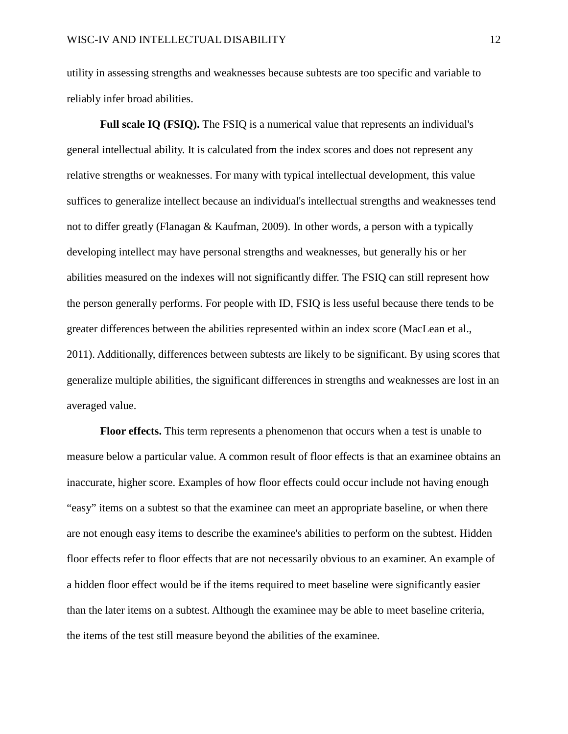utility in assessing strengths and weaknesses because subtests are too specific and variable to reliably infer broad abilities.

**Full scale IQ (FSIQ).** The FSIQ is a numerical value that represents an individual's general intellectual ability. It is calculated from the index scores and does not represent any relative strengths or weaknesses. For many with typical intellectual development, this value suffices to generalize intellect because an individual's intellectual strengths and weaknesses tend not to differ greatly (Flanagan & Kaufman, 2009). In other words, a person with a typically developing intellect may have personal strengths and weaknesses, but generally his or her abilities measured on the indexes will not significantly differ. The FSIQ can still represent how the person generally performs. For people with ID, FSIQ is less useful because there tends to be greater differences between the abilities represented within an index score (MacLean et al., 2011). Additionally, differences between subtests are likely to be significant. By using scores that generalize multiple abilities, the significant differences in strengths and weaknesses are lost in an averaged value.

**Floor effects.** This term represents a phenomenon that occurs when a test is unable to measure below a particular value. A common result of floor effects is that an examinee obtains an inaccurate, higher score. Examples of how floor effects could occur include not having enough "easy" items on a subtest so that the examinee can meet an appropriate baseline, or when there are not enough easy items to describe the examinee's abilities to perform on the subtest. Hidden floor effects refer to floor effects that are not necessarily obvious to an examiner. An example of a hidden floor effect would be if the items required to meet baseline were significantly easier than the later items on a subtest. Although the examinee may be able to meet baseline criteria, the items of the test still measure beyond the abilities of the examinee.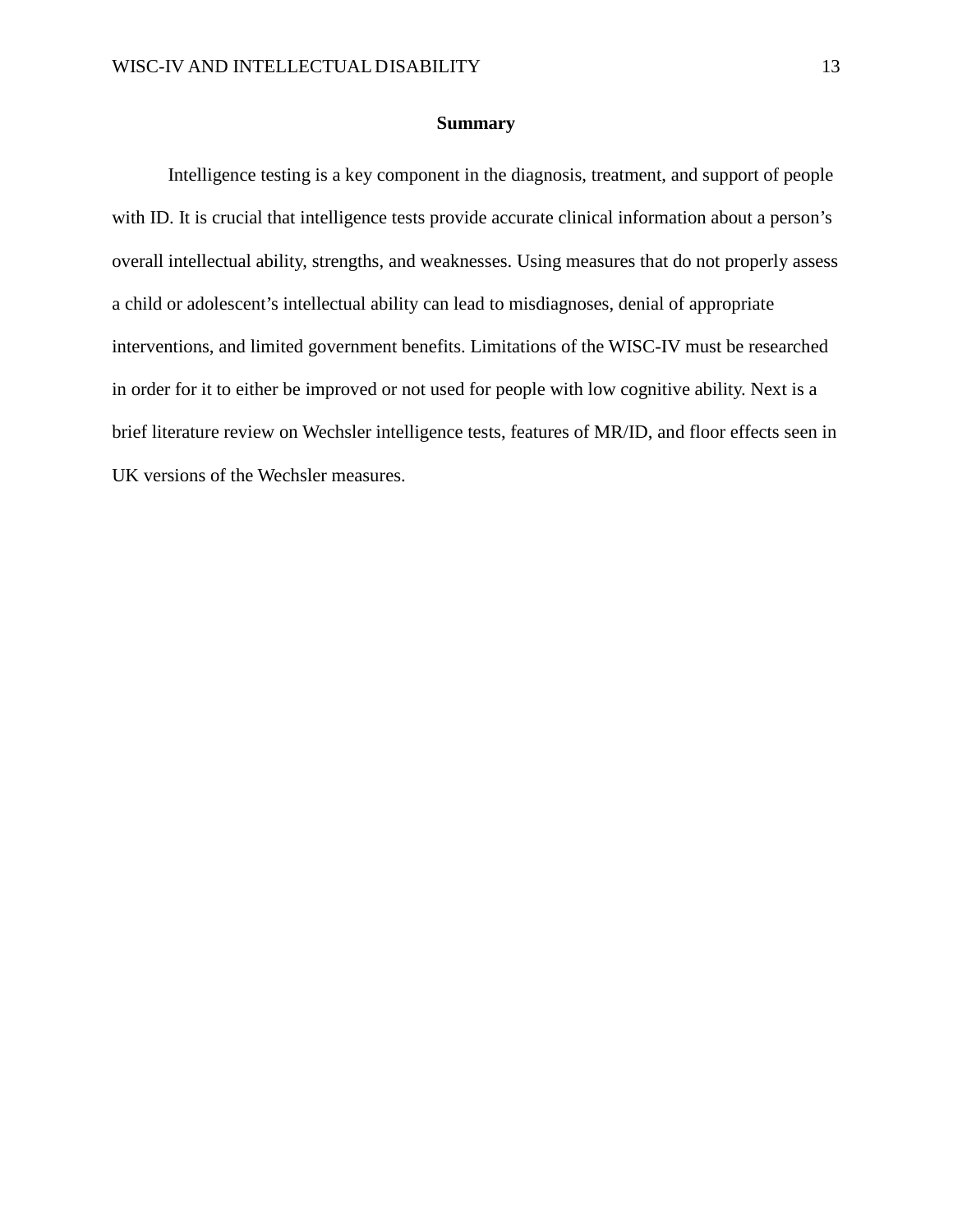## Summary

Intelligence testing is a key component in the diagnosis, treatment, and support of people with ID. It is crucial that intelligence tests provide accurate clinical information about a person's overall intellectual ability, strengths, and weaknesses. Using measures that do not properly assess a child or adolescent's intellectual ability can lead to misdiagnoses, denial of appropriate interventions, and limited government benefits. Limitations of the WISC-IV must be researched in order for it to either be improved or not used for people with low cognitive ability. Next is a brief literature review on Wechsler intelligence tests, features of MR/ID, and floor effects seen in UK versions of the Wechsler measures.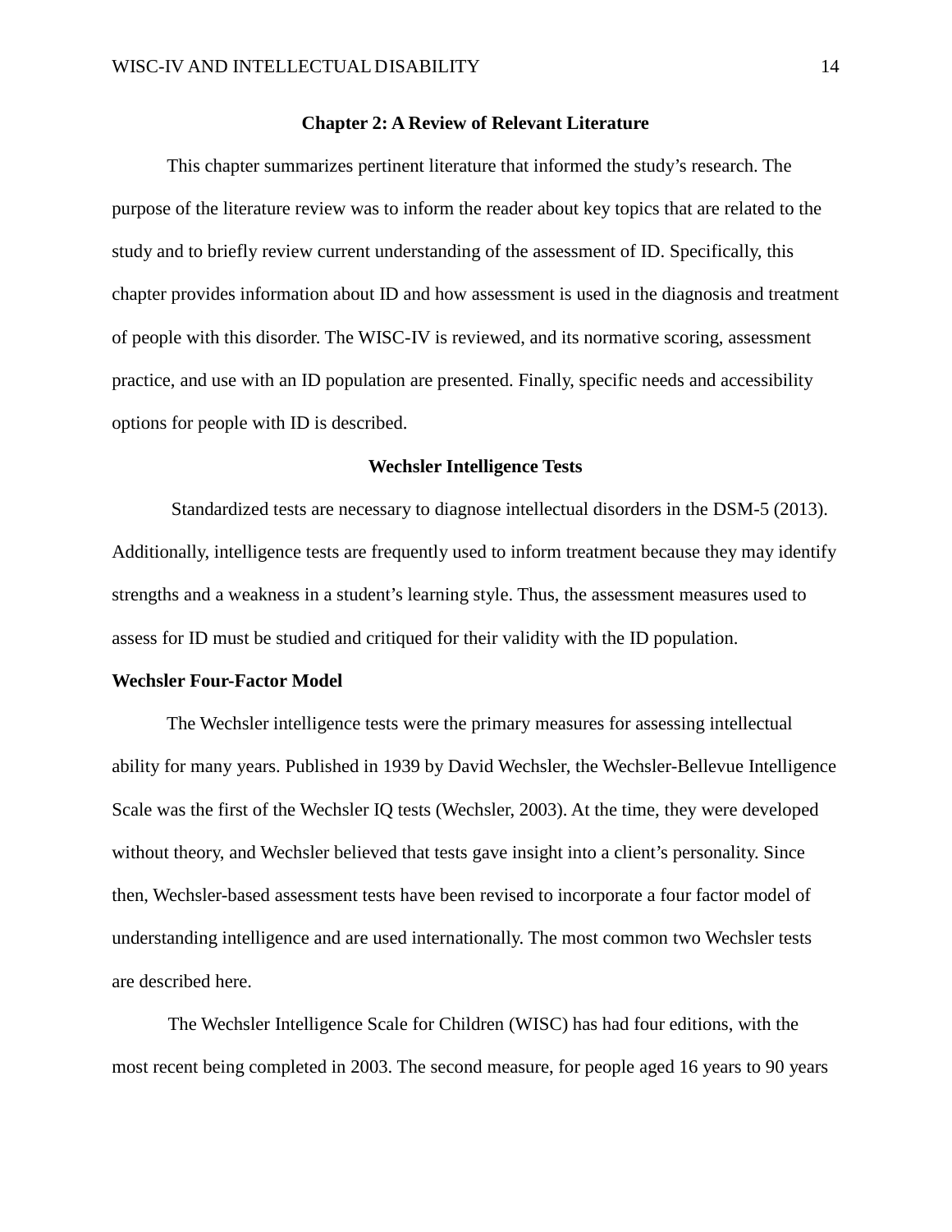# Chapter 2: A Review of Relevant Literature

This chapter summarizes pertinent literature that informed the study's research. The purpose of the literature review was to inform the reader about key topics that are related to the study and to briefly review current understanding of the assessment of ID. Specifically, this chapter provides information about ID and how assessment is used in the diagnosis and treatment of people with this disorder. The WISC-IV is reviewed, and its normative scoring, assessment practice, and use with an ID population are presented. Finally, specific needs and accessibility options for people with ID is described.

## Wechsler Intelligence Tests

Standardized tests are necessary to diagnose intellectual disorders in the DSM-5 (2013). Additionally, intelligence tests are frequently used to inform treatment because they may identify strengths and a weakness in a student's learning style. Thus, the assessment measures used to assess for ID must be studied and critiqued for their validity with the ID population.

### Wechsler Four-Factor Model

The Wechsler intelligence tests were the primary measures for assessing intellectual ability for many years. Published in 1939 by David Wechsler, the Wechsler-Bellevue Intelligence Scale was the first of the Wechsler IQ tests (Wechsler, 2003). At the time, they were developed without theory, and Wechsler believed that tests gave insight into a client's personality. Since then, Wechsler-based assessment tests have been revised to incorporate a four factor model of understanding intelligence and are used internationally. The most common two Wechsler tests are described here.

The Wechsler Intelligence Scale for Children (WISC) has had four editions, with the most recent being completed in 2003. The second measure, for people aged 16 years to 90 years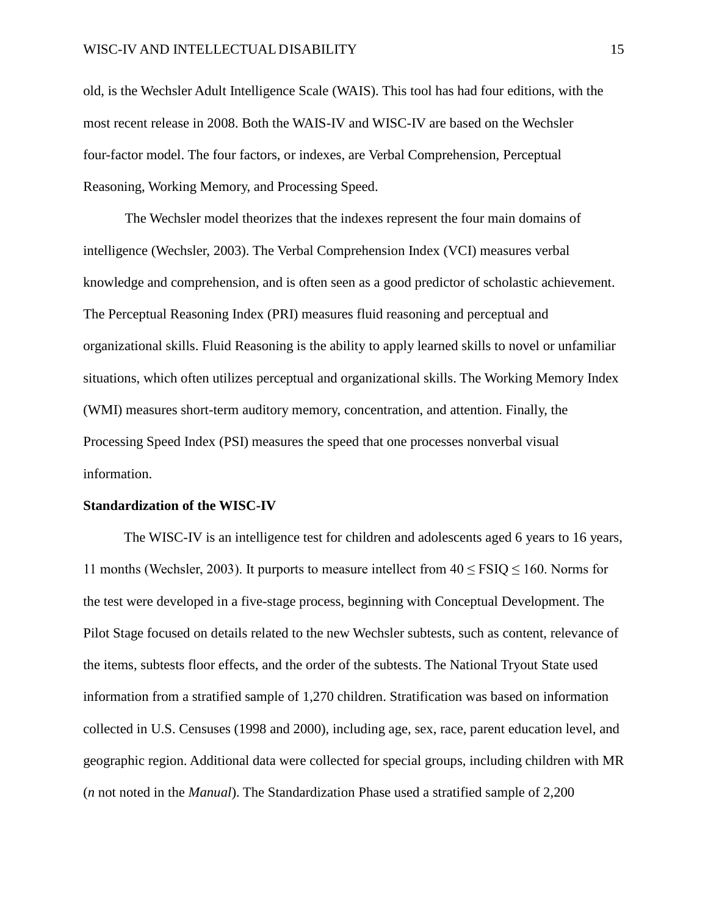old, is the Wechsler Adult Intelligence Scale (WAIS). This tool has had four editions, with the most recent release in 2008. Both the WAIS-IV and WISC-IV are based on the Wechsler four-factor model. The four factors, or indexes, are Verbal Comprehension, Perceptual Reasoning, Working Memory, and Processing Speed.

The Wechsler model theorizes that the indexes represent the four main domains of intelligence (Wechsler, 2003). The Verbal Comprehension Index (VCI) measures verbal knowledge and comprehension, and is often seen as a good predictor of scholastic achievement. The Perceptual Reasoning Index (PRI) measures fluid reasoning and perceptual and organizational skills. Fluid Reasoning is the ability to apply learned skills to novel or unfamiliar situations, which often utilizes perceptual and organizational skills. The Working Memory Index (WMI) measures short-term auditory memory, concentration, and attention. Finally, the Processing Speed Index (PSI) measures the speed that one processes nonverbal visual information.

**Standardization of the WISC-IV**

The WISC-IV is an intelligence test for children and adolescents aged 6 years to 16 years, 11 months (Wechsler, 2003). It purports to measure intellect from $40 \leq FSIQ \leq 160$. Norms for the test were developed in a five-stage process, beginning with Conceptual Development. The Pilot Stage focused on details related to the new Wechsler subtests, such as content, relevance of the items, subtests floor effects, and the order of the subtests. The National Tryout State used information from a stratified sample of 1,270 children. Stratification was based on information collected in U.S. Censuses (1998 and 2000), including age, sex, race, parent education level, and geographic region. Additional data were collected for special groups, including children with MR (*n* not noted in the *Manual*). The Standardization Phase used a stratified sample of 2,200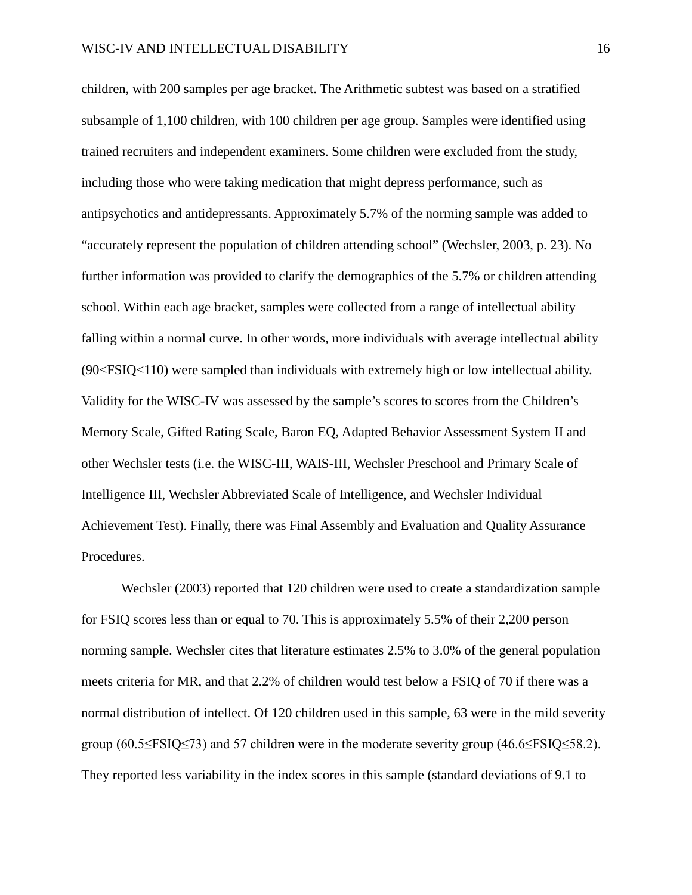children, with 200 samples per age bracket. The Arithmetic subtest was based on a stratified subsample of 1,100 children, with 100 children per age group. Samples were identified using trained recruiters and independent examiners. Some children were excluded from the study, including those who were taking medication that might depress performance, such as antipsychotics and antidepressants. Approximately 5.7% of the norming sample was added to "accurately represent the population of children attending school" (Wechsler, 2003, p. 23). No further information was provided to clarify the demographics of the 5.7% or children attending school. Within each age bracket, samples were collected from a range of intellectual ability falling within a normal curve. In other words, more individuals with average intellectual ability (90<FSIQ<110) were sampled than individuals with extremely high or low intellectual ability. Validity for the WISC-IV was assessed by the sample's scores to scores from the Children's Memory Scale, Gifted Rating Scale, Baron EQ, Adapted Behavior Assessment System II and other Wechsler tests (i.e. the WISC-III, WAIS-III, Wechsler Preschool and Primary Scale of Intelligence III, Wechsler Abbreviated Scale of Intelligence, and Wechsler Individual Achievement Test). Finally, there was Final Assembly and Evaluation and Quality Assurance Procedures.

Wechsler (2003) reported that 120 children were used to create a standardization sample for FSIQ scores less than or equal to 70. This is approximately 5.5% of their 2,200 person norming sample. Wechsler cites that literature estimates 2.5% to 3.0% of the general population meets criteria for MR, and that 2.2% of children would test below a FSIQ of 70 if there was a normal distribution of intellect. Of 120 children used in this sample, 63 were in the mild severity group (60.5≤FSIQ≤73) and 57 children were in the moderate severity group (46.6≤FSIQ≤58.2). They reported less variability in the index scores in this sample (standard deviations of 9.1 to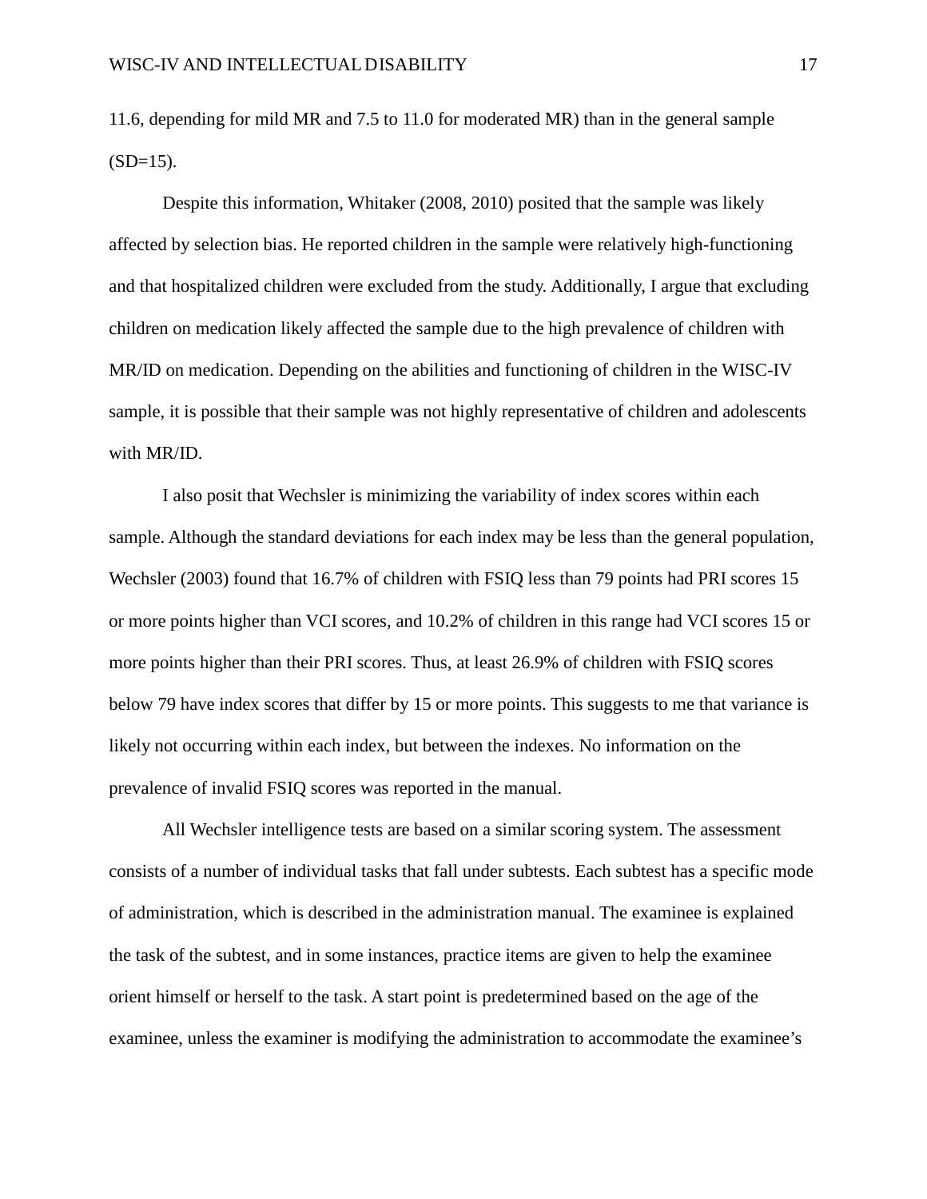11.6, depending for mild MR and 7.5 to 11.0 for moderated MR) than in the general sample (SD=15).

Despite this information, Whitaker (2008, 2010) posited that the sample was likely affected by selection bias. He reported children in the sample were relatively high-functioning and that hospitalized children were excluded from the study. Additionally, I argue that excluding children on medication likely affected the sample due to the high prevalence of children with MR/ID on medication. Depending on the abilities and functioning of children in the WISC-IV sample, it is possible that their sample was not highly representative of children and adolescents with MR/ID.

I also posit that Wechsler is minimizing the variability of index scores within each sample. Although the standard deviations for each index may be less than the general population, Wechsler (2003) found that 16.7% of children with FSIQ less than 79 points had PRI scores 15 or more points higher than VCI scores, and 10.2% of children in this range had VCI scores 15 or more points higher than their PRI scores. Thus, at least 26.9% of children with FSIQ scores below 79 have index scores that differ by 15 or more points. This suggests to me that variance is likely not occurring within each index, but between the indexes. No information on the prevalence of invalid FSIQ scores was reported in the manual.

All Wechsler intelligence tests are based on a similar scoring system. The assessment consists of a number of individual tasks that fall under subtests. Each subtest has a specific mode of administration, which is described in the administration manual. The examinee is explained the task of the subtest, and in some instances, practice items are given to help the examinee orient himself or herself to the task. A start point is predetermined based on the age of the examinee, unless the examiner is modifying the administration to accommodate the examinee's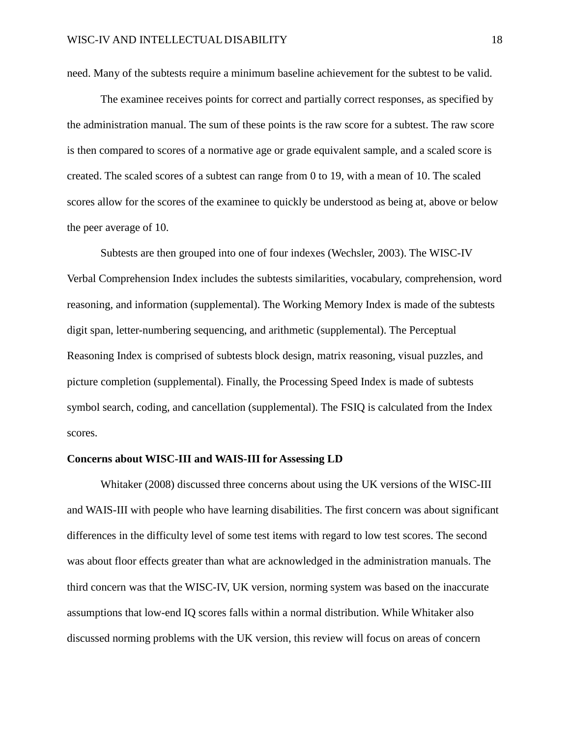need. Many of the subtests require a minimum baseline achievement for the subtest to be valid.

The examinee receives points for correct and partially correct responses, as specified by the administration manual. The sum of these points is the raw score for a subtest. The raw score is then compared to scores of a normative age or grade equivalent sample, and a scaled score is created. The scaled scores of a subtest can range from 0 to 19, with a mean of 10. The scaled scores allow for the scores of the examinee to quickly be understood as being at, above or below the peer average of 10.

Subtests are then grouped into one of four indexes (Wechsler, 2003). The WISC-IV Verbal Comprehension Index includes the subtests similarities, vocabulary, comprehension, word reasoning, and information (supplemental). The Working Memory Index is made of the subtests digit span, letter-numbering sequencing, and arithmetic (supplemental). The Perceptual Reasoning Index is comprised of subtests block design, matrix reasoning, visual puzzles, and picture completion (supplemental). Finally, the Processing Speed Index is made of subtests symbol search, coding, and cancellation (supplemental). The FSIQ is calculated from the Index scores.

**Concerns about WISC-III and WAIS-III for Assessing LD**

Whitaker (2008) discussed three concerns about using the UK versions of the WISC-III and WAIS-III with people who have learning disabilities. The first concern was about significant differences in the difficulty level of some test items with regard to low test scores. The second was about floor effects greater than what are acknowledged in the administration manuals. The third concern was that the WISC-IV, UK version, norming system was based on the inaccurate assumptions that low-end IQ scores falls within a normal distribution. While Whitaker also discussed norming problems with the UK version, this review will focus on areas of concern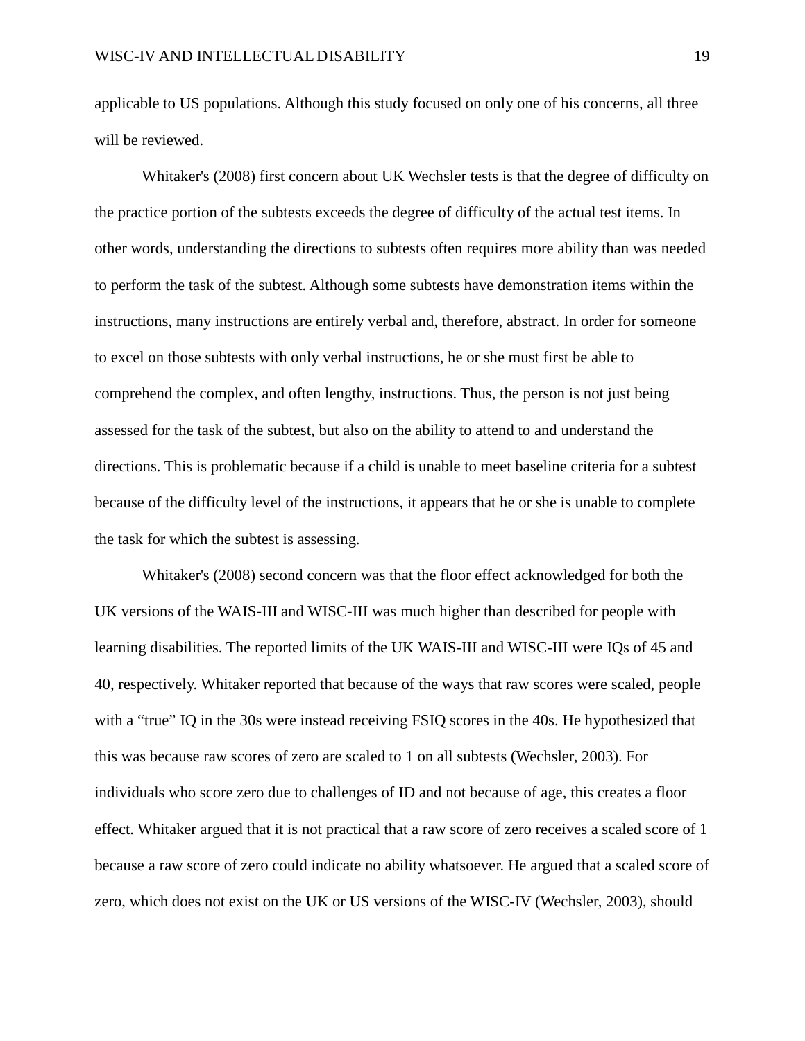applicable to US populations. Although this study focused on only one of his concerns, all three will be reviewed.

Whitaker's (2008) first concern about UK Wechsler tests is that the degree of difficulty on the practice portion of the subtests exceeds the degree of difficulty of the actual test items. In other words, understanding the directions to subtests often requires more ability than was needed to perform the task of the subtest. Although some subtests have demonstration items within the instructions, many instructions are entirely verbal and, therefore, abstract. In order for someone to excel on those subtests with only verbal instructions, he or she must first be able to comprehend the complex, and often lengthy, instructions. Thus, the person is not just being assessed for the task of the subtest, but also on the ability to attend to and understand the directions. This is problematic because if a child is unable to meet baseline criteria for a subtest because of the difficulty level of the instructions, it appears that he or she is unable to complete the task for which the subtest is assessing.

Whitaker's (2008) second concern was that the floor effect acknowledged for both the UK versions of the WAIS-III and WISC-III was much higher than described for people with learning disabilities. The reported limits of the UK WAIS-III and WISC-III were IQs of 45 and 40, respectively. Whitaker reported that because of the ways that raw scores were scaled, people with a “true” IQ in the 30s were instead receiving FSIQ scores in the 40s. He hypothesized that this was because raw scores of zero are scaled to 1 on all subtests (Wechsler, 2003). For individuals who score zero due to challenges of ID and not because of age, this creates a floor effect. Whitaker argued that it is not practical that a raw score of zero receives a scaled score of 1 because a raw score of zero could indicate no ability whatsoever. He argued that a scaled score of zero, which does not exist on the UK or US versions of the WISC-IV (Wechsler, 2003), should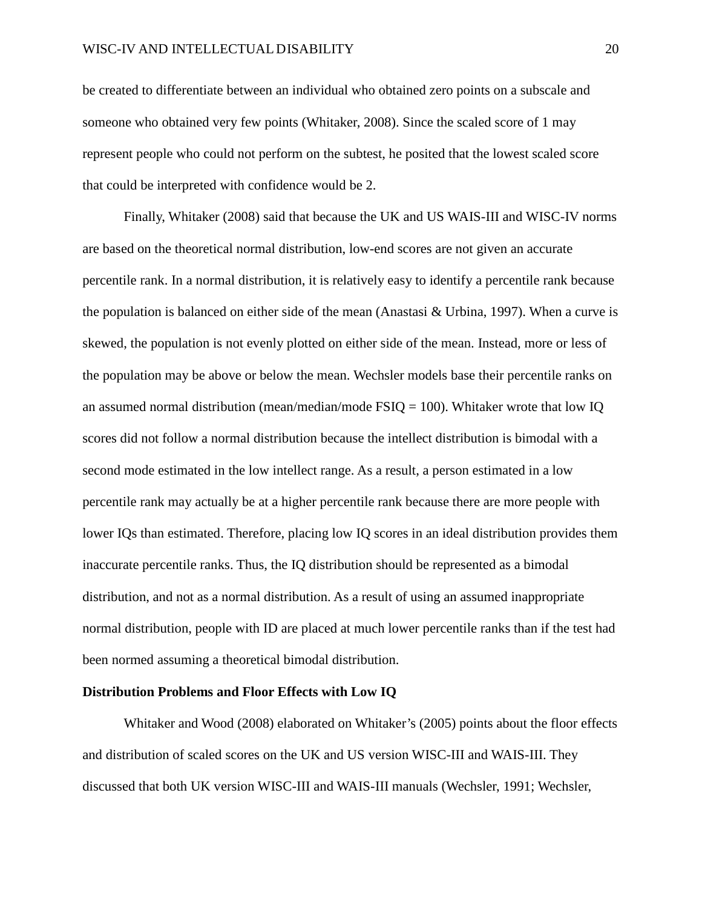be created to differentiate between an individual who obtained zero points on a subscale and someone who obtained very few points (Whitaker, 2008). Since the scaled score of 1 may represent people who could not perform on the subtest, he posited that the lowest scaled score that could be interpreted with confidence would be 2.

Finally, Whitaker (2008) said that because the UK and US WAIS-III and WISC-IV norms are based on the theoretical normal distribution, low-end scores are not given an accurate percentile rank. In a normal distribution, it is relatively easy to identify a percentile rank because the population is balanced on either side of the mean (Anastasi & Urbina, 1997). When a curve is skewed, the population is not evenly plotted on either side of the mean. Instead, more or less of the population may be above or below the mean. Wechsler models base their percentile ranks on an assumed normal distribution (mean/median/mode FSIQ = 100). Whitaker wrote that low IQ scores did not follow a normal distribution because the intellect distribution is bimodal with a second mode estimated in the low intellect range. As a result, a person estimated in a low percentile rank may actually be at a higher percentile rank because there are more people with lower IQs than estimated. Therefore, placing low IQ scores in an ideal distribution provides them inaccurate percentile ranks. Thus, the IQ distribution should be represented as a bimodal distribution, and not as a normal distribution. As a result of using an assumed inappropriate normal distribution, people with ID are placed at much lower percentile ranks than if the test had been normed assuming a theoretical bimodal distribution.

**Distribution Problems and Floor Effects with Low IQ**

Whitaker and Wood (2008) elaborated on Whitaker's (2005) points about the floor effects and distribution of scaled scores on the UK and US version WISC-III and WAIS-III. They discussed that both UK version WISC-III and WAIS-III manuals (Wechsler, 1991; Wechsler,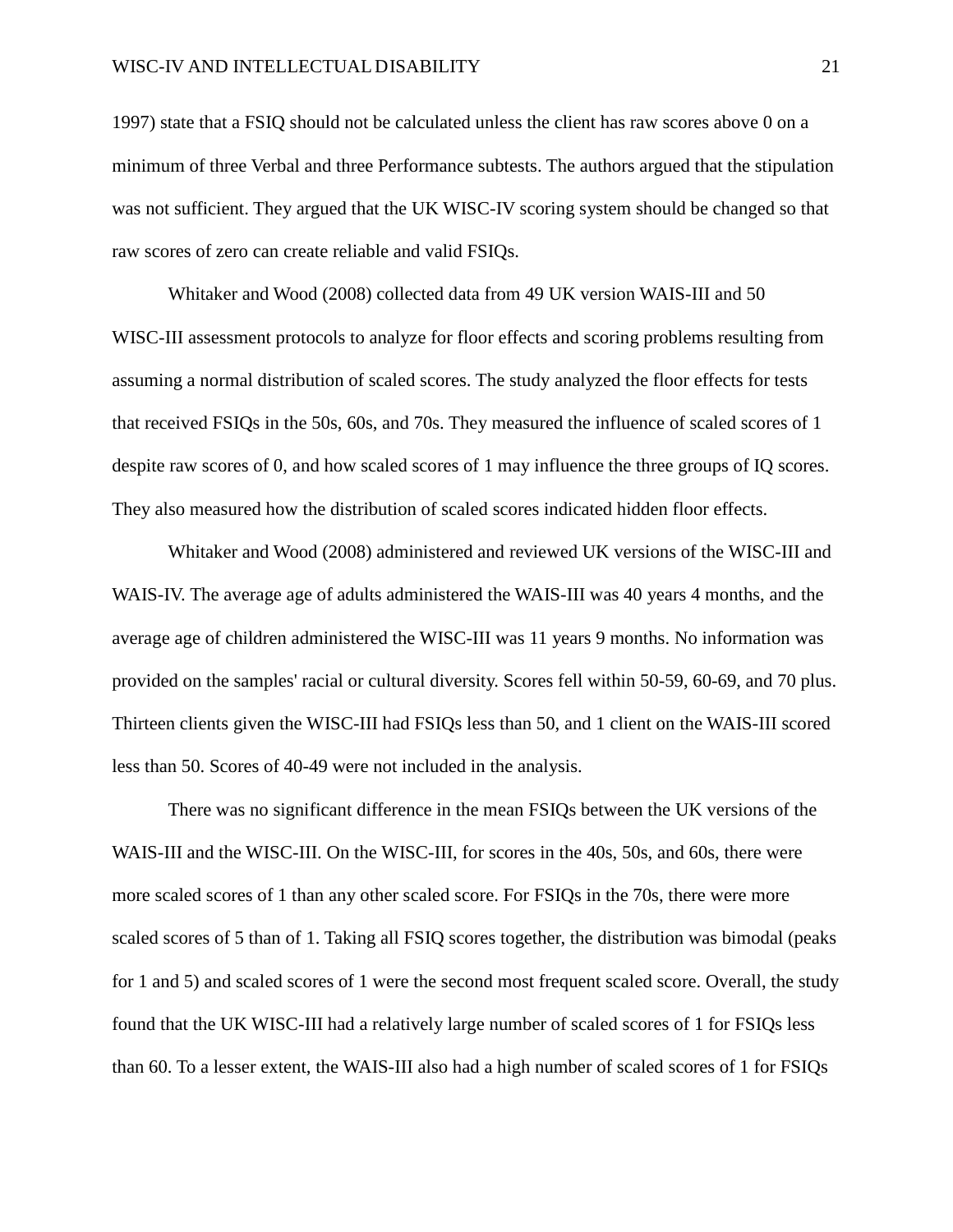1997) state that a FSIQ should not be calculated unless the client has raw scores above 0 on a minimum of three Verbal and three Performance subtests. The authors argued that the stipulation was not sufficient. They argued that the UK WISC-IV scoring system should be changed so that raw scores of zero can create reliable and valid FSIQs.

Whitaker and Wood (2008) collected data from 49 UK version WAIS-III and 50 WISC-III assessment protocols to analyze for floor effects and scoring problems resulting from assuming a normal distribution of scaled scores. The study analyzed the floor effects for tests that received FSIQs in the 50s, 60s, and 70s. They measured the influence of scaled scores of 1 despite raw scores of 0, and how scaled scores of 1 may influence the three groups of IQ scores. They also measured how the distribution of scaled scores indicated hidden floor effects.

Whitaker and Wood (2008) administered and reviewed UK versions of the WISC-III and WAIS-IV. The average age of adults administered the WAIS-III was 40 years 4 months, and the average age of children administered the WISC-III was 11 years 9 months. No information was provided on the samples' racial or cultural diversity. Scores fell within 50-59, 60-69, and 70 plus. Thirteen clients given the WISC-III had FSIQs less than 50, and 1 client on the WAIS-III scored less than 50. Scores of 40-49 were not included in the analysis.

There was no significant difference in the mean FSIQs between the UK versions of the WAIS-III and the WISC-III. On the WISC-III, for scores in the 40s, 50s, and 60s, there were more scaled scores of 1 than any other scaled score. For FSIQs in the 70s, there were more scaled scores of 5 than of 1. Taking all FSIQ scores together, the distribution was bimodal (peaks for 1 and 5) and scaled scores of 1 were the second most frequent scaled score. Overall, the study found that the UK WISC-III had a relatively large number of scaled scores of 1 for FSIQs less than 60. To a lesser extent, the WAIS-III also had a high number of scaled scores of 1 for FSIQs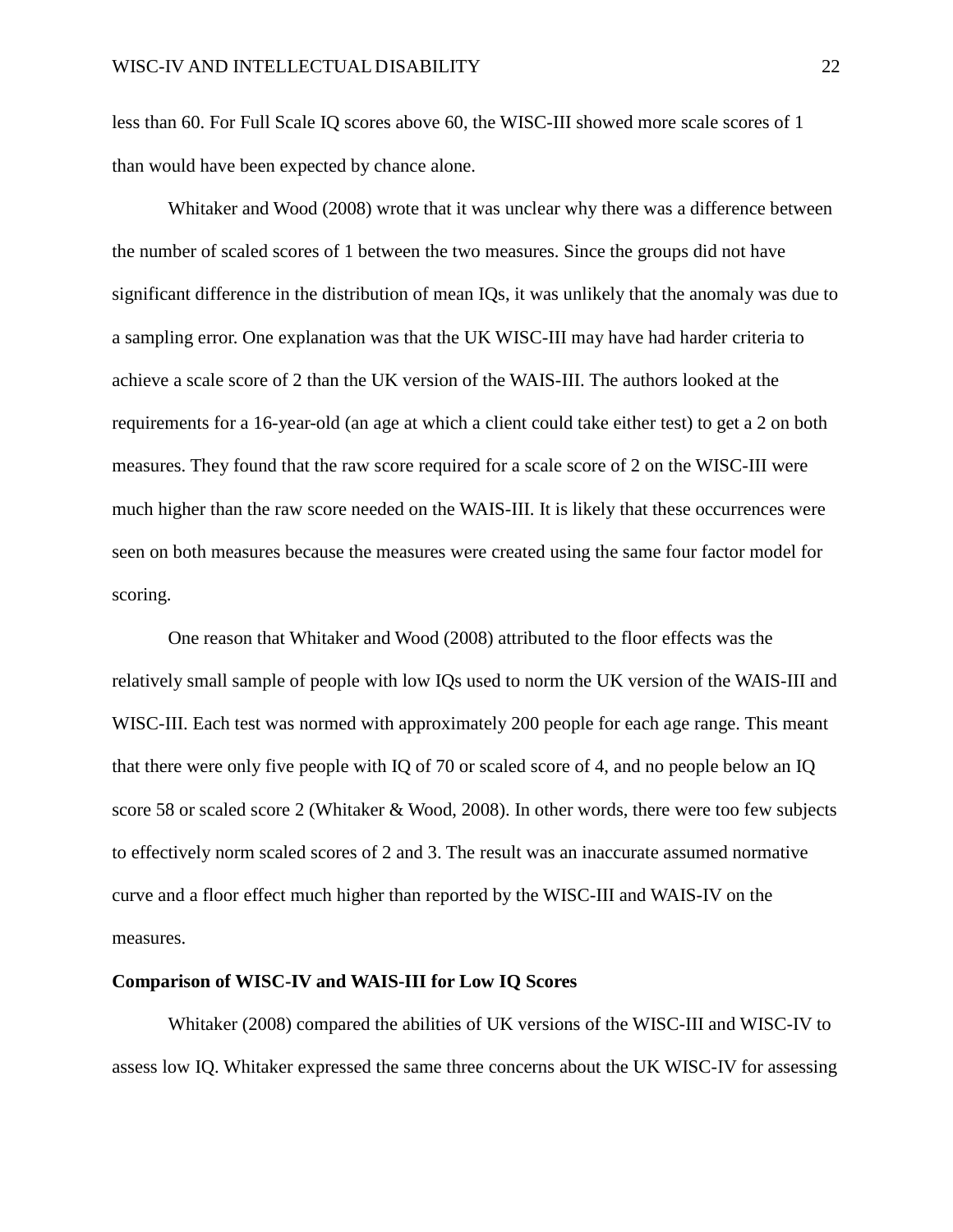less than 60. For Full Scale IQ scores above 60, the WISC-III showed more scale scores of 1 than would have been expected by chance alone.

Whitaker and Wood (2008) wrote that it was unclear why there was a difference between the number of scaled scores of 1 between the two measures. Since the groups did not have significant difference in the distribution of mean IQs, it was unlikely that the anomaly was due to a sampling error. One explanation was that the UK WISC-III may have had harder criteria to achieve a scale score of 2 than the UK version of the WAIS-III. The authors looked at the requirements for a 16-year-old (an age at which a client could take either test) to get a 2 on both measures. They found that the raw score required for a scale score of 2 on the WISC-III were much higher than the raw score needed on the WAIS-III. It is likely that these occurrences were seen on both measures because the measures were created using the same four factor model for scoring.

One reason that Whitaker and Wood (2008) attributed to the floor effects was the relatively small sample of people with low IQs used to norm the UK version of the WAIS-III and WISC-III. Each test was normed with approximately 200 people for each age range. This meant that there were only five people with IQ of 70 or scaled score of 4, and no people below an IQ score 58 or scaled score 2 (Whitaker & Wood, 2008). In other words, there were too few subjects to effectively norm scaled scores of 2 and 3. The result was an inaccurate assumed normative curve and a floor effect much higher than reported by the WISC-III and WAIS-IV on the measures.

**Comparison of WISC-IV and WAIS-III for Low IQ Scores**

Whitaker (2008) compared the abilities of UK versions of the WISC-III and WISC-IV to assess low IQ. Whitaker expressed the same three concerns about the UK WISC-IV for assessing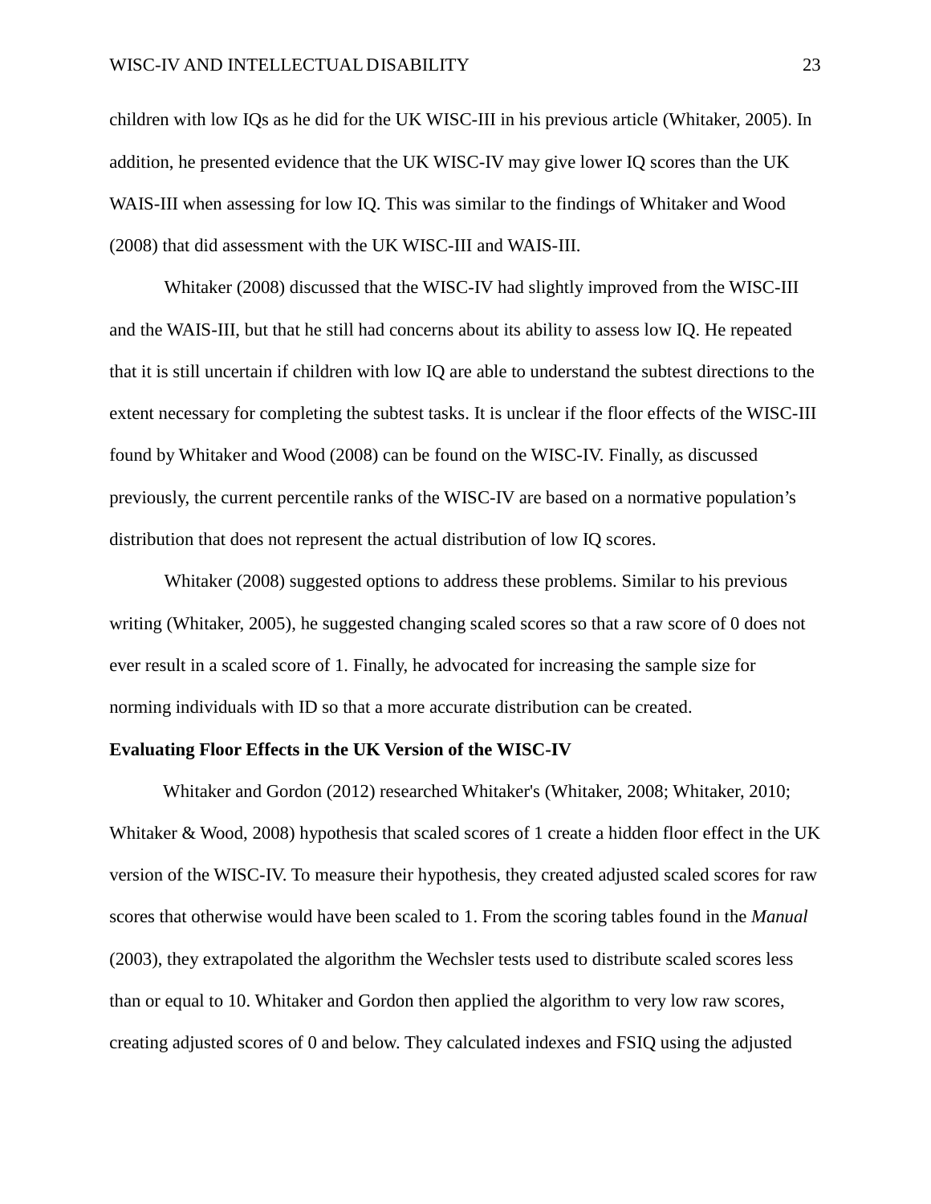children with low IQs as he did for the UK WISC-III in his previous article (Whitaker, 2005). In addition, he presented evidence that the UK WISC-IV may give lower IQ scores than the UK WAIS-III when assessing for low IQ. This was similar to the findings of Whitaker and Wood (2008) that did assessment with the UK WISC-III and WAIS-III.

Whitaker (2008) discussed that the WISC-IV had slightly improved from the WISC-III and the WAIS-III, but that he still had concerns about its ability to assess low IQ. He repeated that it is still uncertain if children with low IQ are able to understand the subtest directions to the extent necessary for completing the subtest tasks. It is unclear if the floor effects of the WISC-III found by Whitaker and Wood (2008) can be found on the WISC-IV. Finally, as discussed previously, the current percentile ranks of the WISC-IV are based on a normative population's distribution that does not represent the actual distribution of low IQ scores.

Whitaker (2008) suggested options to address these problems. Similar to his previous writing (Whitaker, 2005), he suggested changing scaled scores so that a raw score of 0 does not ever result in a scaled score of 1. Finally, he advocated for increasing the sample size for norming individuals with ID so that a more accurate distribution can be created.

**Evaluating Floor Effects in the UK Version of the WISC-IV**

Whitaker and Gordon (2012) researched Whitaker's (Whitaker, 2008; Whitaker, 2010; Whitaker & Wood, 2008) hypothesis that scaled scores of 1 create a hidden floor effect in the UK version of the WISC-IV. To measure their hypothesis, they created adjusted scaled scores for raw scores that otherwise would have been scaled to 1. From the scoring tables found in the *Manual* (2003), they extrapolated the algorithm the Wechsler tests used to distribute scaled scores less than or equal to 10. Whitaker and Gordon then applied the algorithm to very low raw scores, creating adjusted scores of 0 and below. They calculated indexes and FSIQ using the adjusted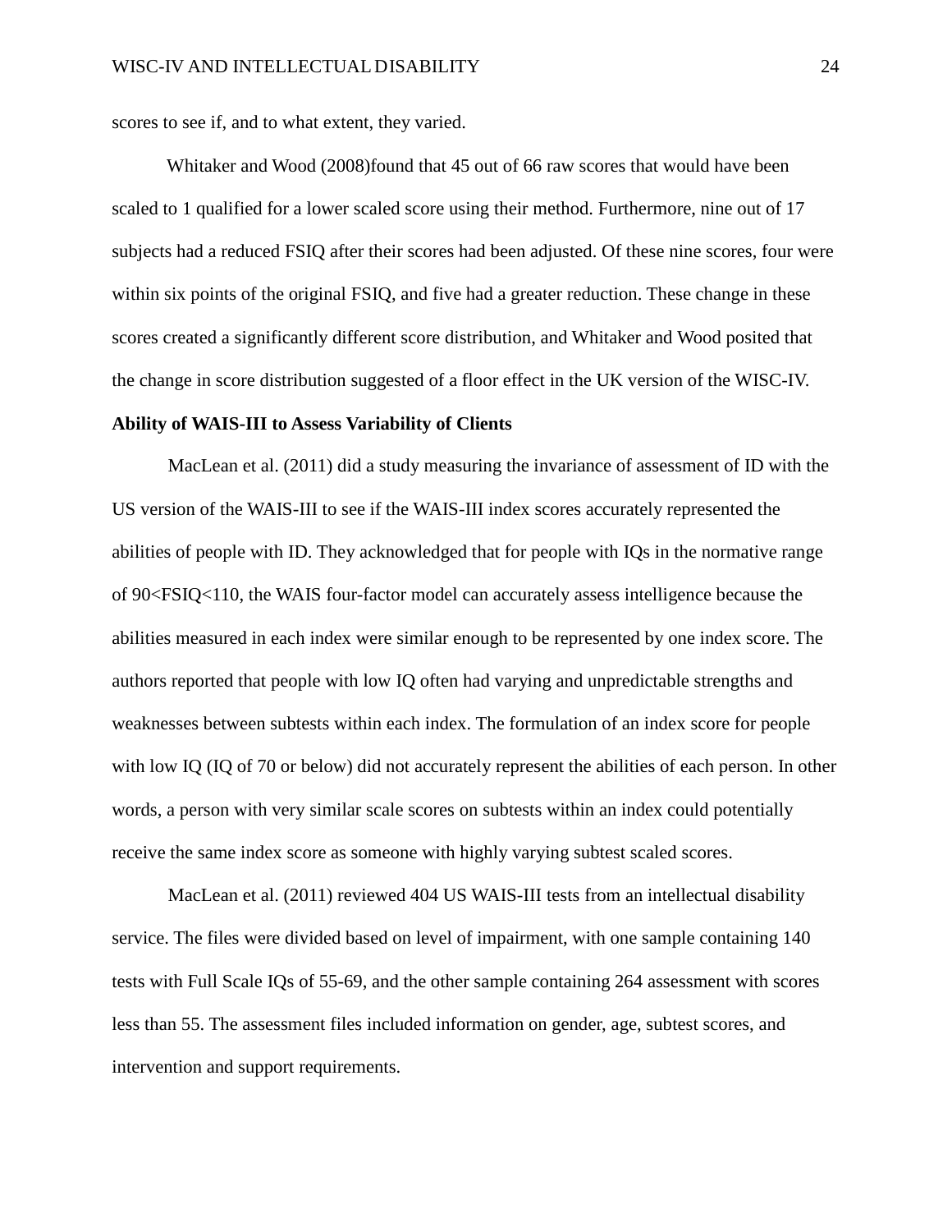scores to see if, and to what extent, they varied.

Whitaker and Wood (2008)found that 45 out of 66 raw scores that would have been scaled to 1 qualified for a lower scaled score using their method. Furthermore, nine out of 17 subjects had a reduced FSIQ after their scores had been adjusted. Of these nine scores, four were within six points of the original FSIQ, and five had a greater reduction. These change in these scores created a significantly different score distribution, and Whitaker and Wood posited that the change in score distribution suggested of a floor effect in the UK version of the WISC-IV.

**Ability of WAIS-III to Assess Variability of Clients**

MacLean et al. (2011) did a study measuring the invariance of assessment of ID with the US version of the WAIS-III to see if the WAIS-III index scores accurately represented the abilities of people with ID. They acknowledged that for people with IQs in the normative range of 90<FSIQ<110, the WAIS four-factor model can accurately assess intelligence because the abilities measured in each index were similar enough to be represented by one index score. The authors reported that people with low IQ often had varying and unpredictable strengths and weaknesses between subtests within each index. The formulation of an index score for people with low IQ (IQ of 70 or below) did not accurately represent the abilities of each person. In other words, a person with very similar scale scores on subtests within an index could potentially receive the same index score as someone with highly varying subtest scaled scores.

MacLean et al. (2011) reviewed 404 US WAIS-III tests from an intellectual disability service. The files were divided based on level of impairment, with one sample containing 140 tests with Full Scale IQs of 55-69, and the other sample containing 264 assessment with scores less than 55. The assessment files included information on gender, age, subtest scores, and intervention and support requirements.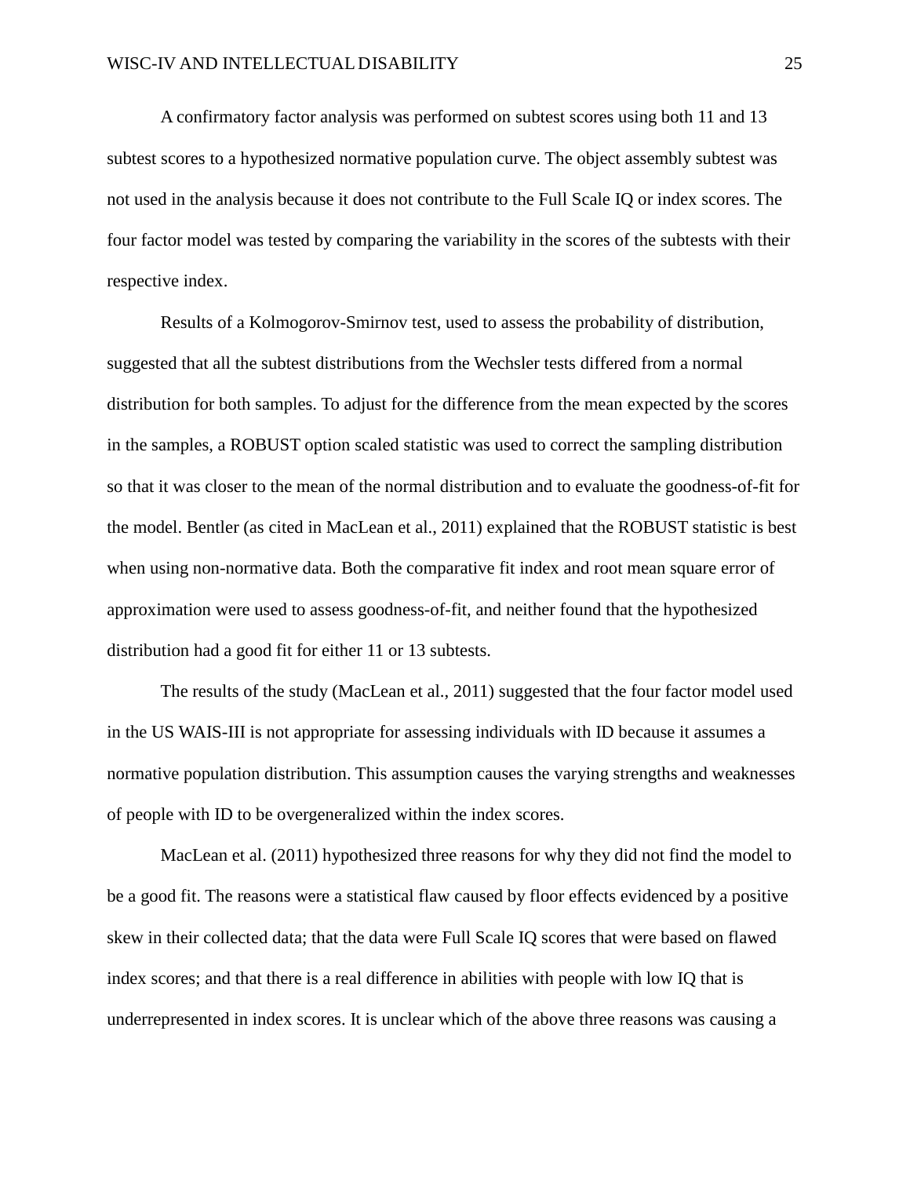A confirmatory factor analysis was performed on subtest scores using both 11 and 13 subtest scores to a hypothesized normative population curve. The object assembly subtest was not used in the analysis because it does not contribute to the Full Scale IQ or index scores. The four factor model was tested by comparing the variability in the scores of the subtests with their respective index.

Results of a Kolmogorov-Smirnov test, used to assess the probability of distribution, suggested that all the subtest distributions from the Wechsler tests differed from a normal distribution for both samples. To adjust for the difference from the mean expected by the scores in the samples, a ROBUST option scaled statistic was used to correct the sampling distribution so that it was closer to the mean of the normal distribution and to evaluate the goodness-of-fit for the model. Bentler (as cited in MacLean et al., 2011) explained that the ROBUST statistic is best when using non-normative data. Both the comparative fit index and root mean square error of approximation were used to assess goodness-of-fit, and neither found that the hypothesized distribution had a good fit for either 11 or 13 subtests.

The results of the study (MacLean et al., 2011) suggested that the four factor model used in the US WAIS-III is not appropriate for assessing individuals with ID because it assumes a normative population distribution. This assumption causes the varying strengths and weaknesses of people with ID to be overgeneralized within the index scores.

MacLean et al. (2011) hypothesized three reasons for why they did not find the model to be a good fit. The reasons were a statistical flaw caused by floor effects evidenced by a positive skew in their collected data; that the data were Full Scale IQ scores that were based on flawed index scores; and that there is a real difference in abilities with people with low IQ that is underrepresented in index scores. It is unclear which of the above three reasons was causing a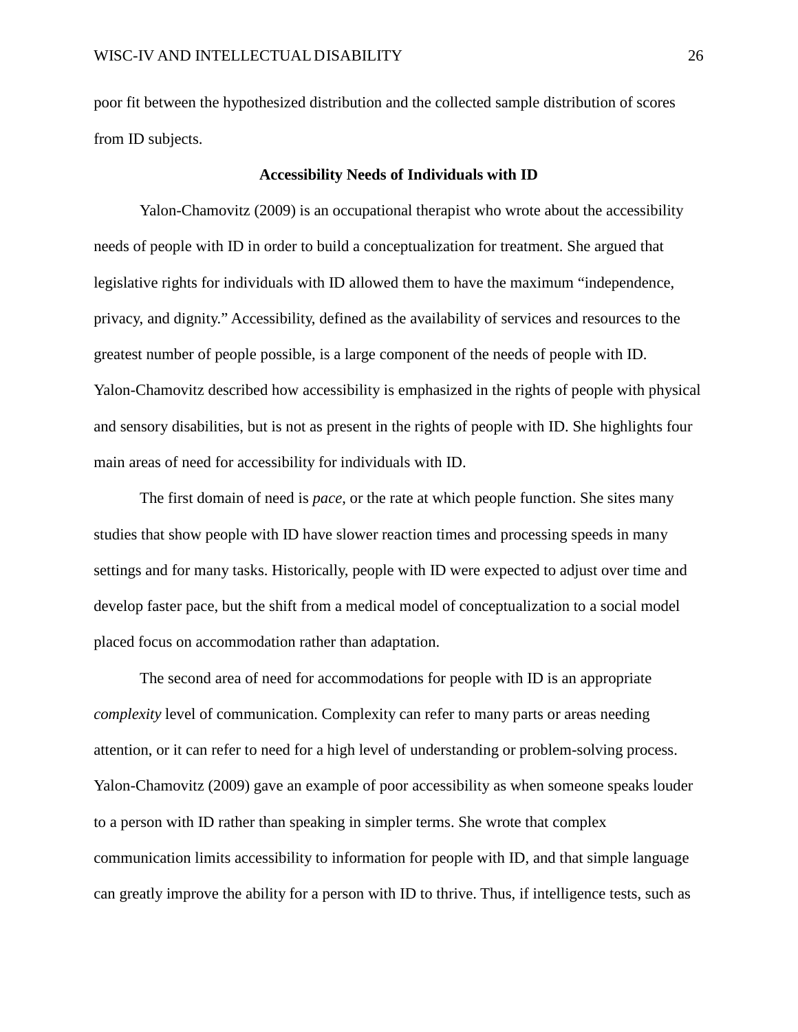poor fit between the hypothesized distribution and the collected sample distribution of scores from ID subjects.

## Accessibility Needs of Individuals with ID

Yalon-Chamovitz (2009) is an occupational therapist who wrote about the accessibility needs of people with ID in order to build a conceptualization for treatment. She argued that legislative rights for individuals with ID allowed them to have the maximum "independence, privacy, and dignity." Accessibility, defined as the availability of services and resources to the greatest number of people possible, is a large component of the needs of people with ID. Yalon-Chamovitz described how accessibility is emphasized in the rights of people with physical and sensory disabilities, but is not as present in the rights of people with ID. She highlights four main areas of need for accessibility for individuals with ID.

The first domain of need is *pace*, or the rate at which people function. She sites many studies that show people with ID have slower reaction times and processing speeds in many settings and for many tasks. Historically, people with ID were expected to adjust over time and develop faster pace, but the shift from a medical model of conceptualization to a social model placed focus on accommodation rather than adaptation.

The second area of need for accommodations for people with ID is an appropriate *complexity* level of communication. Complexity can refer to many parts or areas needing attention, or it can refer to need for a high level of understanding or problem-solving process. Yalon-Chamovitz (2009) gave an example of poor accessibility as when someone speaks louder to a person with ID rather than speaking in simpler terms. She wrote that complex communication limits accessibility to information for people with ID, and that simple language can greatly improve the ability for a person with ID to thrive. Thus, if intelligence tests, such as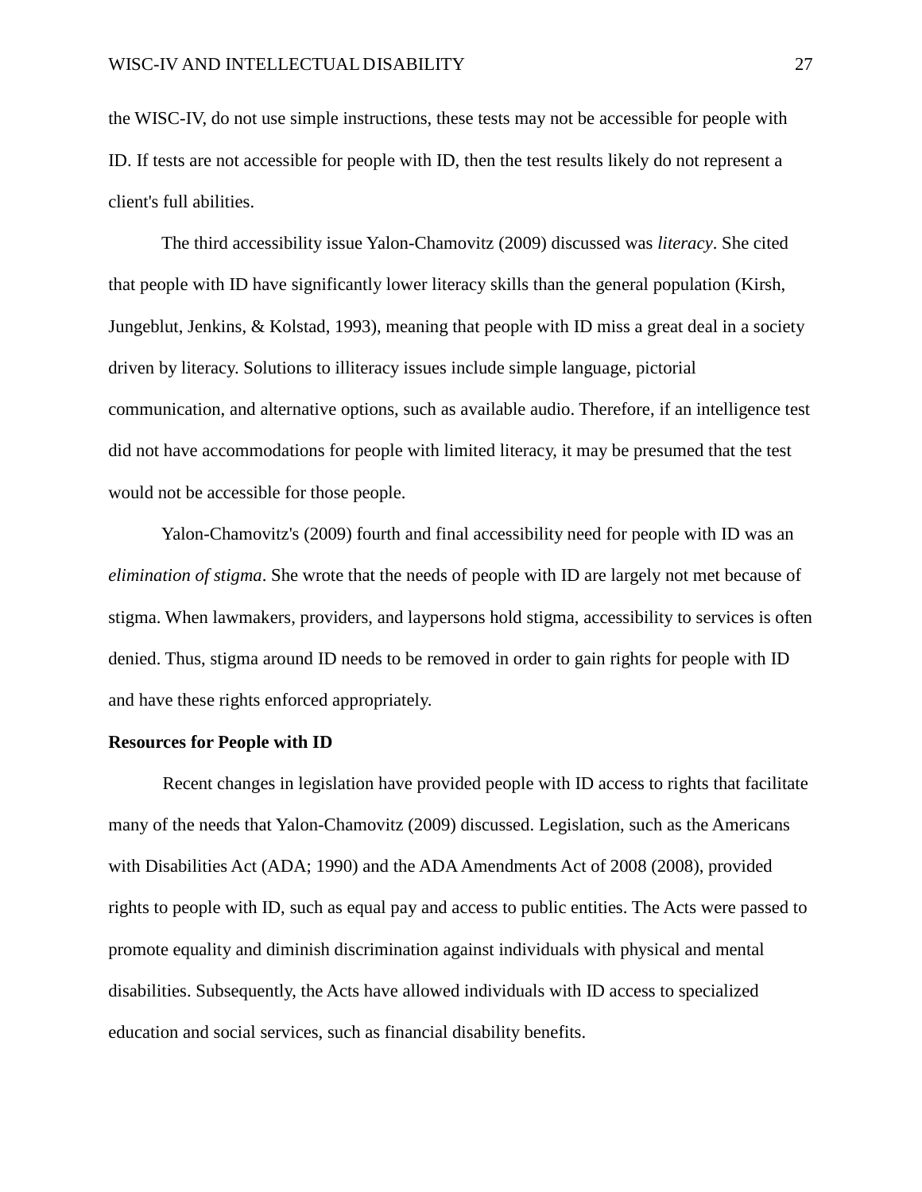the WISC-IV, do not use simple instructions, these tests may not be accessible for people with ID. If tests are not accessible for people with ID, then the test results likely do not represent a client's full abilities.

The third accessibility issue Yalon-Chamovitz (2009) discussed was *literacy*. She cited that people with ID have significantly lower literacy skills than the general population (Kirsh, Jungeblut, Jenkins, & Kolstad, 1993), meaning that people with ID miss a great deal in a society driven by literacy. Solutions to illiteracy issues include simple language, pictorial communication, and alternative options, such as available audio. Therefore, if an intelligence test did not have accommodations for people with limited literacy, it may be presumed that the test would not be accessible for those people.

Yalon-Chamovitz's (2009) fourth and final accessibility need for people with ID was an *elimination of stigma*. She wrote that the needs of people with ID are largely not met because of stigma. When lawmakers, providers, and laypersons hold stigma, accessibility to services is often denied. Thus, stigma around ID needs to be removed in order to gain rights for people with ID and have these rights enforced appropriately.

**Resources for People with ID**

Recent changes in legislation have provided people with ID access to rights that facilitate many of the needs that Yalon-Chamovitz (2009) discussed. Legislation, such as the Americans with Disabilities Act (ADA; 1990) and the ADA Amendments Act of 2008 (2008), provided rights to people with ID, such as equal pay and access to public entities. The Acts were passed to promote equality and diminish discrimination against individuals with physical and mental disabilities. Subsequently, the Acts have allowed individuals with ID access to specialized education and social services, such as financial disability benefits.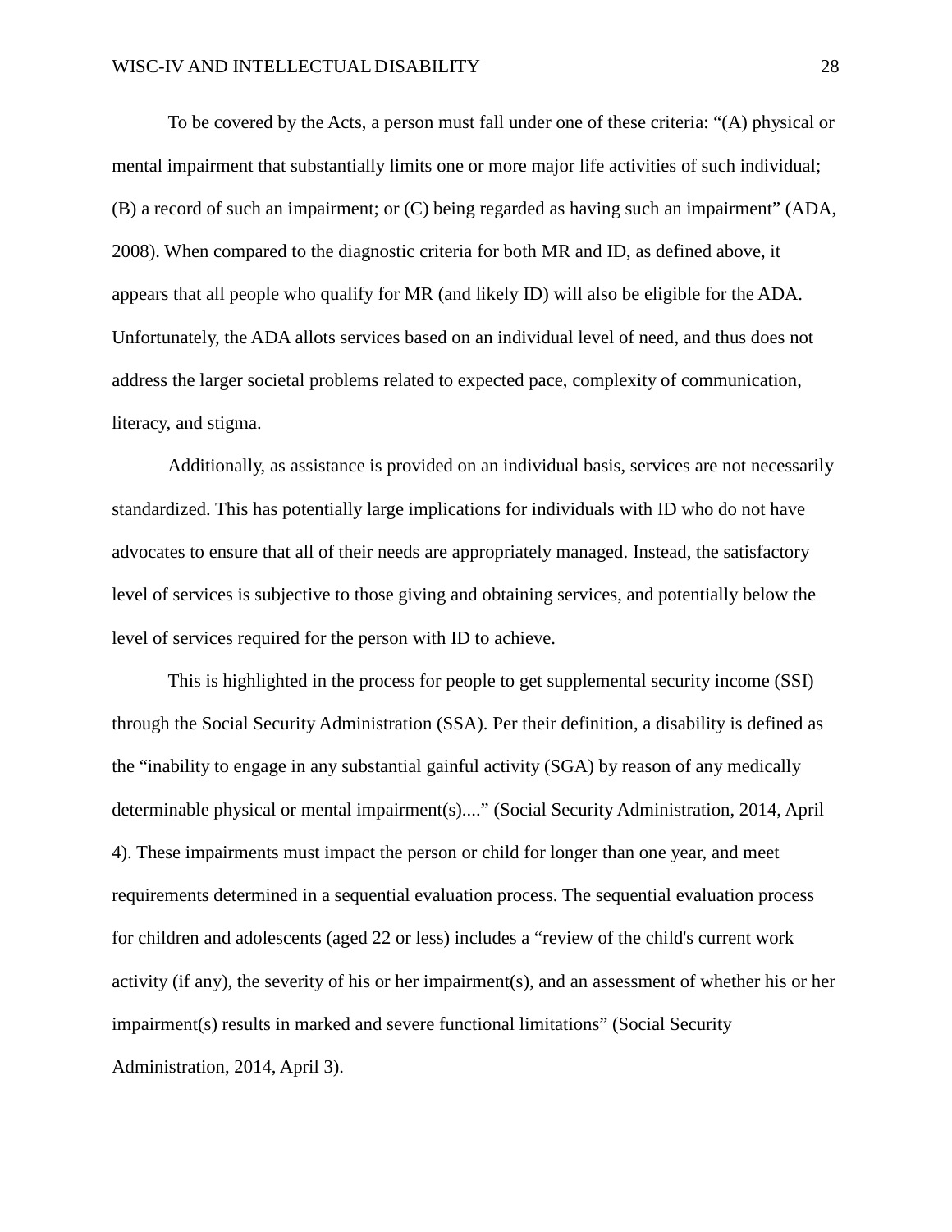To be covered by the Acts, a person must fall under one of these criteria: "(A) physical or mental impairment that substantially limits one or more major life activities of such individual; (B) a record of such an impairment; or (C) being regarded as having such an impairment" (ADA, 2008). When compared to the diagnostic criteria for both MR and ID, as defined above, it appears that all people who qualify for MR (and likely ID) will also be eligible for the ADA. Unfortunately, the ADA allots services based on an individual level of need, and thus does not address the larger societal problems related to expected pace, complexity of communication, literacy, and stigma.

Additionally, as assistance is provided on an individual basis, services are not necessarily standardized. This has potentially large implications for individuals with ID who do not have advocates to ensure that all of their needs are appropriately managed. Instead, the satisfactory level of services is subjective to those giving and obtaining services, and potentially below the level of services required for the person with ID to achieve.

This is highlighted in the process for people to get supplemental security income (SSI) through the Social Security Administration (SSA). Per their definition, a disability is defined as the "inability to engage in any substantial gainful activity (SGA) by reason of any medically determinable physical or mental impairment(s)...." (Social Security Administration, 2014, April 4). These impairments must impact the person or child for longer than one year, and meet requirements determined in a sequential evaluation process. The sequential evaluation process for children and adolescents (aged 22 or less) includes a "review of the child's current work activity (if any), the severity of his or her impairment(s), and an assessment of whether his or her impairment(s) results in marked and severe functional limitations" (Social Security Administration, 2014, April 3).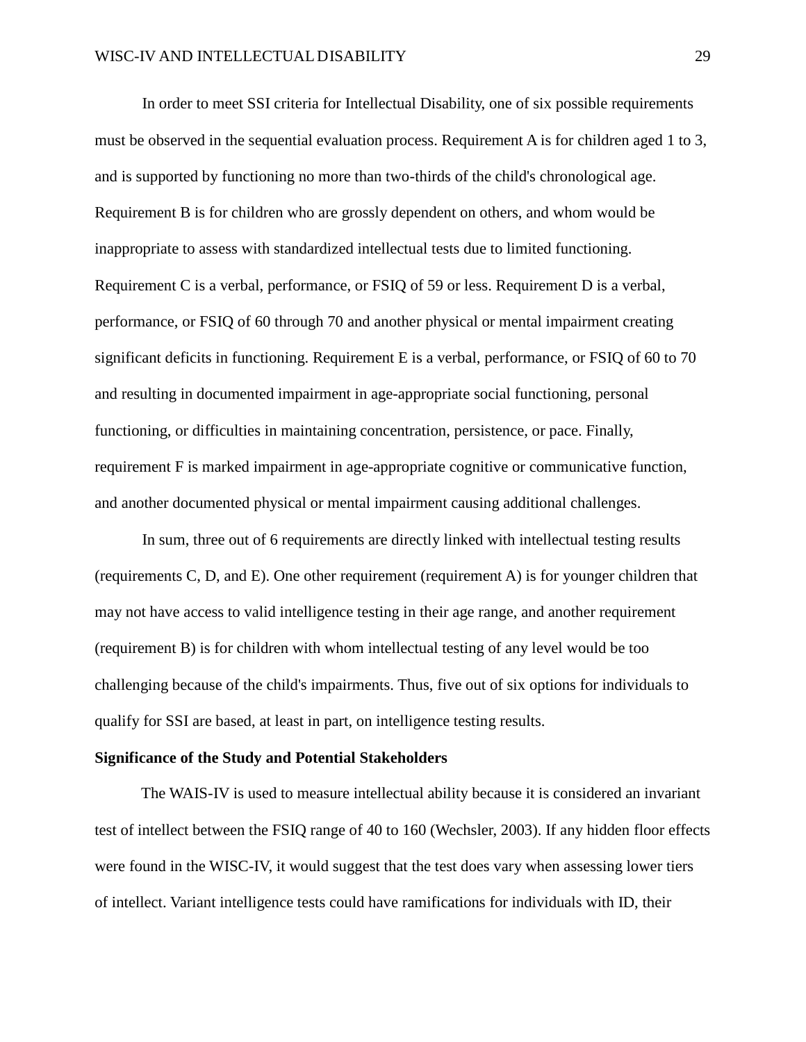In order to meet SSI criteria for Intellectual Disability, one of six possible requirements must be observed in the sequential evaluation process. Requirement A is for children aged 1 to 3, and is supported by functioning no more than two-thirds of the child's chronological age. Requirement B is for children who are grossly dependent on others, and whom would be inappropriate to assess with standardized intellectual tests due to limited functioning. Requirement C is a verbal, performance, or FSIQ of 59 or less. Requirement D is a verbal, performance, or FSIQ of 60 through 70 and another physical or mental impairment creating significant deficits in functioning. Requirement E is a verbal, performance, or FSIQ of 60 to 70 and resulting in documented impairment in age-appropriate social functioning, personal functioning, or difficulties in maintaining concentration, persistence, or pace. Finally, requirement F is marked impairment in age-appropriate cognitive or communicative function, and another documented physical or mental impairment causing additional challenges.

In sum, three out of 6 requirements are directly linked with intellectual testing results (requirements C, D, and E). One other requirement (requirement A) is for younger children that may not have access to valid intelligence testing in their age range, and another requirement (requirement B) is for children with whom intellectual testing of any level would be too challenging because of the child's impairments. Thus, five out of six options for individuals to qualify for SSI are based, at least in part, on intelligence testing results.

**Significance of the Study and Potential Stakeholders**

The WAIS-IV is used to measure intellectual ability because it is considered an invariant test of intellect between the FSIQ range of 40 to 160 (Wechsler, 2003). If any hidden floor effects were found in the WISC-IV, it would suggest that the test does vary when assessing lower tiers of intellect. Variant intelligence tests could have ramifications for individuals with ID, their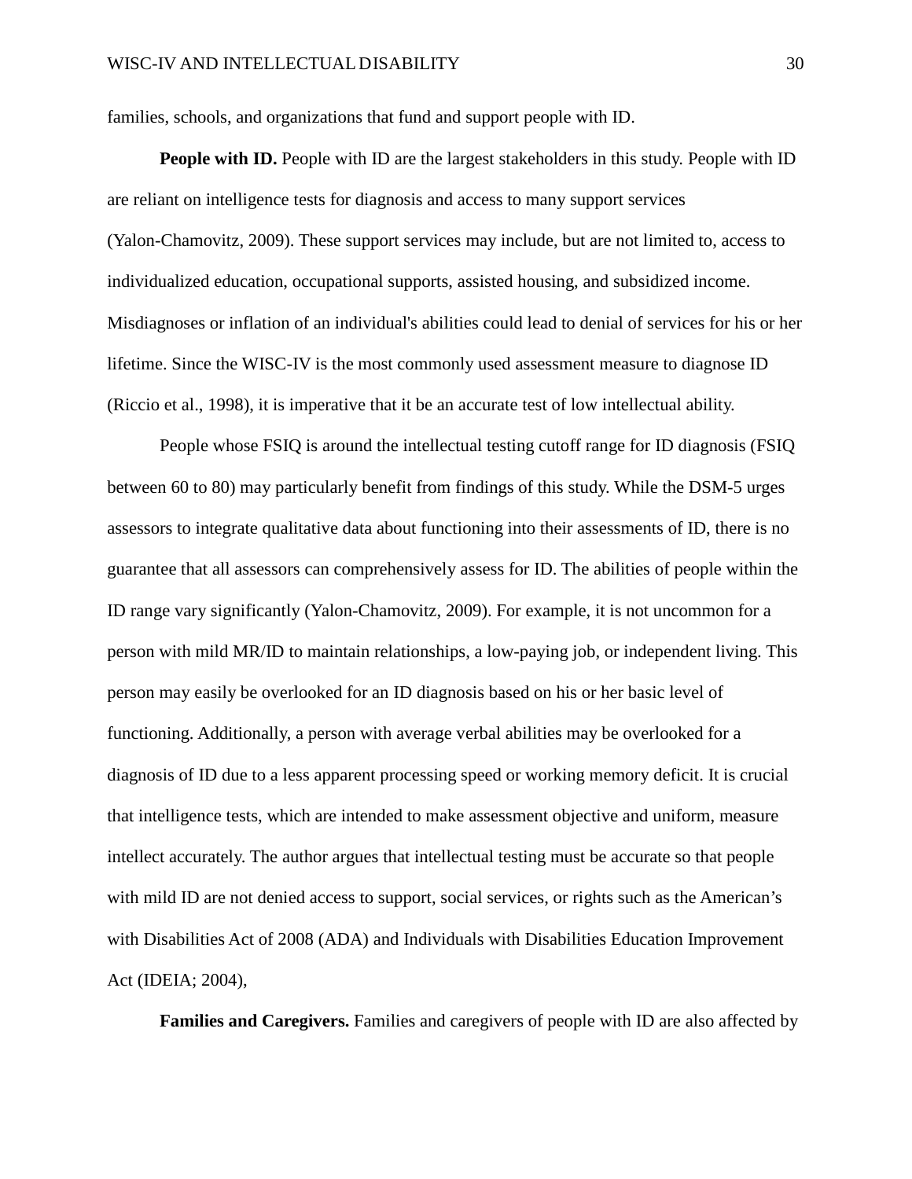families, schools, and organizations that fund and support people with ID.

**People with ID.** People with ID are the largest stakeholders in this study. People with ID are reliant on intelligence tests for diagnosis and access to many support services (Yalon-Chamovitz, 2009). These support services may include, but are not limited to, access to individualized education, occupational supports, assisted housing, and subsidized income. Misdiagnoses or inflation of an individual's abilities could lead to denial of services for his or her lifetime. Since the WISC-IV is the most commonly used assessment measure to diagnose ID (Riccio et al., 1998), it is imperative that it be an accurate test of low intellectual ability.

People whose FSIQ is around the intellectual testing cutoff range for ID diagnosis (FSIQ between 60 to 80) may particularly benefit from findings of this study. While the DSM-5 urges assessors to integrate qualitative data about functioning into their assessments of ID, there is no guarantee that all assessors can comprehensively assess for ID. The abilities of people within the ID range vary significantly (Yalon-Chamovitz, 2009). For example, it is not uncommon for a person with mild MR/ID to maintain relationships, a low-paying job, or independent living. This person may easily be overlooked for an ID diagnosis based on his or her basic level of functioning. Additionally, a person with average verbal abilities may be overlooked for a diagnosis of ID due to a less apparent processing speed or working memory deficit. It is crucial that intelligence tests, which are intended to make assessment objective and uniform, measure intellect accurately. The author argues that intellectual testing must be accurate so that people with mild ID are not denied access to support, social services, or rights such as the American's with Disabilities Act of 2008 (ADA) and Individuals with Disabilities Education Improvement Act (IDEIA; 2004),

**Families and Caregivers.** Families and caregivers of people with ID are also affected by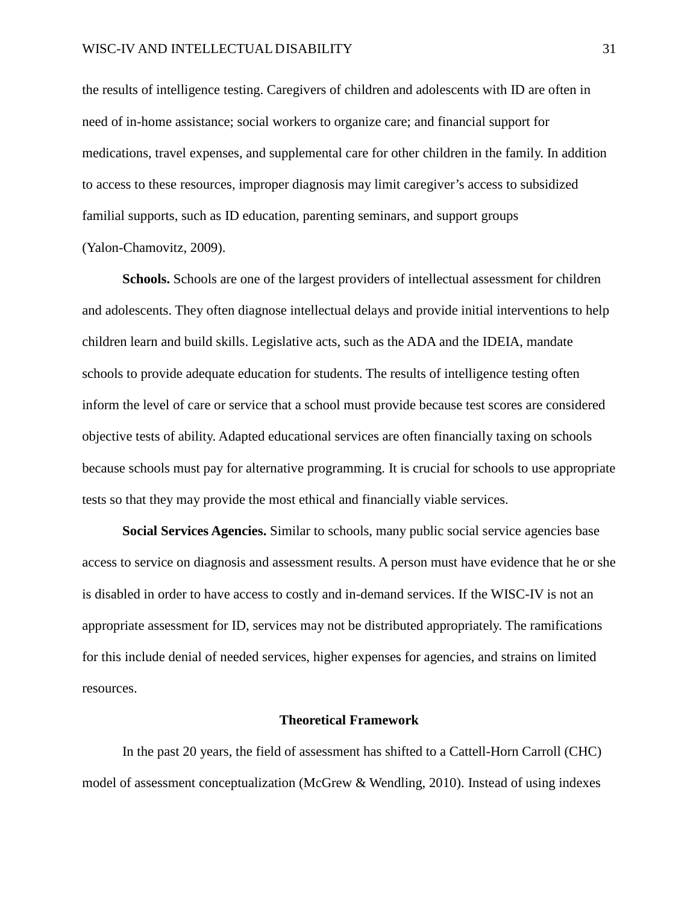the results of intelligence testing. Caregivers of children and adolescents with ID are often in need of in-home assistance; social workers to organize care; and financial support for medications, travel expenses, and supplemental care for other children in the family. In addition to access to these resources, improper diagnosis may limit caregiver's access to subsidized familial supports, such as ID education, parenting seminars, and support groups (Yalon-Chamovitz, 2009).

**Schools.** Schools are one of the largest providers of intellectual assessment for children and adolescents. They often diagnose intellectual delays and provide initial interventions to help children learn and build skills. Legislative acts, such as the ADA and the IDEIA, mandate schools to provide adequate education for students. The results of intelligence testing often inform the level of care or service that a school must provide because test scores are considered objective tests of ability. Adapted educational services are often financially taxing on schools because schools must pay for alternative programming. It is crucial for schools to use appropriate tests so that they may provide the most ethical and financially viable services.

**Social Services Agencies.** Similar to schools, many public social service agencies base access to service on diagnosis and assessment results. A person must have evidence that he or she is disabled in order to have access to costly and in-demand services. If the WISC-IV is not an appropriate assessment for ID, services may not be distributed appropriately. The ramifications for this include denial of needed services, higher expenses for agencies, and strains on limited resources.

## Theoretical Framework

In the past 20 years, the field of assessment has shifted to a Cattell-Horn Carroll (CHC) model of assessment conceptualization (McGrew & Wendling, 2010). Instead of using indexes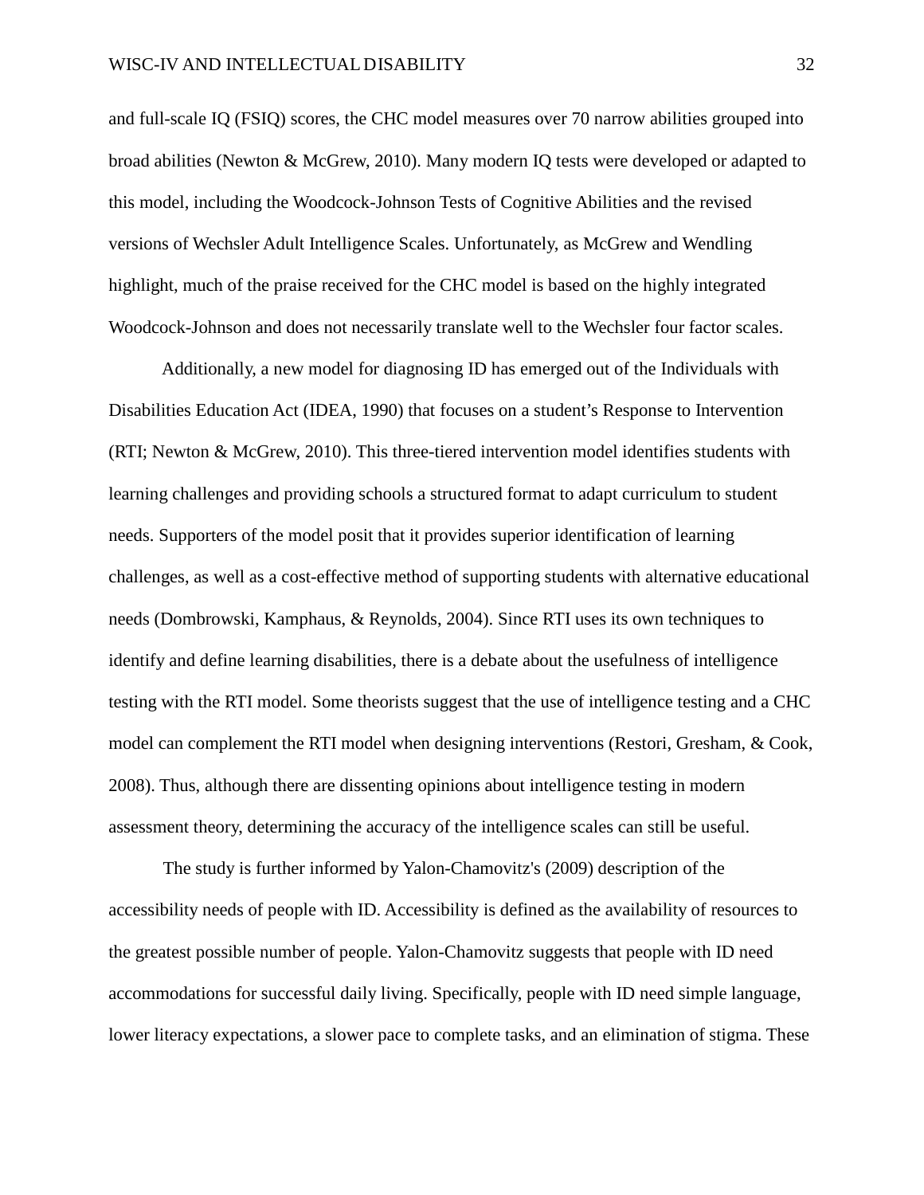and full-scale IQ (FSIQ) scores, the CHC model measures over 70 narrow abilities grouped into broad abilities (Newton & McGrew, 2010). Many modern IQ tests were developed or adapted to this model, including the Woodcock-Johnson Tests of Cognitive Abilities and the revised versions of Wechsler Adult Intelligence Scales. Unfortunately, as McGrew and Wendling highlight, much of the praise received for the CHC model is based on the highly integrated Woodcock-Johnson and does not necessarily translate well to the Wechsler four factor scales.

Additionally, a new model for diagnosing ID has emerged out of the Individuals with Disabilities Education Act (IDEA, 1990) that focuses on a student's Response to Intervention (RTI; Newton & McGrew, 2010). This three-tiered intervention model identifies students with learning challenges and providing schools a structured format to adapt curriculum to student needs. Supporters of the model posit that it provides superior identification of learning challenges, as well as a cost-effective method of supporting students with alternative educational needs (Dombrowski, Kamphaus, & Reynolds, 2004). Since RTI uses its own techniques to identify and define learning disabilities, there is a debate about the usefulness of intelligence testing with the RTI model. Some theorists suggest that the use of intelligence testing and a CHC model can complement the RTI model when designing interventions (Restori, Gresham, & Cook, 2008). Thus, although there are dissenting opinions about intelligence testing in modern assessment theory, determining the accuracy of the intelligence scales can still be useful.

The study is further informed by Yalon-Chamovitz's (2009) description of the accessibility needs of people with ID. Accessibility is defined as the availability of resources to the greatest possible number of people. Yalon-Chamovitz suggests that people with ID need accommodations for successful daily living. Specifically, people with ID need simple language, lower literacy expectations, a slower pace to complete tasks, and an elimination of stigma. These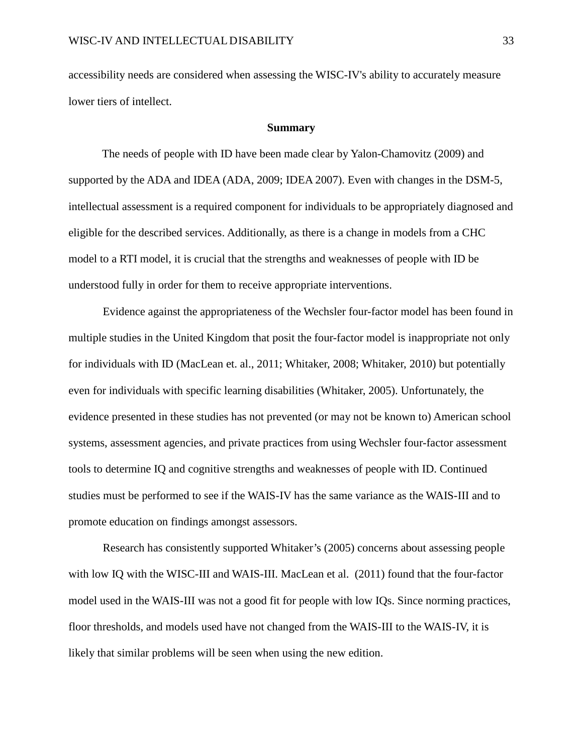accessibility needs are considered when assessing the WISC-IV's ability to accurately measure lower tiers of intellect.

## Summary

The needs of people with ID have been made clear by Yalon-Chamovitz (2009) and supported by the ADA and IDEA (ADA, 2009; IDEA 2007). Even with changes in the DSM-5, intellectual assessment is a required component for individuals to be appropriately diagnosed and eligible for the described services. Additionally, as there is a change in models from a CHC model to a RTI model, it is crucial that the strengths and weaknesses of people with ID be understood fully in order for them to receive appropriate interventions.

Evidence against the appropriateness of the Wechsler four-factor model has been found in multiple studies in the United Kingdom that posit the four-factor model is inappropriate not only for individuals with ID (MacLean et. al., 2011; Whitaker, 2008; Whitaker, 2010) but potentially even for individuals with specific learning disabilities (Whitaker, 2005). Unfortunately, the evidence presented in these studies has not prevented (or may not be known to) American school systems, assessment agencies, and private practices from using Wechsler four-factor assessment tools to determine IQ and cognitive strengths and weaknesses of people with ID. Continued studies must be performed to see if the WAIS-IV has the same variance as the WAIS-III and to promote education on findings amongst assessors.

Research has consistently supported Whitaker's (2005) concerns about assessing people with low IQ with the WISC-III and WAIS-III. MacLean et al. (2011) found that the four-factor model used in the WAIS-III was not a good fit for people with low IQs. Since norming practices, floor thresholds, and models used have not changed from the WAIS-III to the WAIS-IV, it is likely that similar problems will be seen when using the new edition.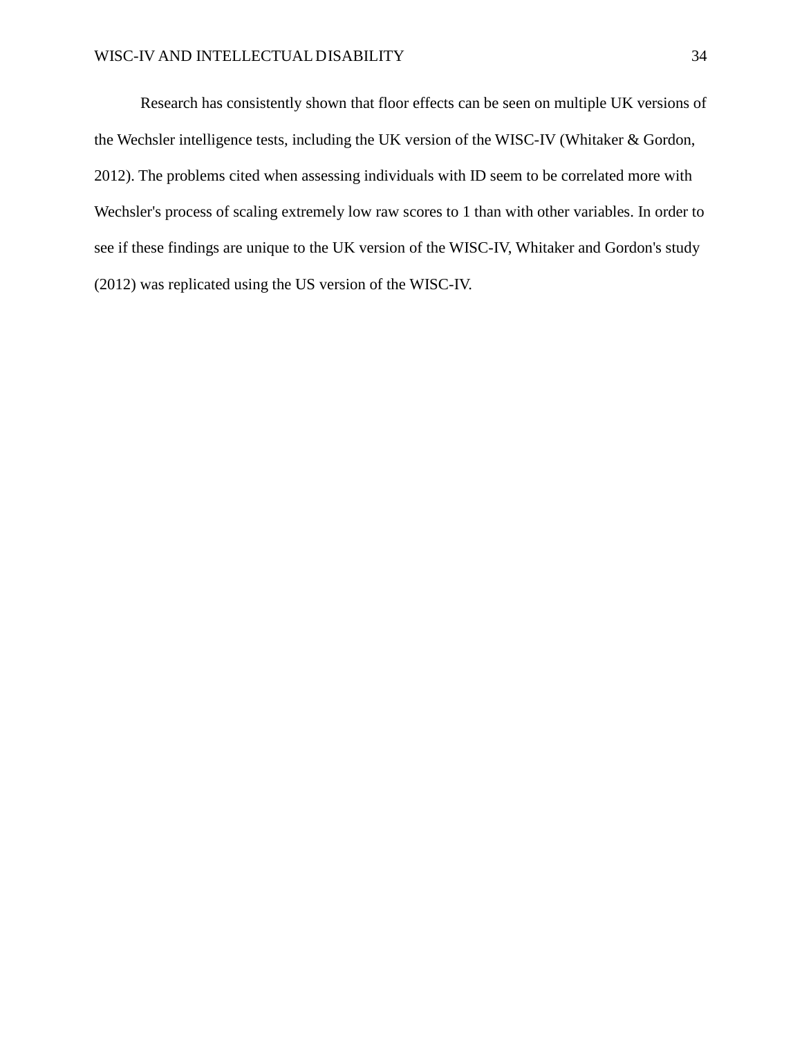Research has consistently shown that floor effects can be seen on multiple UK versions of the Wechsler intelligence tests, including the UK version of the WISC-IV (Whitaker & Gordon, 2012). The problems cited when assessing individuals with ID seem to be correlated more with Wechsler's process of scaling extremely low raw scores to 1 than with other variables. In order to see if these findings are unique to the UK version of the WISC-IV, Whitaker and Gordon's study (2012) was replicated using the US version of the WISC-IV.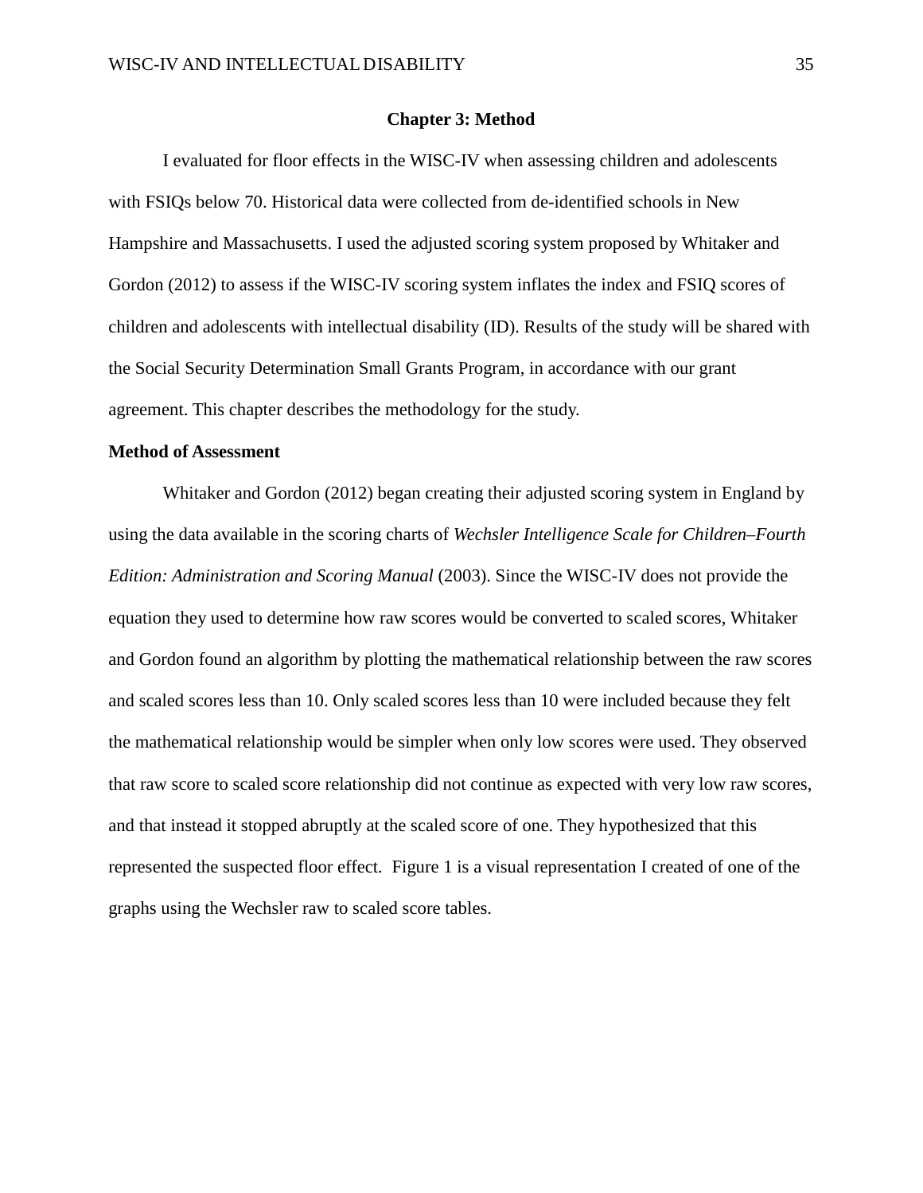# Chapter 3: Method

I evaluated for floor effects in the WISC-IV when assessing children and adolescents with FSIQs below 70. Historical data were collected from de-identified schools in New Hampshire and Massachusetts. I used the adjusted scoring system proposed by Whitaker and Gordon (2012) to assess if the WISC-IV scoring system inflates the index and FSIQ scores of children and adolescents with intellectual disability (ID). Results of the study will be shared with the Social Security Determination Small Grants Program, in accordance with our grant agreement. This chapter describes the methodology for the study.

## Method of Assessment

Whitaker and Gordon (2012) began creating their adjusted scoring system in England by using the data available in the scoring charts of *Wechsler Intelligence Scale for Children–Fourth Edition: Administration and Scoring Manual* (2003). Since the WISC-IV does not provide the equation they used to determine how raw scores would be converted to scaled scores, Whitaker and Gordon found an algorithm by plotting the mathematical relationship between the raw scores and scaled scores less than 10. Only scaled scores less than 10 were included because they felt the mathematical relationship would be simpler when only low scores were used. They observed that raw score to scaled score relationship did not continue as expected with very low raw scores, and that instead it stopped abruptly at the scaled score of one. They hypothesized that this represented the suspected floor effect. Figure 1 is a visual representation I created of one of the graphs using the Wechsler raw to scaled score tables.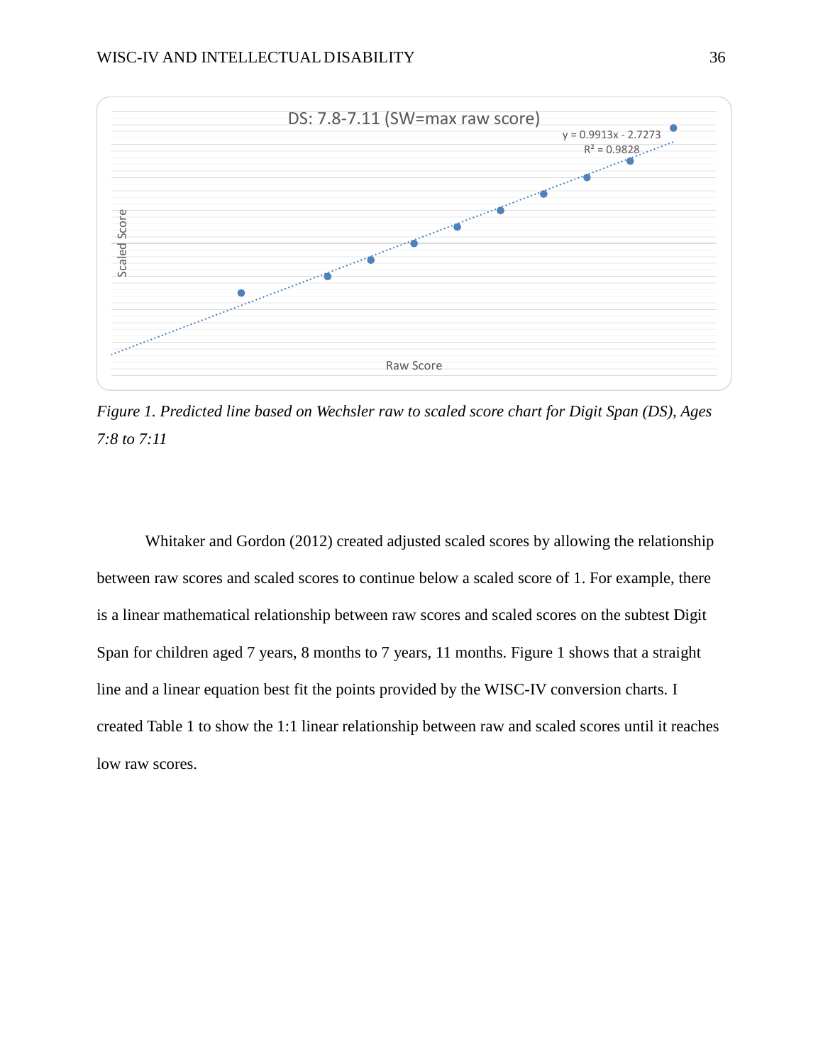*Figure 1.* *Predicted line based on Wechsler raw to scaled score chart for Digit Span (DS), Ages 7:8 to 7:11*

Whitaker and Gordon (2012) created adjusted scaled scores by allowing the relationship between raw scores and scaled scores to continue below a scaled score of 1. For example, there is a linear mathematical relationship between raw scores and scaled scores on the subtest Digit Span for children aged 7 years, 8 months to 7 years, 11 months. Figure 1 shows that a straight line and a linear equation best fit the points provided by the WISC-IV conversion charts. I created Table 1 to show the 1:1 linear relationship between raw and scaled scores until it reaches low raw scores.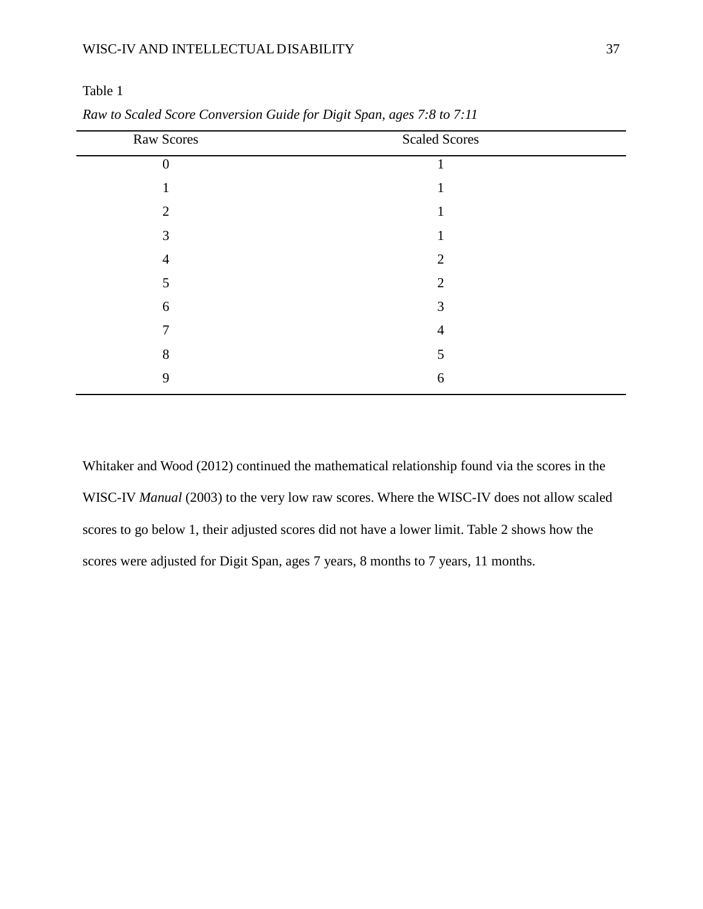Table 1

*Raw to Scaled Score Conversion Guide for Digit Span, ages 7:8 to 7:11*

| Raw Scores | Scaled Scores |
|---|---|
| 0 | 1 |
| 1 | 1 |
| 2 | 1 |
| 3 | 1 |
| 4 | 2 |
| 5 | 2 |
| 6 | 3 |
| 7 | 4 |
| 8 | 5 |
| 9 | 6 |

Whitaker and Wood (2012) continued the mathematical relationship found via the scores in the WISC-IV *Manual* (2003) to the very low raw scores. Where the WISC-IV does not allow scaled scores to go below 1, their adjusted scores did not have a lower limit. Table 2 shows how the scores were adjusted for Digit Span, ages 7 years, 8 months to 7 years, 11 months.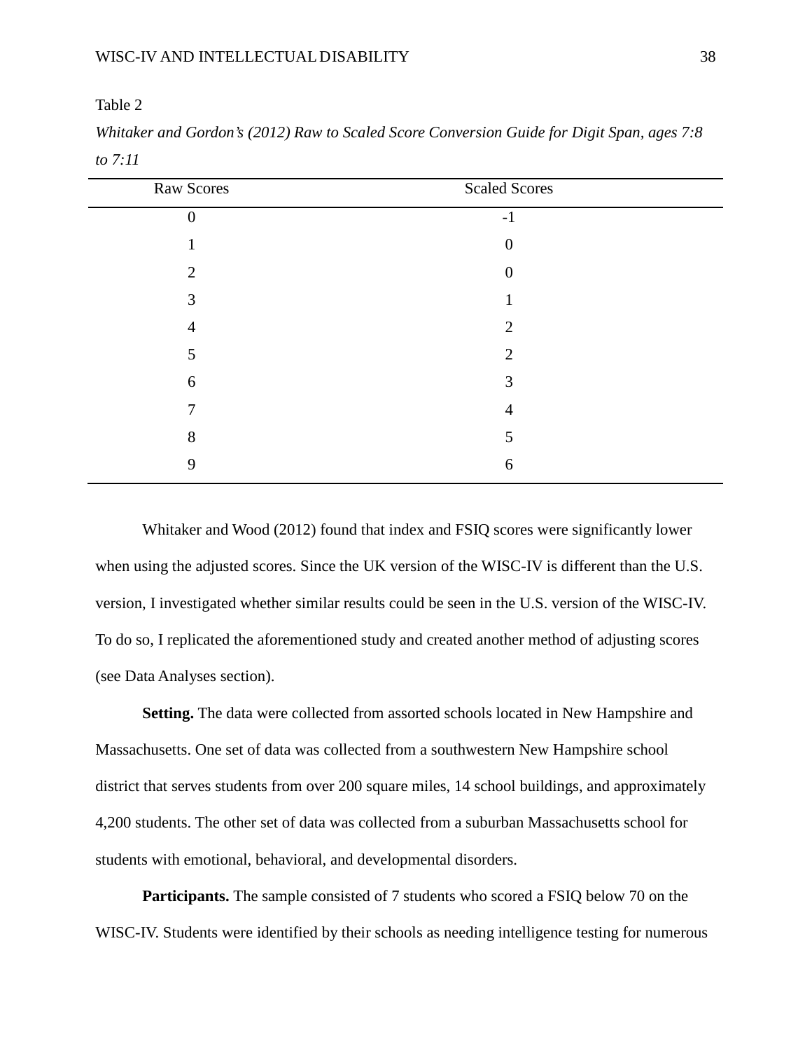Table 2

*Whitaker and Gordon's (2012) Raw to Scaled Score Conversion Guide for Digit Span, ages 7:8 to 7:11*

| Raw Scores | Scaled Scores |
|---|---|
| 0 | -1 |
| 1 | 0 |
| 2 | 0 |
| 3 | 1 |
| 4 | 2 |
| 5 | 2 |
| 6 | 3 |
| 7 | 4 |
| 8 | 5 |
| 9 | 6 |

Whitaker and Wood (2012) found that index and FSIQ scores were significantly lower when using the adjusted scores. Since the UK version of the WISC-IV is different than the U.S. version, I investigated whether similar results could be seen in the U.S. version of the WISC-IV. To do so, I replicated the aforementioned study and created another method of adjusting scores (see Data Analyses section).

**Setting.** The data were collected from assorted schools located in New Hampshire and Massachusetts. One set of data was collected from a southwestern New Hampshire school district that serves students from over 200 square miles, 14 school buildings, and approximately 4,200 students. The other set of data was collected from a suburban Massachusetts school for students with emotional, behavioral, and developmental disorders.

**Participants.** The sample consisted of 7 students who scored a FSIQ below 70 on the WISC-IV. Students were identified by their schools as needing intelligence testing for numerous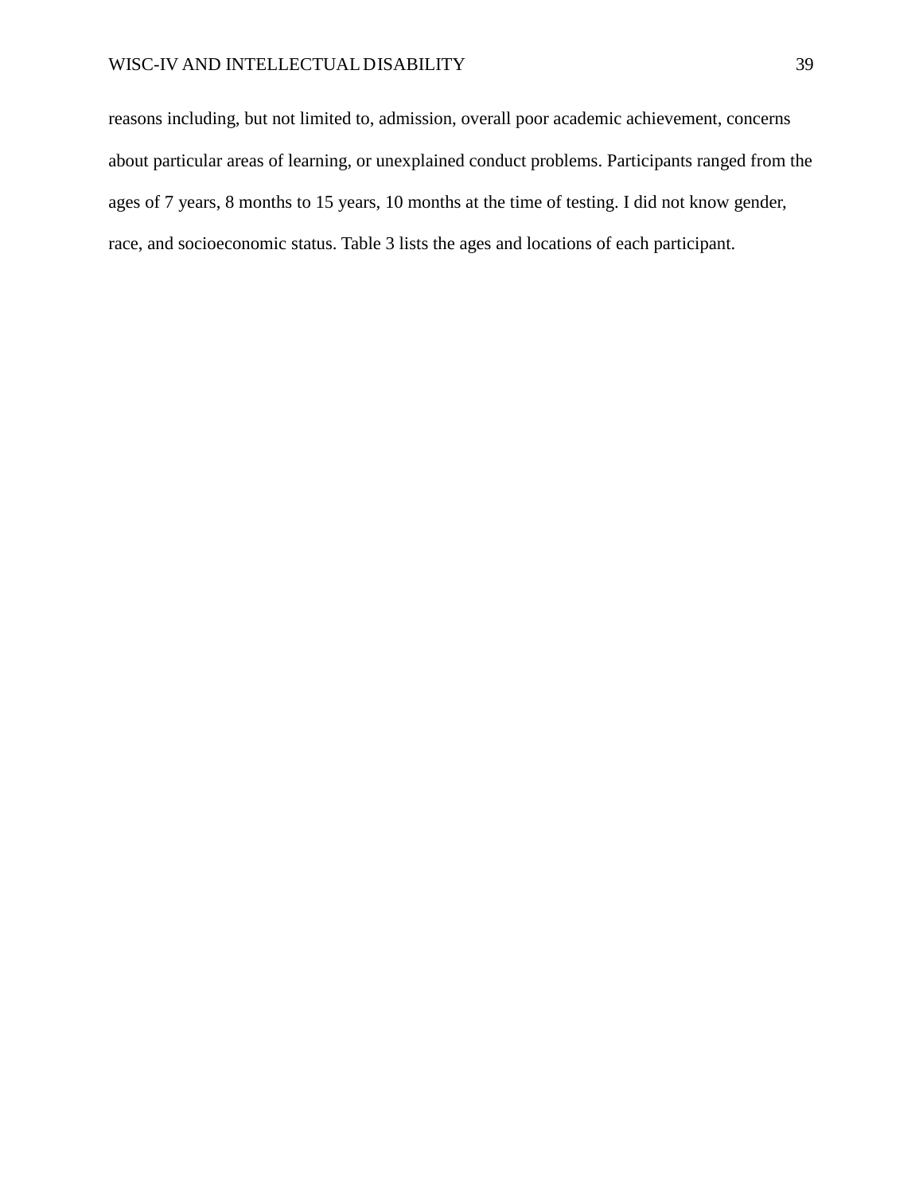reasons including, but not limited to, admission, overall poor academic achievement, concerns about particular areas of learning, or unexplained conduct problems. Participants ranged from the ages of 7 years, 8 months to 15 years, 10 months at the time of testing. I did not know gender, race, and socioeconomic status. Table 3 lists the ages and locations of each participant.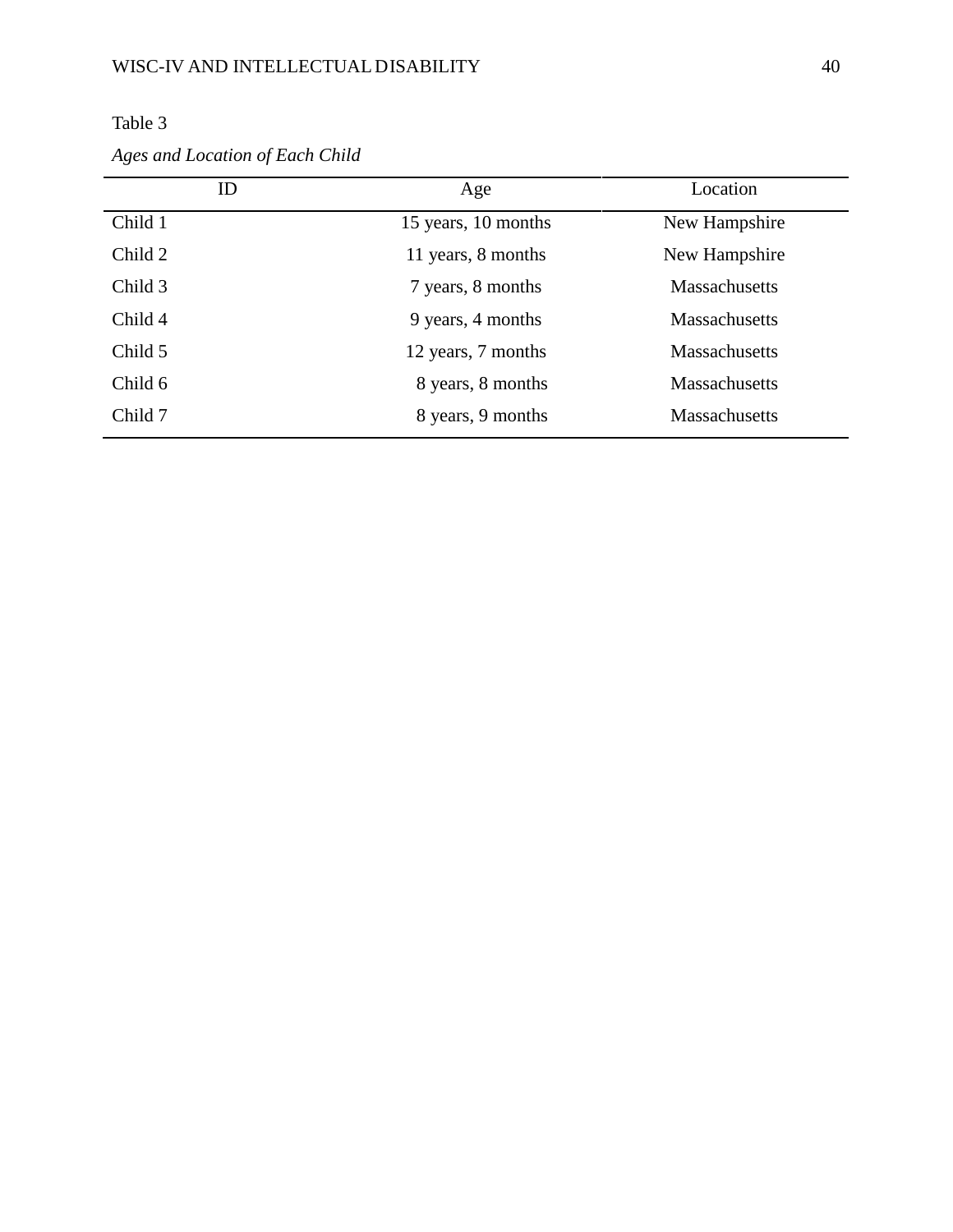Table 3

*Ages and Location of Each Child*

| ID | Age | Location |
|---|---|---|
| Child 1 | 15 years, 10 months | New Hampshire |
| Child 2 | 11 years, 8 months | New Hampshire |
| Child 3 | 7 years, 8 months | Massachusetts |
| Child 4 | 9 years, 4 months | Massachusetts |
| Child 5 | 12 years, 7 months | Massachusetts |
| Child 6 | 8 years, 8 months | Massachusetts |
| Child 7 | 8 years, 9 months | Massachusetts |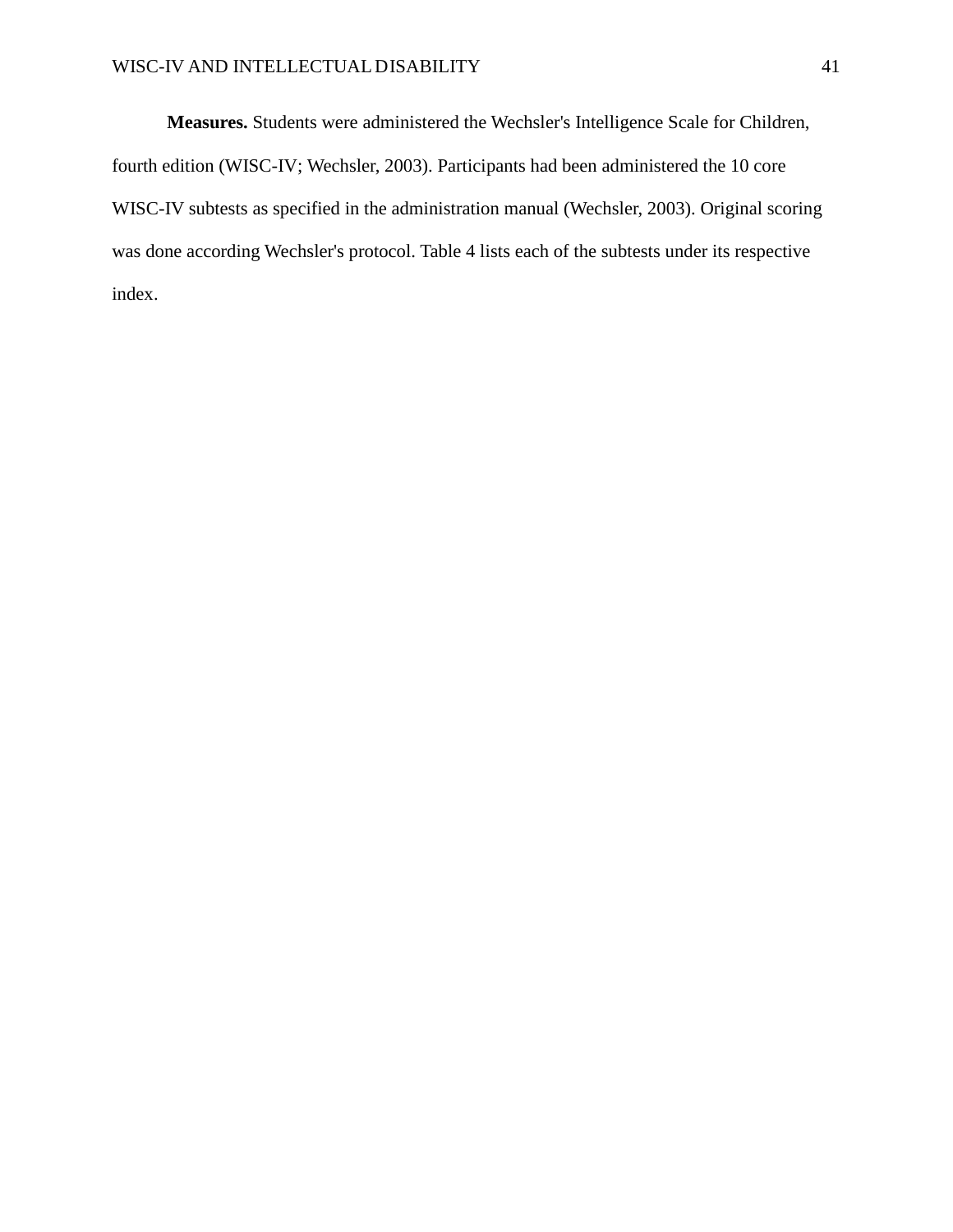**Measures.** Students were administered the Wechsler's Intelligence Scale for Children, fourth edition (WISC-IV; Wechsler, 2003). Participants had been administered the 10 core WISC-IV subtests as specified in the administration manual (Wechsler, 2003). Original scoring was done according Wechsler's protocol. Table 4 lists each of the subtests under its respective index.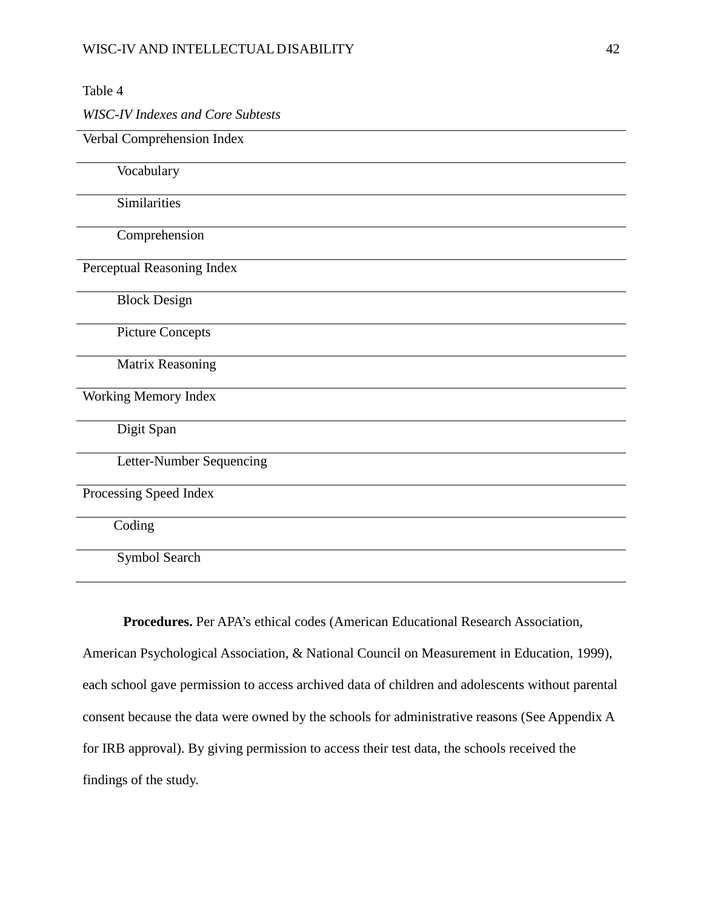Table 4

*WISC-IV Indexes and Core Subtests*

| Verbal Comprehension Index |
|---|
| Vocabulary |
| Similarities |
| Comprehension |
| Perceptual Reasoning Index |
| Block Design |
| Picture Concepts |
| Matrix Reasoning |
| Working Memory Index |
| Digit Span |
| Letter-Number Sequencing |
| Processing Speed Index |
| Coding |
| Symbol Search |

**Procedures.** Per APA's ethical codes (American Educational Research Association, American Psychological Association, & National Council on Measurement in Education, 1999), each school gave permission to access archived data of children and adolescents without parental consent because the data were owned by the schools for administrative reasons (See Appendix A for IRB approval). By giving permission to access their test data, the schools received the findings of the study.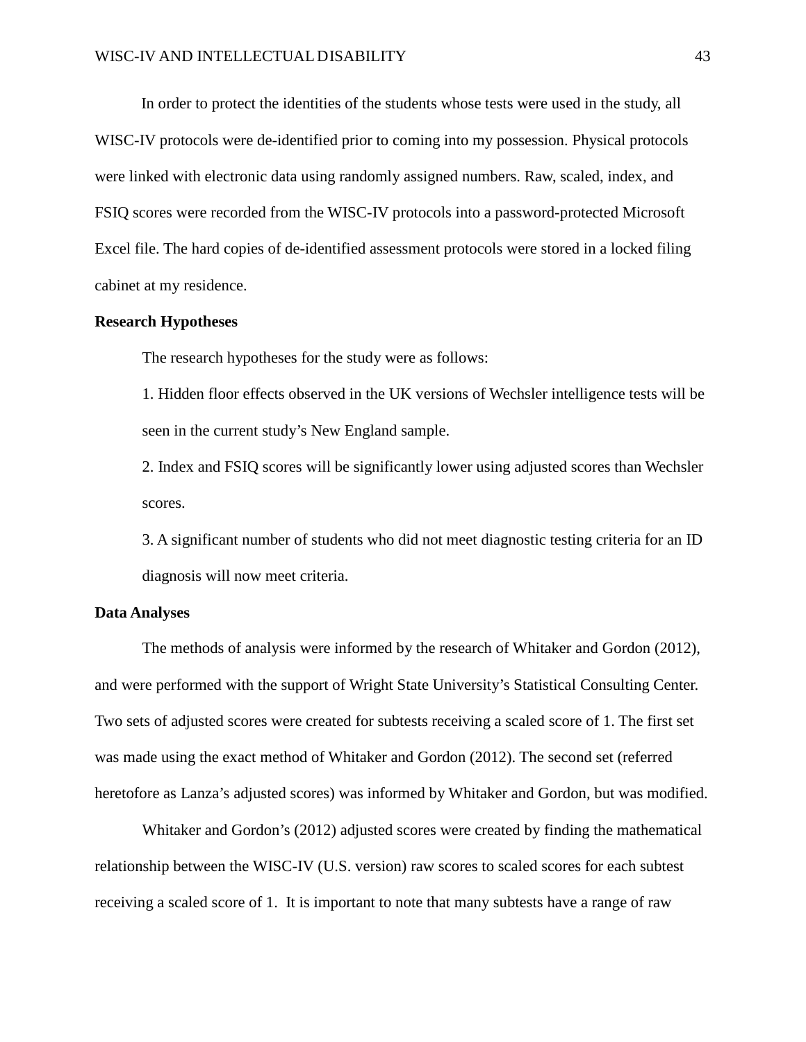In order to protect the identities of the students whose tests were used in the study, all WISC-IV protocols were de-identified prior to coming into my possession. Physical protocols were linked with electronic data using randomly assigned numbers. Raw, scaled, index, and FSIQ scores were recorded from the WISC-IV protocols into a password-protected Microsoft Excel file. The hard copies of de-identified assessment protocols were stored in a locked filing cabinet at my residence.

## Research Hypotheses

The research hypotheses for the study were as follows:

1. Hidden floor effects observed in the UK versions of Wechsler intelligence tests will be seen in the current study's New England sample.

2. Index and FSIQ scores will be significantly lower using adjusted scores than Wechsler scores.

3. A significant number of students who did not meet diagnostic testing criteria for an ID diagnosis will now meet criteria.

## Data Analyses

The methods of analysis were informed by the research of Whitaker and Gordon (2012), and were performed with the support of Wright State University's Statistical Consulting Center. Two sets of adjusted scores were created for subtests receiving a scaled score of 1. The first set was made using the exact method of Whitaker and Gordon (2012). The second set (referred heretofore as Lanza's adjusted scores) was informed by Whitaker and Gordon, but was modified.

Whitaker and Gordon's (2012) adjusted scores were created by finding the mathematical relationship between the WISC-IV (U.S. version) raw scores to scaled scores for each subtest receiving a scaled score of 1. It is important to note that many subtests have a range of raw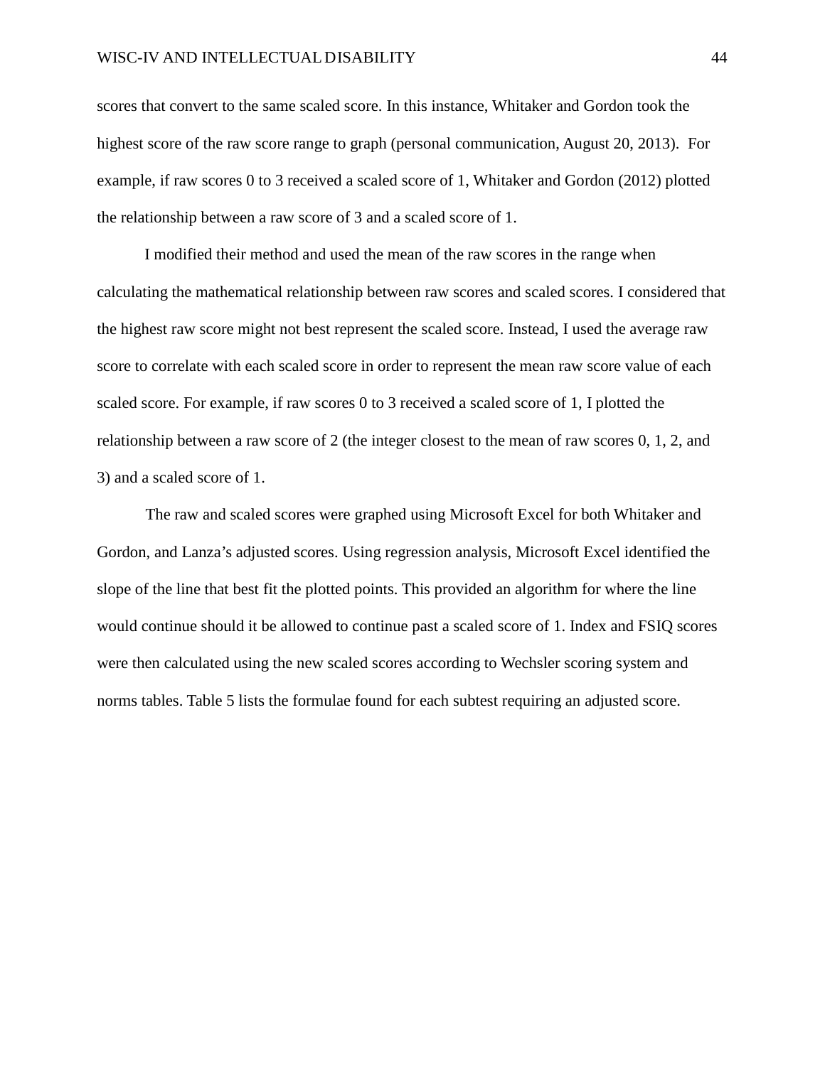scores that convert to the same scaled score. In this instance, Whitaker and Gordon took the highest score of the raw score range to graph (personal communication, August 20, 2013). For example, if raw scores 0 to 3 received a scaled score of 1, Whitaker and Gordon (2012) plotted the relationship between a raw score of 3 and a scaled score of 1.

I modified their method and used the mean of the raw scores in the range when calculating the mathematical relationship between raw scores and scaled scores. I considered that the highest raw score might not best represent the scaled score. Instead, I used the average raw score to correlate with each scaled score in order to represent the mean raw score value of each scaled score. For example, if raw scores 0 to 3 received a scaled score of 1, I plotted the relationship between a raw score of 2 (the integer closest to the mean of raw scores 0, 1, 2, and 3) and a scaled score of 1.

The raw and scaled scores were graphed using Microsoft Excel for both Whitaker and Gordon, and Lanza's adjusted scores. Using regression analysis, Microsoft Excel identified the slope of the line that best fit the plotted points. This provided an algorithm for where the line would continue should it be allowed to continue past a scaled score of 1. Index and FSIQ scores were then calculated using the new scaled scores according to Wechsler scoring system and norms tables. Table 5 lists the formulae found for each subtest requiring an adjusted score.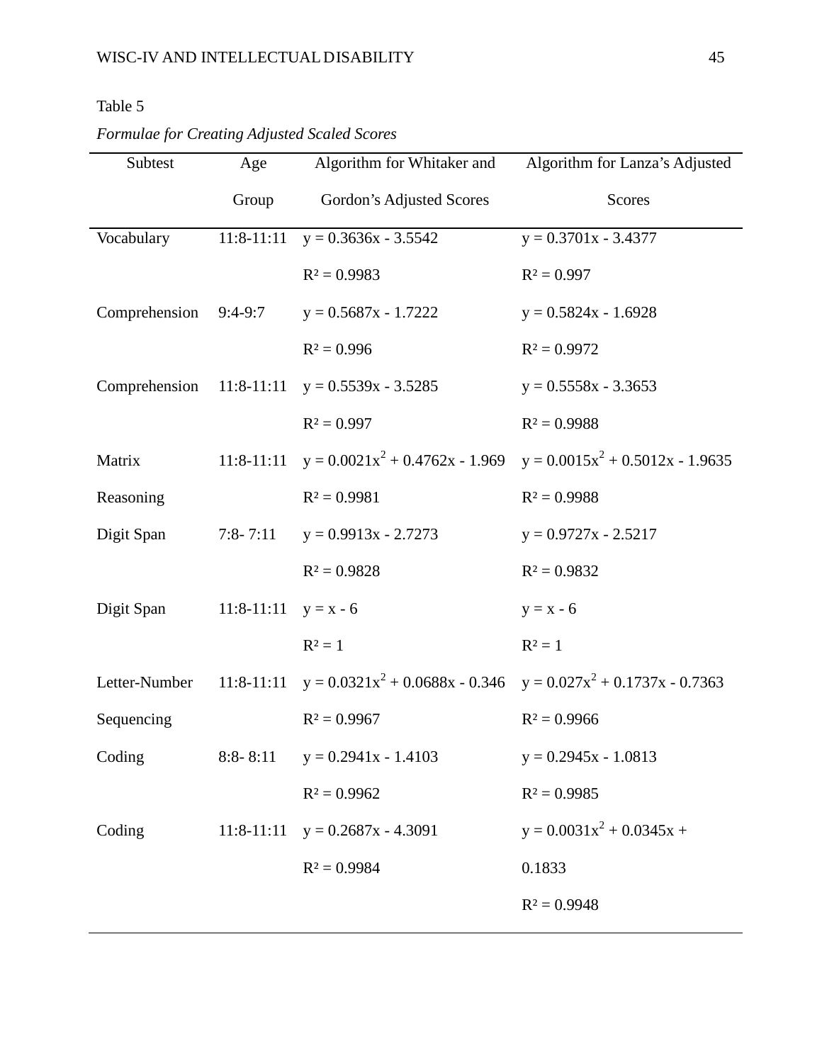Table 5

*Formulae for Creating Adjusted Scaled Scores*

| Subtest | Age Group | Algorithm for Whitaker and Gordon's Adjusted Scores | Algorithm for Lanza's Adjusted Scores |
|---|---|---|---|
| Vocabulary | 11:8-11:11 | $y = 0.3636x - 3.5542$ | $y = 0.3701x - 3.4377$ |
| | | $R^2 = 0.9983$ | $R^2 = 0.997$ |
| Comprehension | 9:4-9:7 | $y = 0.5687x - 1.7222$ | $y = 0.5824x - 1.6928$ |
| | | $R^2 = 0.996$ | $R^2 = 0.9972$ |
| Comprehension | 11:8-11:11 | $y = 0.5539x - 3.5285$ | $y = 0.5558x - 3.3653$ |
| | | $R^2 = 0.997$ | $R^2 = 0.9988$ |
| Matrix Reasoning | 11:8-11:11 | $y = 0.0021x^2 + 0.4762x - 1.969$ | $y = 0.0015x^2 + 0.5012x - 1.9635$ |
| | | $R^2 = 0.9981$ | $R^2 = 0.9988$ |
| Digit Span | 7:8- 7:11 | $y = 0.9913x - 2.7273$ | $y = 0.9727x - 2.5217$ |
| | | $R^2 = 0.9828$ | $R^2 = 0.9832$ |
| Digit Span | 11:8-11:11 | $y = x - 6$ | $y = x - 6$ |
| | | $R^2 = 1$ | $R^2 = 1$ |
| Letter-Number Sequencing | 11:8-11:11 | $y = 0.0321x^2 + 0.0688x - 0.346$ | $y = 0.027x^2 + 0.1737x - 0.7363$ |
| | | $R^2 = 0.9967$ | $R^2 = 0.9966$ |
| Coding | 8:8- 8:11 | $y = 0.2941x - 1.4103$ | $y = 0.2945x - 1.0813$ |
| | | $R^2 = 0.9962$ | $R^2 = 0.9985$ |
| Coding | 11:8-11:11 | $y = 0.2687x - 4.3091$ | $y = 0.0031x^2 + 0.0345x + 0.1833$ |
| | | $R^2 = 0.9984$ | $R^2 = 0.9948$ |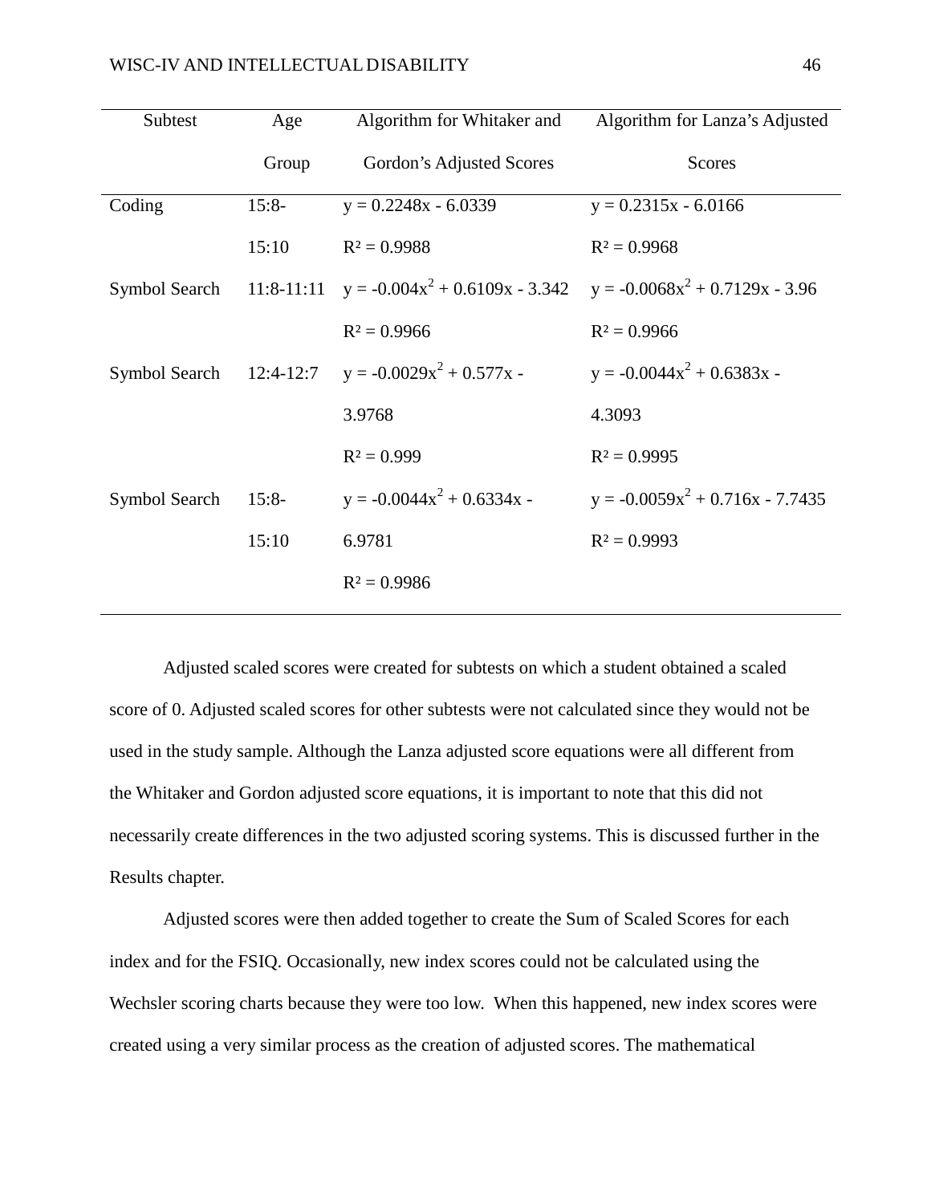| Subtest | Age Group | Algorithm for Whitaker and Gordon's Adjusted Scores | Algorithm for Lanza's Adjusted Scores |
|---|---|---|---|
| Coding | 15:8-15:10 | $y = 0.2248x - 6.0339$ $R^2 = 0.9988$ | $y = 0.2315x - 6.0166$ $R^2 = 0.9968$ |
| Symbol Search | 11:8-11:11 | $y = -0.004x^2 + 0.6109x - 3.342$ $R^2 = 0.9966$ | $y = -0.0068x^2 + 0.7129x - 3.96$ $R^2 = 0.9966$ |
| Symbol Search | 12:4-12:7 | $y = -0.0029x^2 + 0.577x - 3.9768$ $R^2 = 0.999$ | $y = -0.0044x^2 + 0.6383x - 4.3093$ $R^2 = 0.9995$ |
| Symbol Search | 15:8-15:10 | $y = -0.0044x^2 + 0.6334x - 6.9781$ $R^2 = 0.9986$ | $y = -0.0059x^2 + 0.716x - 7.7435$ $R^2 = 0.9993$ |

Adjusted scaled scores were created for subtests on which a student obtained a scaled score of 0. Adjusted scaled scores for other subtests were not calculated since they would not be used in the study sample. Although the Lanza adjusted score equations were all different from the Whitaker and Gordon adjusted score equations, it is important to note that this did not necessarily create differences in the two adjusted scoring systems. This is discussed further in the Results chapter.

Adjusted scores were then added together to create the Sum of Scaled Scores for each index and for the FSIQ. Occasionally, new index scores could not be calculated using the Wechsler scoring charts because they were too low. When this happened, new index scores were created using a very similar process as the creation of adjusted scores. The mathematical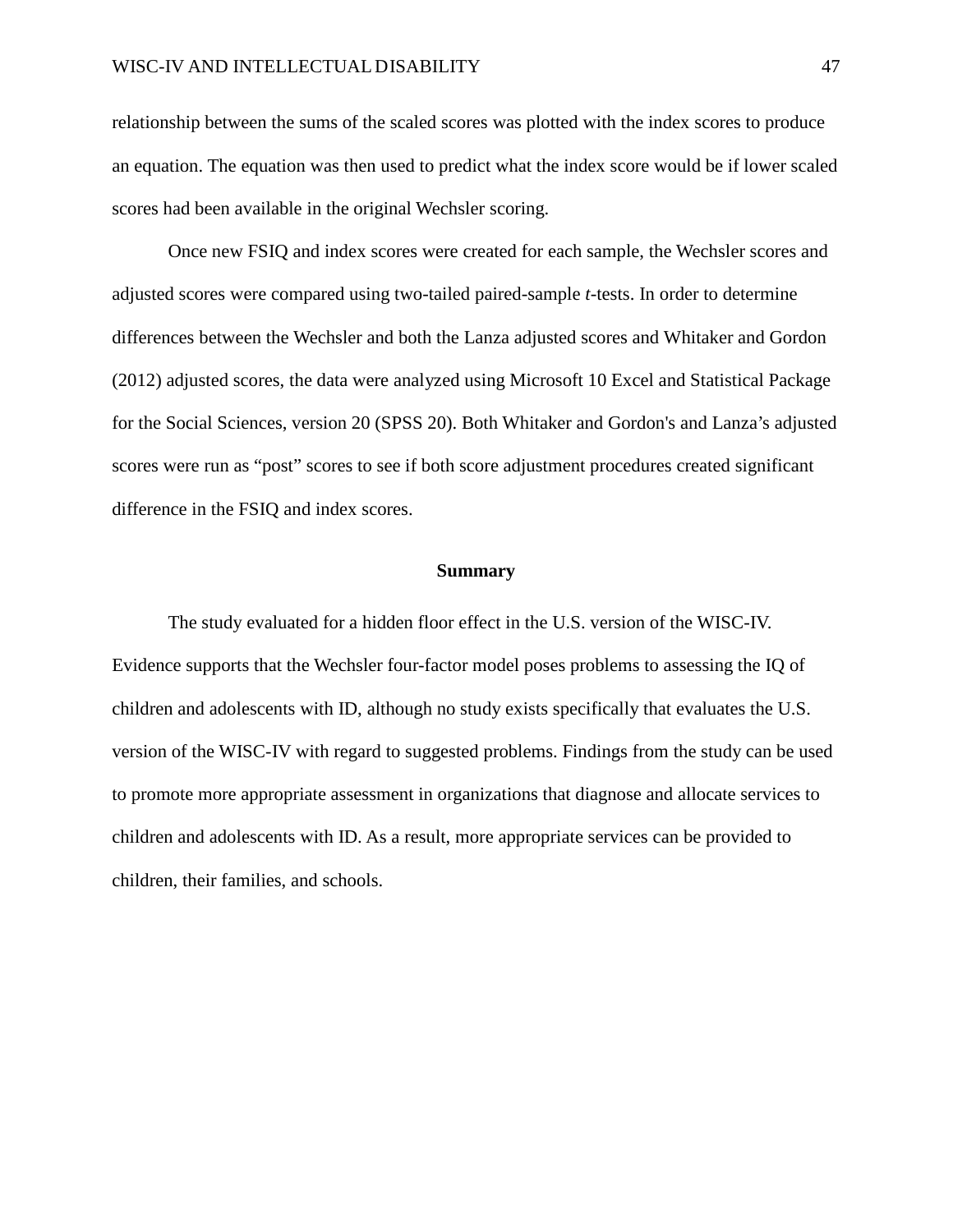relationship between the sums of the scaled scores was plotted with the index scores to produce an equation. The equation was then used to predict what the index score would be if lower scaled scores had been available in the original Wechsler scoring.

Once new FSIQ and index scores were created for each sample, the Wechsler scores and adjusted scores were compared using two-tailed paired-sample *t*-tests. In order to determine differences between the Wechsler and both the Lanza adjusted scores and Whitaker and Gordon (2012) adjusted scores, the data were analyzed using Microsoft 10 Excel and Statistical Package for the Social Sciences, version 20 (SPSS 20). Both Whitaker and Gordon's and Lanza’s adjusted scores were run as “post” scores to see if both score adjustment procedures created significant difference in the FSIQ and index scores.

## Summary

The study evaluated for a hidden floor effect in the U.S. version of the WISC-IV. Evidence supports that the Wechsler four-factor model poses problems to assessing the IQ of children and adolescents with ID, although no study exists specifically that evaluates the U.S. version of the WISC-IV with regard to suggested problems. Findings from the study can be used to promote more appropriate assessment in organizations that diagnose and allocate services to children and adolescents with ID. As a result, more appropriate services can be provided to children, their families, and schools.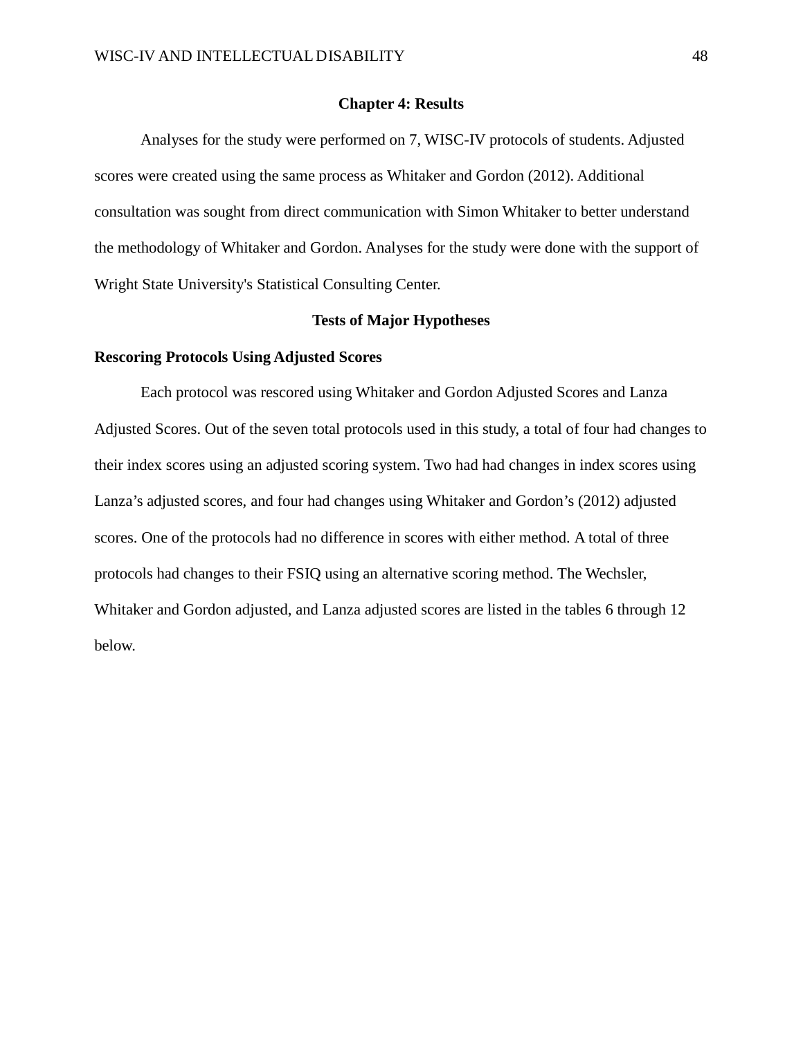# Chapter 4: Results

Analyses for the study were performed on 7, WISC-IV protocols of students. Adjusted scores were created using the same process as Whitaker and Gordon (2012). Additional consultation was sought from direct communication with Simon Whitaker to better understand the methodology of Whitaker and Gordon. Analyses for the study were done with the support of Wright State University's Statistical Consulting Center.

## Tests of Major Hypotheses

### Rescoring Protocols Using Adjusted Scores

Each protocol was rescored using Whitaker and Gordon Adjusted Scores and Lanza Adjusted Scores. Out of the seven total protocols used in this study, a total of four had changes to their index scores using an adjusted scoring system. Two had had changes in index scores using Lanza's adjusted scores, and four had changes using Whitaker and Gordon's (2012) adjusted scores. One of the protocols had no difference in scores with either method. A total of three protocols had changes to their FSIQ using an alternative scoring method. The Wechsler, Whitaker and Gordon adjusted, and Lanza adjusted scores are listed in the tables 6 through 12 below.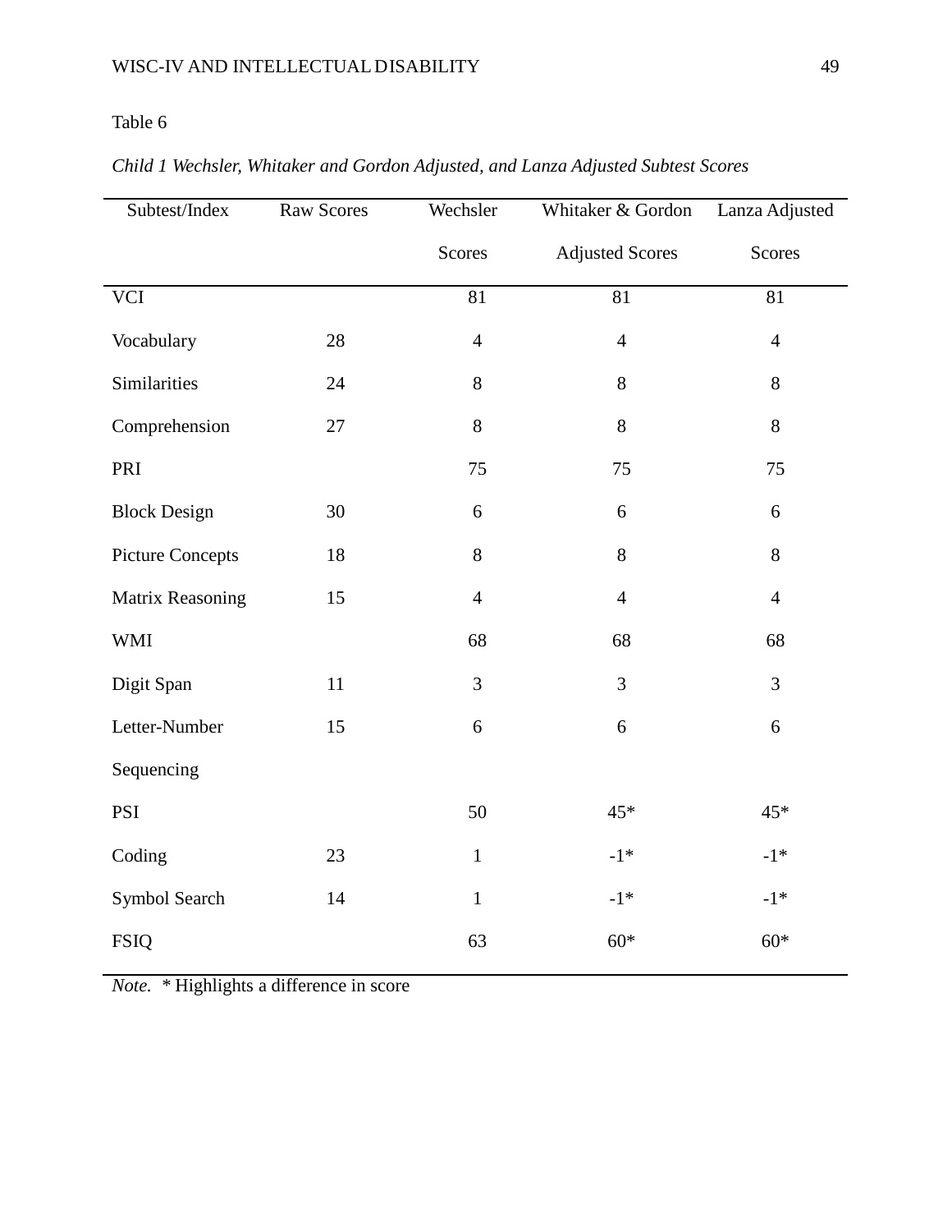Table 6

*Child 1 Wechsler, Whitaker and Gordon Adjusted, and Lanza Adjusted Subtest Scores*

| Subtest/Index | Raw Scores | Wechsler Scores | Whitaker & Gordon Adjusted Scores | Lanza Adjusted Scores |
|---|---|---|---|---|
| VCI | | 81 | 81 | 81 |
| Vocabulary | 28 | 4 | 4 | 4 |
| Similarities | 24 | 8 | 8 | 8 |
| Comprehension | 27 | 8 | 8 | 8 |
| PRI | | 75 | 75 | 75 |
| Block Design | 30 | 6 | 6 | 6 |
| Picture Concepts | 18 | 8 | 8 | 8 |
| Matrix Reasoning | 15 | 4 | 4 | 4 |
| WMI | | 68 | 68 | 68 |
| Digit Span | 11 | 3 | 3 | 3 |
| Letter-Number Sequencing | 15 | 6 | 6 | 6 |
| PSI | | 50 | 45* | 45* |
| Coding | 23 | 1 | -1* | -1* |
| Symbol Search | 14 | 1 | -1* | -1* |
| FSIQ | | 63 | 60* | 60* |

*Note.* * Highlights a difference in score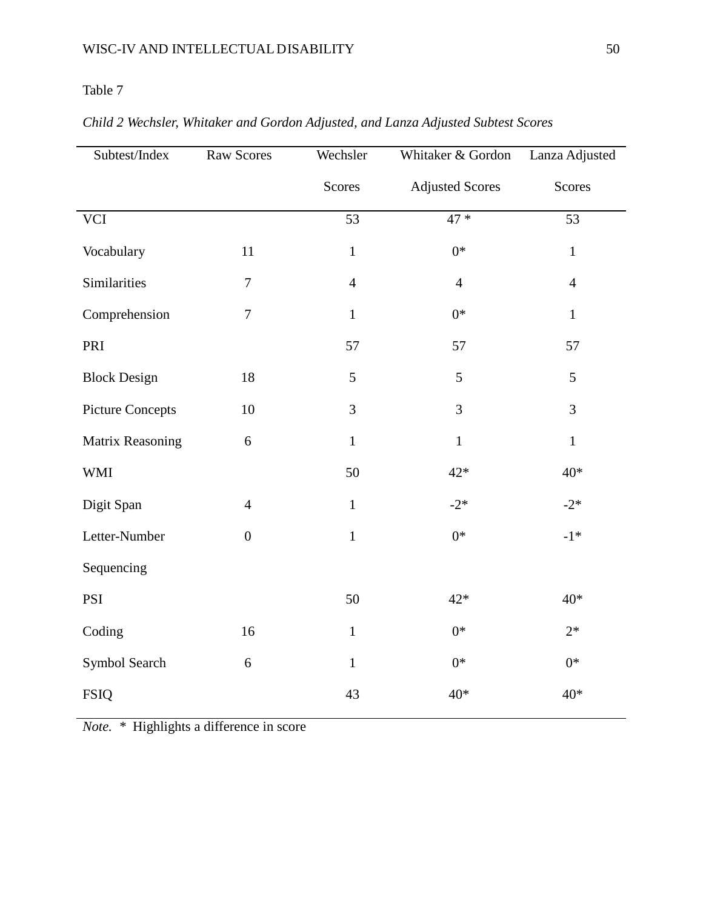Table 7

*Child 2 Wechsler, Whitaker and Gordon Adjusted, and Lanza Adjusted Subtest Scores*

| Subtest/Index | Raw Scores | Wechsler Scores | Whitaker & Gordon Adjusted Scores | Lanza Adjusted Scores |
|---|---|---|---|---|
| VCI | | 53 | 47 * | 53 |
| Vocabulary | 11 | 1 | 0* | 1 |
| Similarities | 7 | 4 | 4 | 4 |
| Comprehension | 7 | 1 | 0* | 1 |
| PRI | | 57 | 57 | 57 |
| Block Design | 18 | 5 | 5 | 5 |
| Picture Concepts | 10 | 3 | 3 | 3 |
| Matrix Reasoning | 6 | 1 | 1 | 1 |
| WMI | | 50 | 42* | 40* |
| Digit Span | 4 | 1 | -2* | -2* |
| Letter-Number Sequencing | 0 | 1 | 0* | -1* |
| PSI | | 50 | 42* | 40* |
| Coding | 16 | 1 | 0* | 2* |
| Symbol Search | 6 | 1 | 0* | 0* |
| FSIQ | | 43 | 40* | 40* |

*Note.* * Highlights a difference in score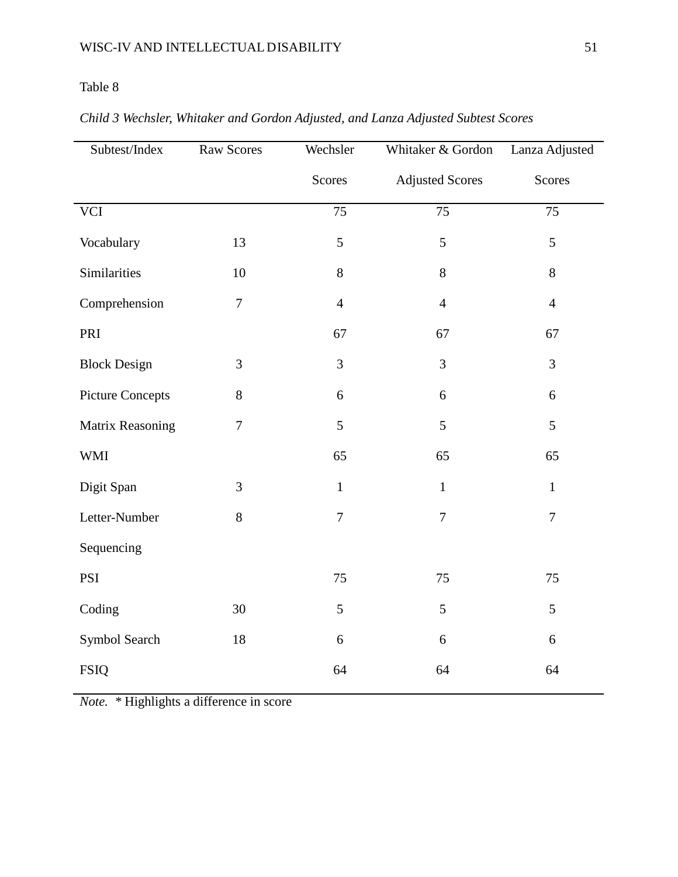Table 8

*Child 3 Wechsler, Whitaker and Gordon Adjusted, and Lanza Adjusted Subtest Scores*

| Subtest/Index | Raw Scores | Wechsler Scores | Whitaker & Gordon Adjusted Scores | Lanza Adjusted Scores |
|---|---|---|---|---|
| VCI | | 75 | 75 | 75 |
| Vocabulary | 13 | 5 | 5 | 5 |
| Similarities | 10 | 8 | 8 | 8 |
| Comprehension | 7 | 4 | 4 | 4 |
| PRI | | 67 | 67 | 67 |
| Block Design | 3 | 3 | 3 | 3 |
| Picture Concepts | 8 | 6 | 6 | 6 |
| Matrix Reasoning | 7 | 5 | 5 | 5 |
| WMI | | 65 | 65 | 65 |
| Digit Span | 3 | 1 | 1 | 1 |
| Letter-Number Sequencing | 8 | 7 | 7 | 7 |
| PSI | | 75 | 75 | 75 |
| Coding | 30 | 5 | 5 | 5 |
| Symbol Search | 18 | 6 | 6 | 6 |
| FSIQ | | 64 | 64 | 64 |

*Note.* * Highlights a difference in score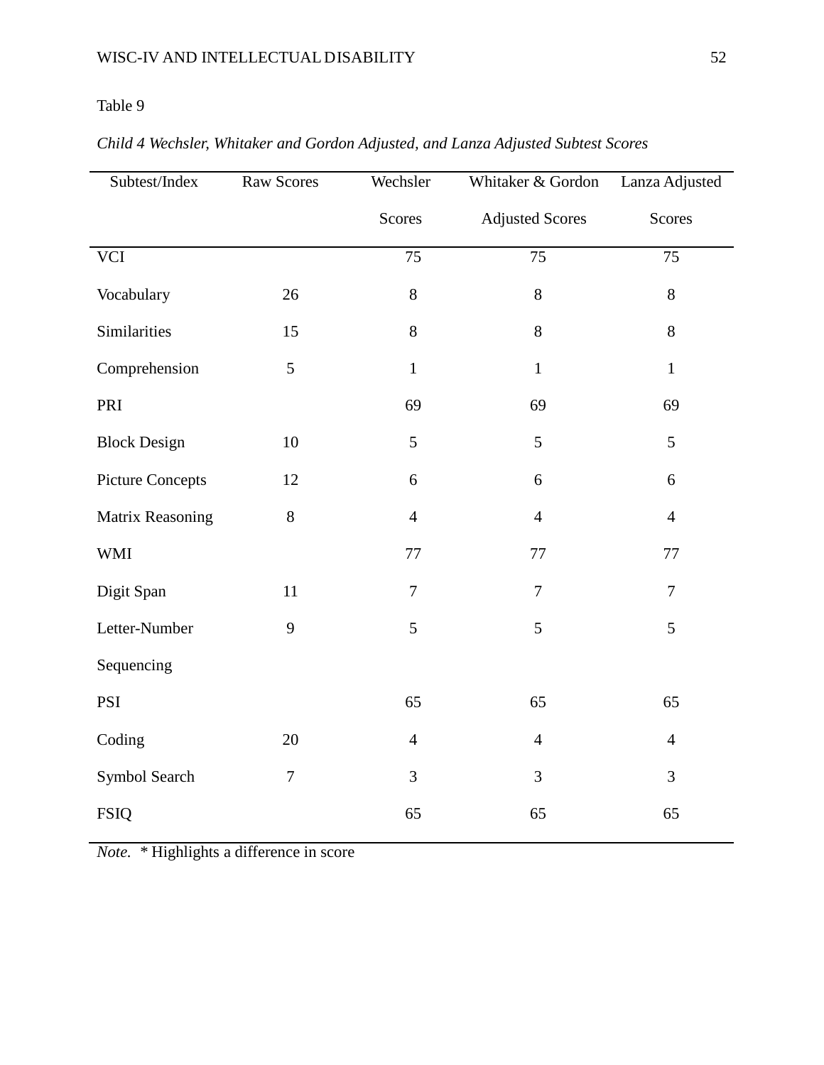Table 9

*Child 4 Wechsler, Whitaker and Gordon Adjusted, and Lanza Adjusted Subtest Scores*

| Subtest/Index | Raw Scores | Wechsler Scores | Whitaker & Gordon Adjusted Scores | Lanza Adjusted Scores |
|---|---|---|---|---|
| VCI | | 75 | 75 | 75 |
| Vocabulary | 26 | 8 | 8 | 8 |
| Similarities | 15 | 8 | 8 | 8 |
| Comprehension | 5 | 1 | 1 | 1 |
| PRI | | 69 | 69 | 69 |
| Block Design | 10 | 5 | 5 | 5 |
| Picture Concepts | 12 | 6 | 6 | 6 |
| Matrix Reasoning | 8 | 4 | 4 | 4 |
| WMI | | 77 | 77 | 77 |
| Digit Span | 11 | 7 | 7 | 7 |
| Letter-Number Sequencing | 9 | 5 | 5 | 5 |
| PSI | | 65 | 65 | 65 |
| Coding | 20 | 4 | 4 | 4 |
| Symbol Search | 7 | 3 | 3 | 3 |
| FSIQ | | 65 | 65 | 65 |

*Note.* * Highlights a difference in score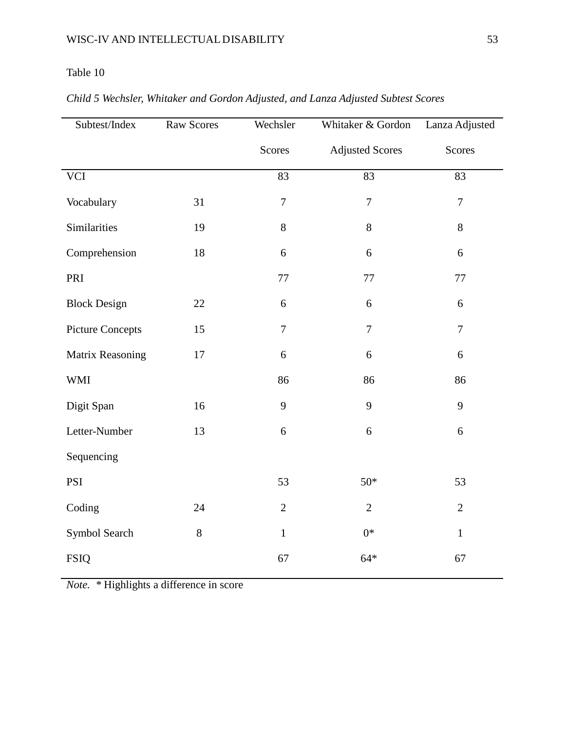Table 10

*Child 5 Wechsler, Whitaker and Gordon Adjusted, and Lanza Adjusted Subtest Scores*

| Subtest/Index | Raw Scores | Wechsler Scores | Whitaker & Gordon Adjusted Scores | Lanza Adjusted Scores |
|---|---|---|---|---|
| VCI | | 83 | 83 | 83 |
| Vocabulary | 31 | 7 | 7 | 7 |
| Similarities | 19 | 8 | 8 | 8 |
| Comprehension | 18 | 6 | 6 | 6 |
| PRI | | 77 | 77 | 77 |
| Block Design | 22 | 6 | 6 | 6 |
| Picture Concepts | 15 | 7 | 7 | 7 |
| Matrix Reasoning | 17 | 6 | 6 | 6 |
| WMI | | 86 | 86 | 86 |
| Digit Span | 16 | 9 | 9 | 9 |
| Letter-Number Sequencing | 13 | 6 | 6 | 6 |
| PSI | | 53 | 50* | 53 |
| Coding | 24 | 2 | 2 | 2 |
| Symbol Search | 8 | 1 | 0* | 1 |
| FSIQ | | 67 | 64* | 67 |

*Note.* * Highlights a difference in score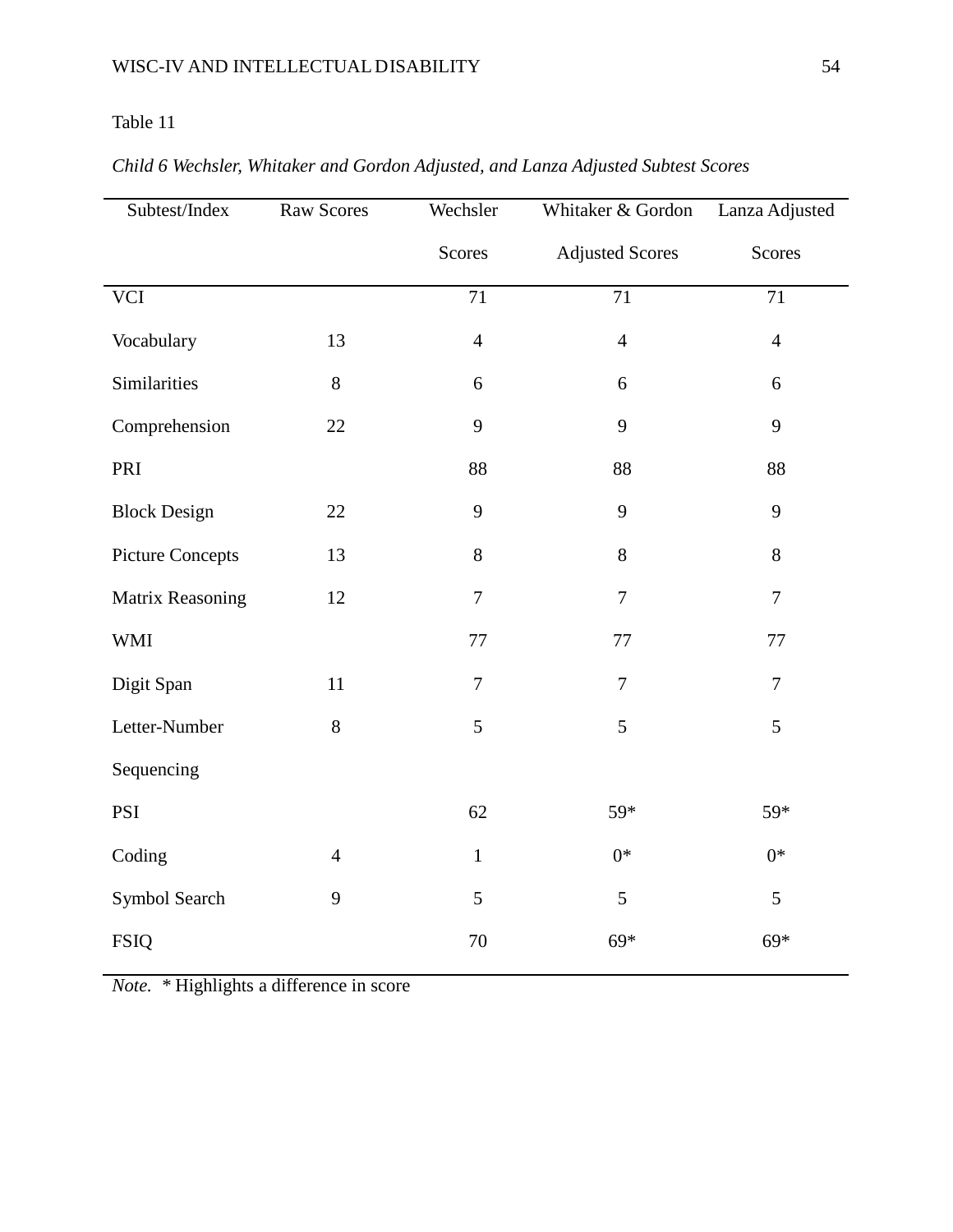Table 11

*Child 6 Wechsler, Whitaker and Gordon Adjusted, and Lanza Adjusted Subtest Scores*

| Subtest/Index | Raw Scores | Wechsler Scores | Whitaker & Gordon Adjusted Scores | Lanza Adjusted Scores |
|---|---|---|---|---|
| VCI | | 71 | 71 | 71 |
| Vocabulary | 13 | 4 | 4 | 4 |
| Similarities | 8 | 6 | 6 | 6 |
| Comprehension | 22 | 9 | 9 | 9 |
| PRI | | 88 | 88 | 88 |
| Block Design | 22 | 9 | 9 | 9 |
| Picture Concepts | 13 | 8 | 8 | 8 |
| Matrix Reasoning | 12 | 7 | 7 | 7 |
| WMI | | 77 | 77 | 77 |
| Digit Span | 11 | 7 | 7 | 7 |
| Letter-Number Sequencing | 8 | 5 | 5 | 5 |
| PSI | | 62 | 59* | 59* |
| Coding | 4 | 1 | 0* | 0* |
| Symbol Search | 9 | 5 | 5 | 5 |
| FSIQ | | 70 | 69* | 69* |

*Note.* * Highlights a difference in score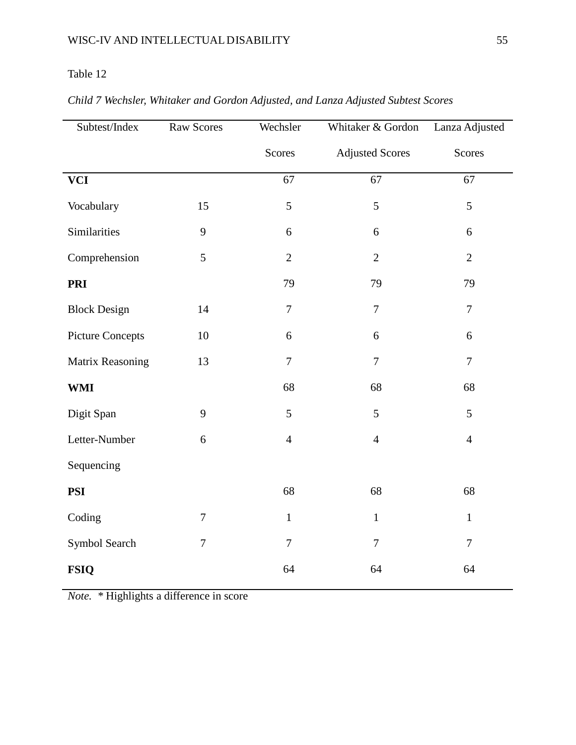Table 12

*Child 7 Wechsler, Whitaker and Gordon Adjusted, and Lanza Adjusted Subtest Scores*

| Subtest/Index | Raw Scores | Wechsler Scores | Whitaker & Gordon Adjusted Scores | Lanza Adjusted Scores |
|---|---|---|---|---|
| **VCI** | | 67 | 67 | 67 |
| Vocabulary | 15 | 5 | 5 | 5 |
| Similarities | 9 | 6 | 6 | 6 |
| Comprehension | 5 | 2 | 2 | 2 |
| **PRI** | | 79 | 79 | 79 |
| Block Design | 14 | 7 | 7 | 7 |
| Picture Concepts | 10 | 6 | 6 | 6 |
| Matrix Reasoning | 13 | 7 | 7 | 7 |
| **WMI** | | 68 | 68 | 68 |
| Digit Span | 9 | 5 | 5 | 5 |
| Letter-Number Sequencing | 6 | 4 | 4 | 4 |
| **PSI** | | 68 | 68 | 68 |
| Coding | 7 | 1 | 1 | 1 |
| Symbol Search | 7 | 7 | 7 | 7 |
| **FSIQ** | | 64 | 64 | 64 |

*Note.* * Highlights a difference in score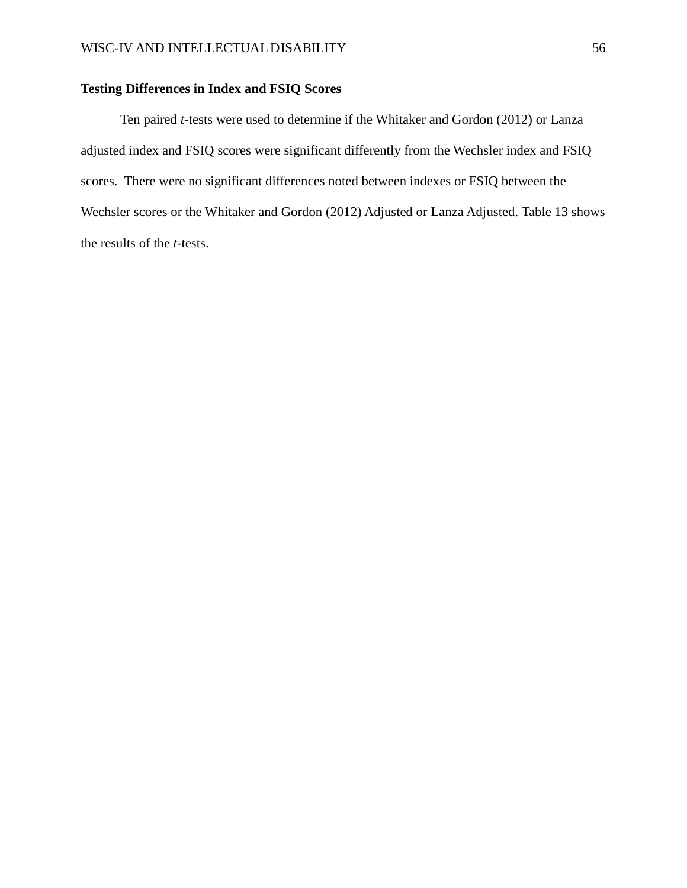**Testing Differences in Index and FSIQ Scores**

Ten paired *t*-tests were used to determine if the Whitaker and Gordon (2012) or Lanza adjusted index and FSIQ scores were significant differently from the Wechsler index and FSIQ scores. There were no significant differences noted between indexes or FSIQ between the Wechsler scores or the Whitaker and Gordon (2012) Adjusted or Lanza Adjusted. Table 13 shows the results of the *t*-tests.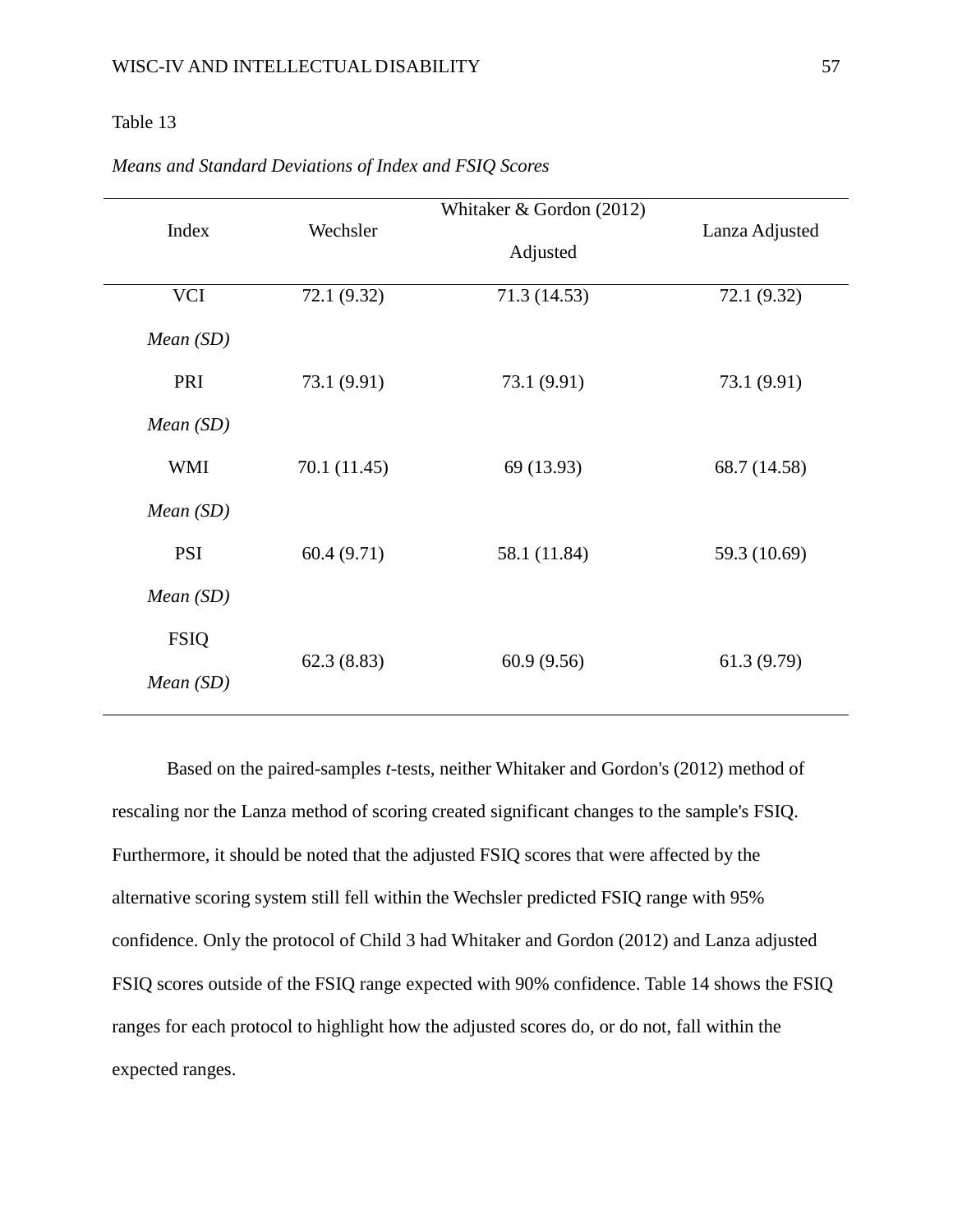Table 13

*Means and Standard Deviations of Index and FSIQ Scores*

| Index | Wechsler | Whitaker & Gordon (2012) Adjusted | Lanza Adjusted |
|---|---|---|---|
| VCI *Mean (SD)* | 72.1 (9.32) | 71.3 (14.53) | 72.1 (9.32) |
| PRI *Mean (SD)* | 73.1 (9.91) | 73.1 (9.91) | 73.1 (9.91) |
| WMI *Mean (SD)* | 70.1 (11.45) | 69 (13.93) | 68.7 (14.58) |
| PSI *Mean (SD)* | 60.4 (9.71) | 58.1 (11.84) | 59.3 (10.69) |
| FSIQ *Mean (SD)* | 62.3 (8.83) | 60.9 (9.56) | 61.3 (9.79) |

Based on the paired-samples *t*-tests, neither Whitaker and Gordon's (2012) method of rescaling nor the Lanza method of scoring created significant changes to the sample's FSIQ. Furthermore, it should be noted that the adjusted FSIQ scores that were affected by the alternative scoring system still fell within the Wechsler predicted FSIQ range with 95% confidence. Only the protocol of Child 3 had Whitaker and Gordon (2012) and Lanza adjusted FSIQ scores outside of the FSIQ range expected with 90% confidence. Table 14 shows the FSIQ ranges for each protocol to highlight how the adjusted scores do, or do not, fall within the expected ranges.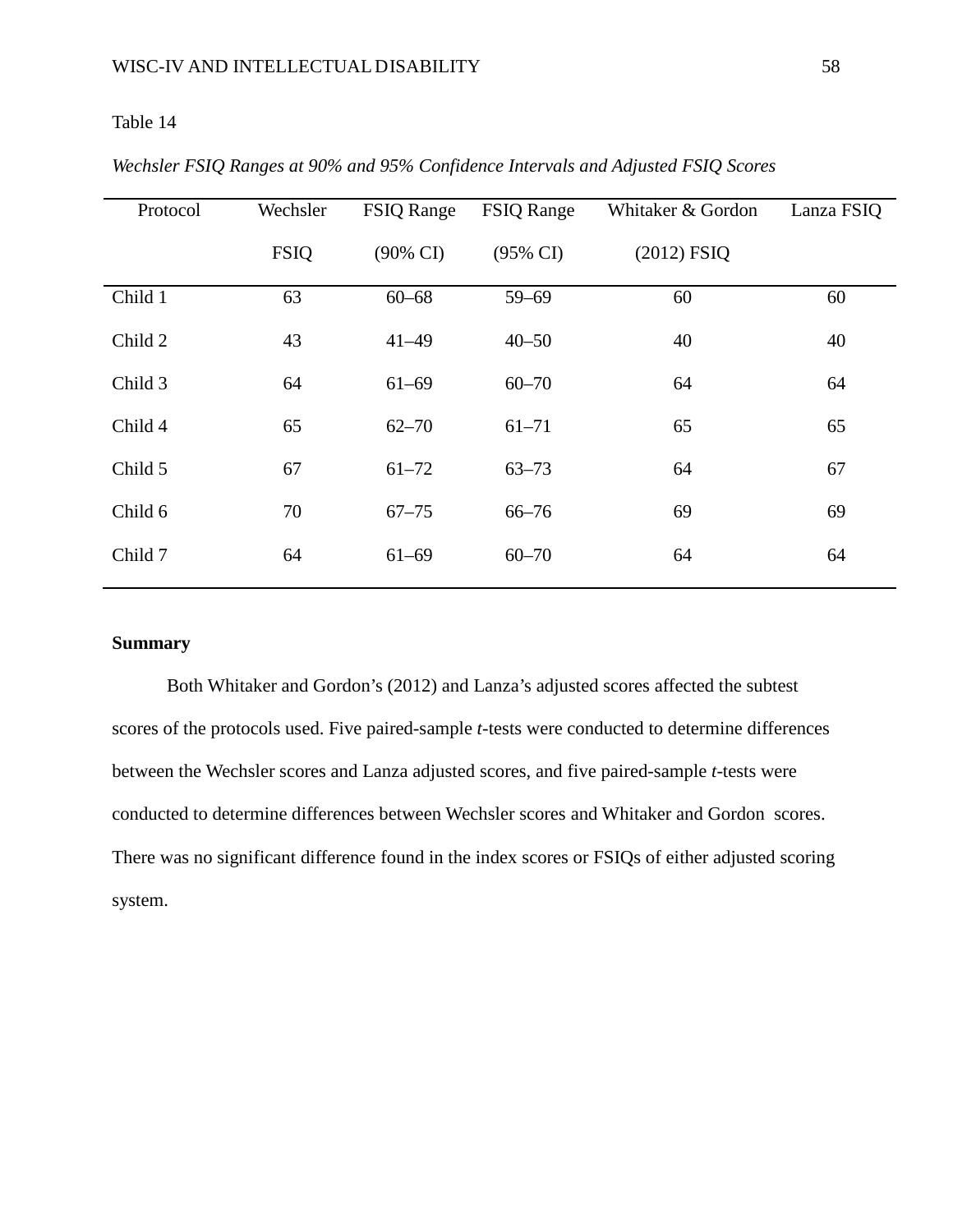Table 14

*Wechsler FSIQ Ranges at 90% and 95% Confidence Intervals and Adjusted FSIQ Scores*

| Protocol | Wechsler FSIQ | FSIQ Range (90% CI) | FSIQ Range (95% CI) | Whitaker & Gordon (2012) FSIQ | Lanza FSIQ |
|---|---|---|---|---|---|
| Child 1 | 63 | 60–68 | 59–69 | 60 | 60 |
| Child 2 | 43 | 41–49 | 40–50 | 40 | 40 |
| Child 3 | 64 | 61–69 | 60–70 | 64 | 64 |
| Child 4 | 65 | 62–70 | 61–71 | 65 | 65 |
| Child 5 | 67 | 61–72 | 63–73 | 64 | 67 |
| Child 6 | 70 | 67–75 | 66–76 | 69 | 69 |
| Child 7 | 64 | 61–69 | 60–70 | 64 | 64 |

**Summary**

Both Whitaker and Gordon's (2012) and Lanza's adjusted scores affected the subtest scores of the protocols used. Five paired-sample *t*-tests were conducted to determine differences between the Wechsler scores and Lanza adjusted scores, and five paired-sample *t*-tests were conducted to determine differences between Wechsler scores and Whitaker and Gordon scores. There was no significant difference found in the index scores or FSIQs of either adjusted scoring system.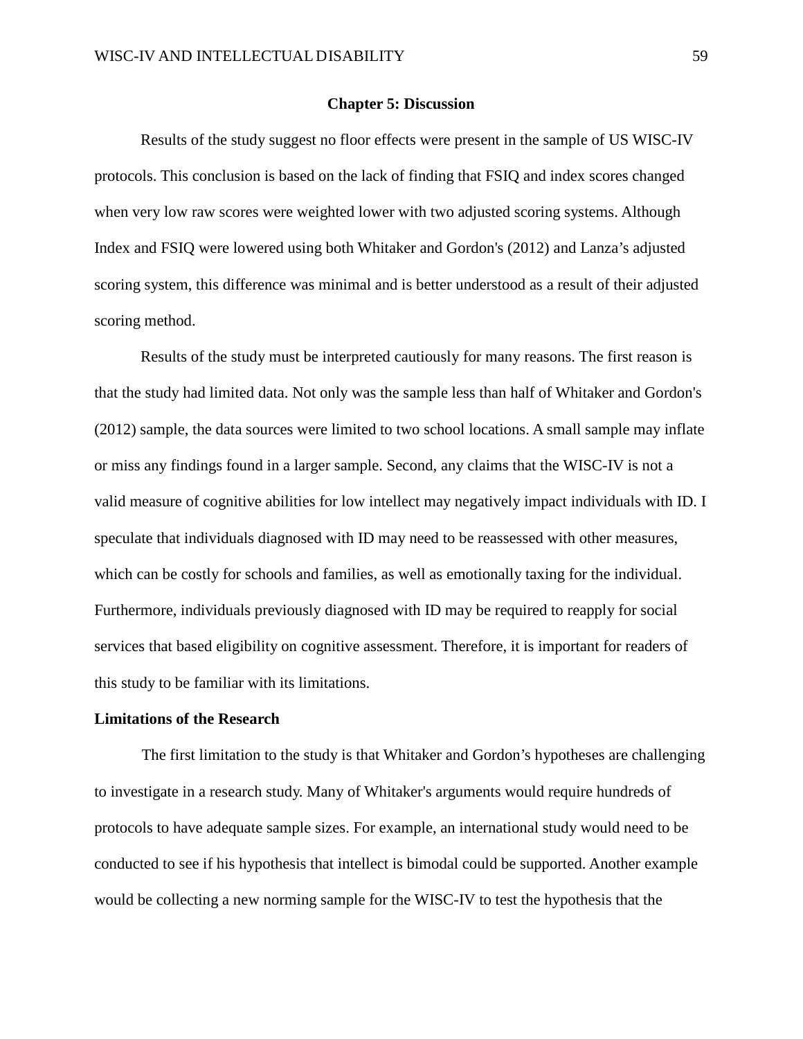# Chapter 5: Discussion

Results of the study suggest no floor effects were present in the sample of US WISC-IV protocols. This conclusion is based on the lack of finding that FSIQ and index scores changed when very low raw scores were weighted lower with two adjusted scoring systems. Although Index and FSIQ were lowered using both Whitaker and Gordon's (2012) and Lanza's adjusted scoring system, this difference was minimal and is better understood as a result of their adjusted scoring method.

Results of the study must be interpreted cautiously for many reasons. The first reason is that the study had limited data. Not only was the sample less than half of Whitaker and Gordon's (2012) sample, the data sources were limited to two school locations. A small sample may inflate or miss any findings found in a larger sample. Second, any claims that the WISC-IV is not a valid measure of cognitive abilities for low intellect may negatively impact individuals with ID. I speculate that individuals diagnosed with ID may need to be reassessed with other measures, which can be costly for schools and families, as well as emotionally taxing for the individual. Furthermore, individuals previously diagnosed with ID may be required to reapply for social services that based eligibility on cognitive assessment. Therefore, it is important for readers of this study to be familiar with its limitations.

## Limitations of the Research

The first limitation to the study is that Whitaker and Gordon's hypotheses are challenging to investigate in a research study. Many of Whitaker's arguments would require hundreds of protocols to have adequate sample sizes. For example, an international study would need to be conducted to see if his hypothesis that intellect is bimodal could be supported. Another example would be collecting a new norming sample for the WISC-IV to test the hypothesis that the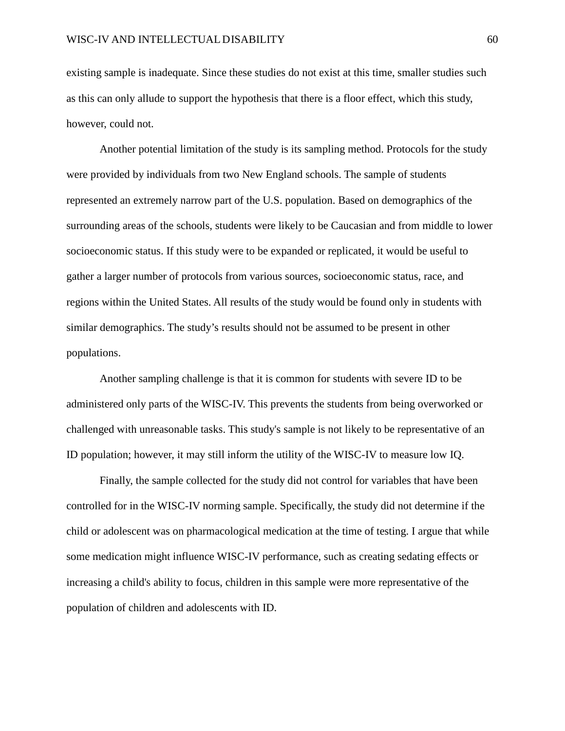existing sample is inadequate. Since these studies do not exist at this time, smaller studies such as this can only allude to support the hypothesis that there is a floor effect, which this study, however, could not.

Another potential limitation of the study is its sampling method. Protocols for the study were provided by individuals from two New England schools. The sample of students represented an extremely narrow part of the U.S. population. Based on demographics of the surrounding areas of the schools, students were likely to be Caucasian and from middle to lower socioeconomic status. If this study were to be expanded or replicated, it would be useful to gather a larger number of protocols from various sources, socioeconomic status, race, and regions within the United States. All results of the study would be found only in students with similar demographics. The study's results should not be assumed to be present in other populations.

Another sampling challenge is that it is common for students with severe ID to be administered only parts of the WISC-IV. This prevents the students from being overworked or challenged with unreasonable tasks. This study's sample is not likely to be representative of an ID population; however, it may still inform the utility of the WISC-IV to measure low IQ.

Finally, the sample collected for the study did not control for variables that have been controlled for in the WISC-IV norming sample. Specifically, the study did not determine if the child or adolescent was on pharmacological medication at the time of testing. I argue that while some medication might influence WISC-IV performance, such as creating sedating effects or increasing a child's ability to focus, children in this sample were more representative of the population of children and adolescents with ID.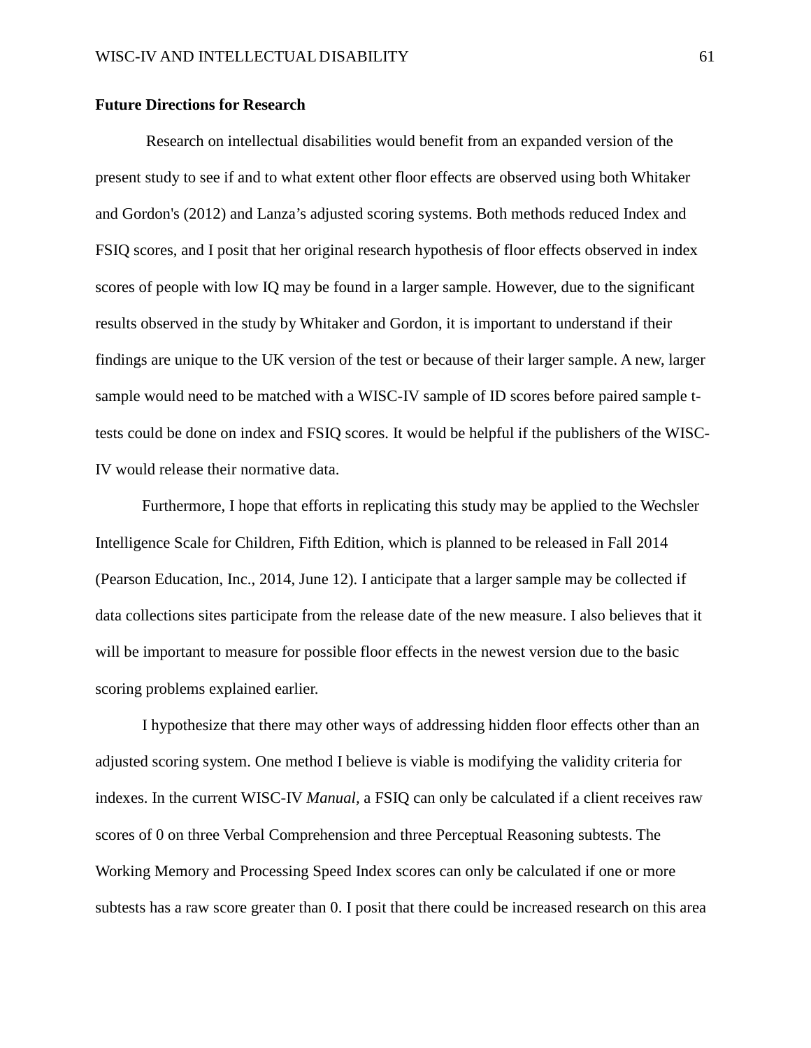**Future Directions for Research**

Research on intellectual disabilities would benefit from an expanded version of the present study to see if and to what extent other floor effects are observed using both Whitaker and Gordon's (2012) and Lanza's adjusted scoring systems. Both methods reduced Index and FSIQ scores, and I posit that her original research hypothesis of floor effects observed in index scores of people with low IQ may be found in a larger sample. However, due to the significant results observed in the study by Whitaker and Gordon, it is important to understand if their findings are unique to the UK version of the test or because of their larger sample. A new, larger sample would need to be matched with a WISC-IV sample of ID scores before paired sample t-tests could be done on index and FSIQ scores. It would be helpful if the publishers of the WISC-IV would release their normative data.

Furthermore, I hope that efforts in replicating this study may be applied to the Wechsler Intelligence Scale for Children, Fifth Edition, which is planned to be released in Fall 2014 (Pearson Education, Inc., 2014, June 12). I anticipate that a larger sample may be collected if data collections sites participate from the release date of the new measure. I also believes that it will be important to measure for possible floor effects in the newest version due to the basic scoring problems explained earlier.

I hypothesize that there may other ways of addressing hidden floor effects other than an adjusted scoring system. One method I believe is viable is modifying the validity criteria for indexes. In the current WISC-IV *Manual,* a FSIQ can only be calculated if a client receives raw scores of 0 on three Verbal Comprehension and three Perceptual Reasoning subtests. The Working Memory and Processing Speed Index scores can only be calculated if one or more subtests has a raw score greater than 0. I posit that there could be increased research on this area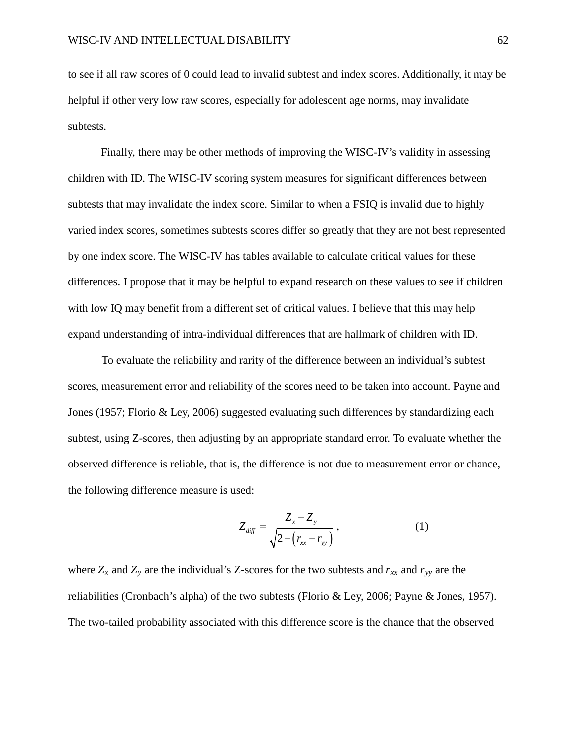to see if all raw scores of 0 could lead to invalid subtest and index scores. Additionally, it may be helpful if other very low raw scores, especially for adolescent age norms, may invalidate subtests.

Finally, there may be other methods of improving the WISC-IV's validity in assessing children with ID. The WISC-IV scoring system measures for significant differences between subtests that may invalidate the index score. Similar to when a FSIQ is invalid due to highly varied index scores, sometimes subtests scores differ so greatly that they are not best represented by one index score. The WISC-IV has tables available to calculate critical values for these differences. I propose that it may be helpful to expand research on these values to see if children with low IQ may benefit from a different set of critical values. I believe that this may help expand understanding of intra-individual differences that are hallmark of children with ID.

To evaluate the reliability and rarity of the difference between an individual's subtest scores, measurement error and reliability of the scores need to be taken into account. Payne and Jones (1957; Florio & Ley, 2006) suggested evaluating such differences by standardizing each subtest, using Z-scores, then adjusting by an appropriate standard error. To evaluate whether the observed difference is reliable, that is, the difference is not due to measurement error or chance, the following difference measure is used:

$$Z_{diff} = \frac{Z_x - Z_y}{\sqrt{2 - \left(r_{xx} - r_{yy}\right)}}, \qquad (1)$$

where $Z_x$ and $Z_y$ are the individual's Z-scores for the two subtests and $r_{xx}$ and $r_{yy}$ are the reliabilities (Cronbach's alpha) of the two subtests (Florio & Ley, 2006; Payne & Jones, 1957). The two-tailed probability associated with this difference score is the chance that the observed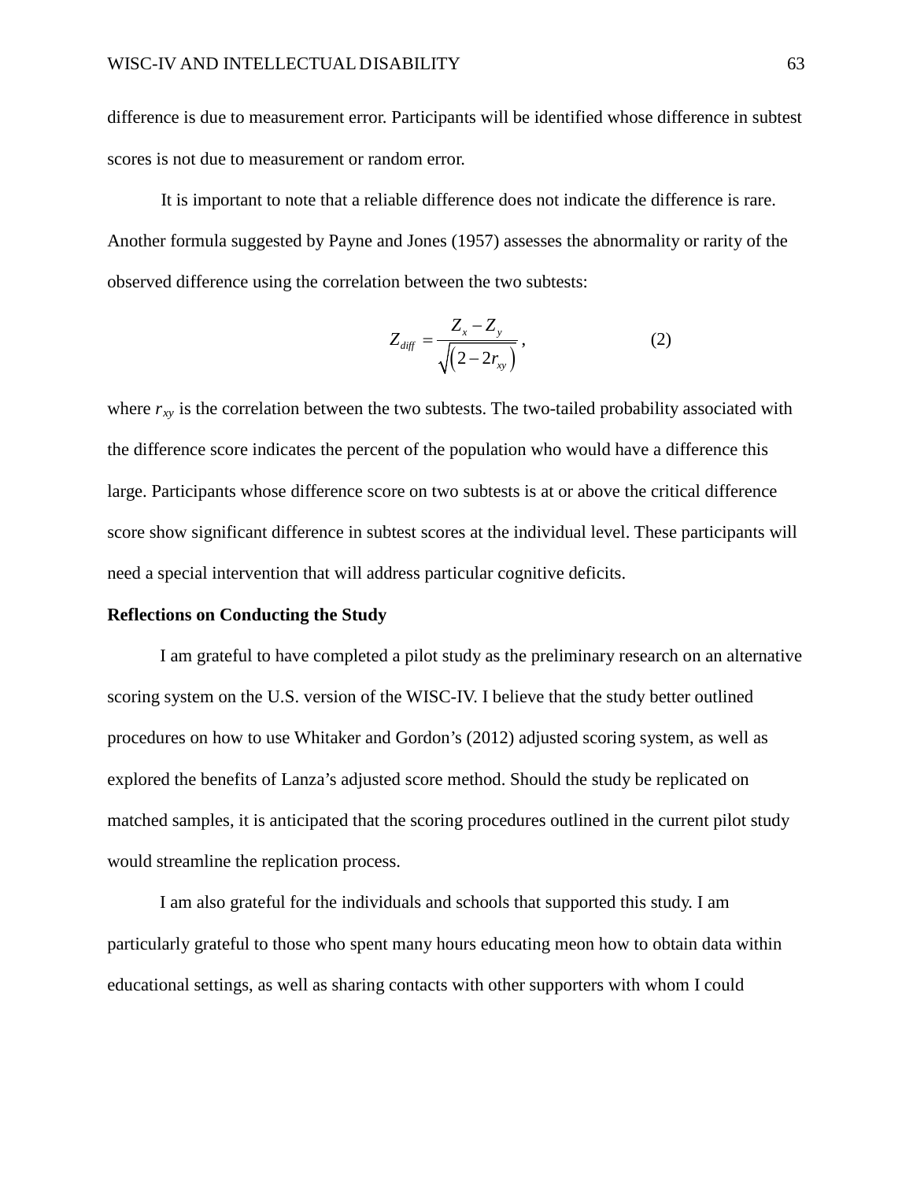difference is due to measurement error. Participants will be identified whose difference in subtest scores is not due to measurement or random error.

It is important to note that a reliable difference does not indicate the difference is rare. Another formula suggested by Payne and Jones (1957) assesses the abnormality or rarity of the observed difference using the correlation between the two subtests:

$$Z_{diff} = \frac{Z_x - Z_y}{\sqrt{\left(2 - 2r_{xy}\right)}}, \qquad (2)$$

where $r_{xy}$ is the correlation between the two subtests. The two-tailed probability associated with the difference score indicates the percent of the population who would have a difference this large. Participants whose difference score on two subtests is at or above the critical difference score show significant difference in subtest scores at the individual level. These participants will need a special intervention that will address particular cognitive deficits.

**Reflections on Conducting the Study**

I am grateful to have completed a pilot study as the preliminary research on an alternative scoring system on the U.S. version of the WISC-IV. I believe that the study better outlined procedures on how to use Whitaker and Gordon's (2012) adjusted scoring system, as well as explored the benefits of Lanza's adjusted score method. Should the study be replicated on matched samples, it is anticipated that the scoring procedures outlined in the current pilot study would streamline the replication process.

I am also grateful for the individuals and schools that supported this study. I am particularly grateful to those who spent many hours educating meon how to obtain data within educational settings, as well as sharing contacts with other supporters with whom I could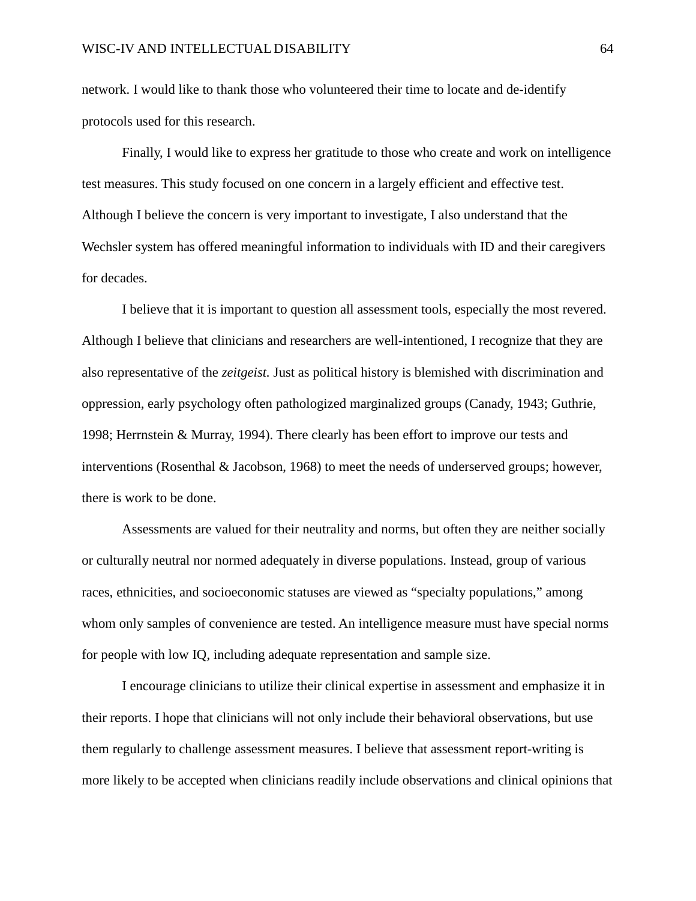network. I would like to thank those who volunteered their time to locate and de-identify protocols used for this research.

Finally, I would like to express her gratitude to those who create and work on intelligence test measures. This study focused on one concern in a largely efficient and effective test. Although I believe the concern is very important to investigate, I also understand that the Wechsler system has offered meaningful information to individuals with ID and their caregivers for decades.

I believe that it is important to question all assessment tools, especially the most revered. Although I believe that clinicians and researchers are well-intentioned, I recognize that they are also representative of the *zeitgeist*. Just as political history is blemished with discrimination and oppression, early psychology often pathologized marginalized groups (Canady, 1943; Guthrie, 1998; Herrnstein & Murray, 1994). There clearly has been effort to improve our tests and interventions (Rosenthal & Jacobson, 1968) to meet the needs of underserved groups; however, there is work to be done.

Assessments are valued for their neutrality and norms, but often they are neither socially or culturally neutral nor normed adequately in diverse populations. Instead, group of various races, ethnicities, and socioeconomic statuses are viewed as "specialty populations," among whom only samples of convenience are tested. An intelligence measure must have special norms for people with low IQ, including adequate representation and sample size.

I encourage clinicians to utilize their clinical expertise in assessment and emphasize it in their reports. I hope that clinicians will not only include their behavioral observations, but use them regularly to challenge assessment measures. I believe that assessment report-writing is more likely to be accepted when clinicians readily include observations and clinical opinions that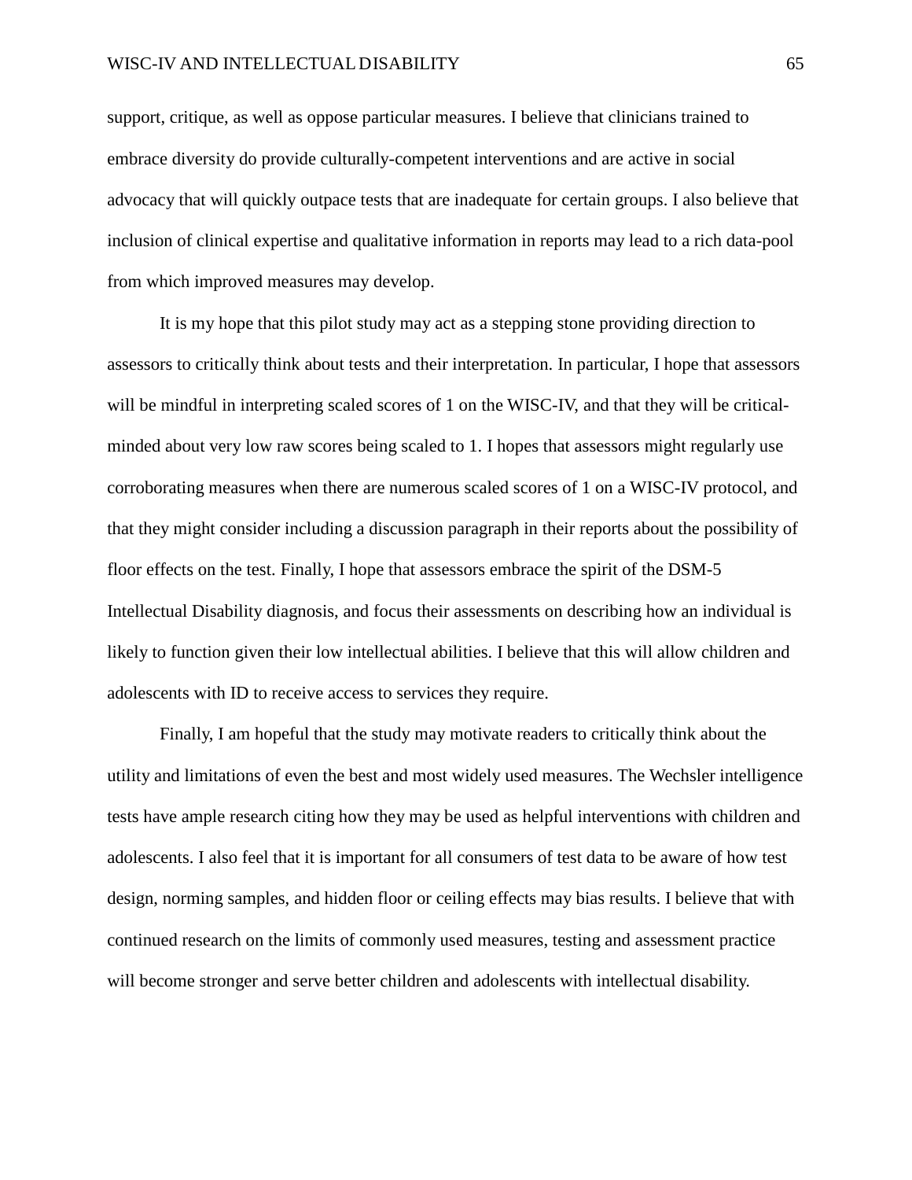support, critique, as well as oppose particular measures. I believe that clinicians trained to embrace diversity do provide culturally-competent interventions and are active in social advocacy that will quickly outpace tests that are inadequate for certain groups. I also believe that inclusion of clinical expertise and qualitative information in reports may lead to a rich data-pool from which improved measures may develop.

It is my hope that this pilot study may act as a stepping stone providing direction to assessors to critically think about tests and their interpretation. In particular, I hope that assessors will be mindful in interpreting scaled scores of 1 on the WISC-IV, and that they will be critical-minded about very low raw scores being scaled to 1. I hopes that assessors might regularly use corroborating measures when there are numerous scaled scores of 1 on a WISC-IV protocol, and that they might consider including a discussion paragraph in their reports about the possibility of floor effects on the test. Finally, I hope that assessors embrace the spirit of the DSM-5 Intellectual Disability diagnosis, and focus their assessments on describing how an individual is likely to function given their low intellectual abilities. I believe that this will allow children and adolescents with ID to receive access to services they require.

Finally, I am hopeful that the study may motivate readers to critically think about the utility and limitations of even the best and most widely used measures. The Wechsler intelligence tests have ample research citing how they may be used as helpful interventions with children and adolescents. I also feel that it is important for all consumers of test data to be aware of how test design, norming samples, and hidden floor or ceiling effects may bias results. I believe that with continued research on the limits of commonly used measures, testing and assessment practice will become stronger and serve better children and adolescents with intellectual disability.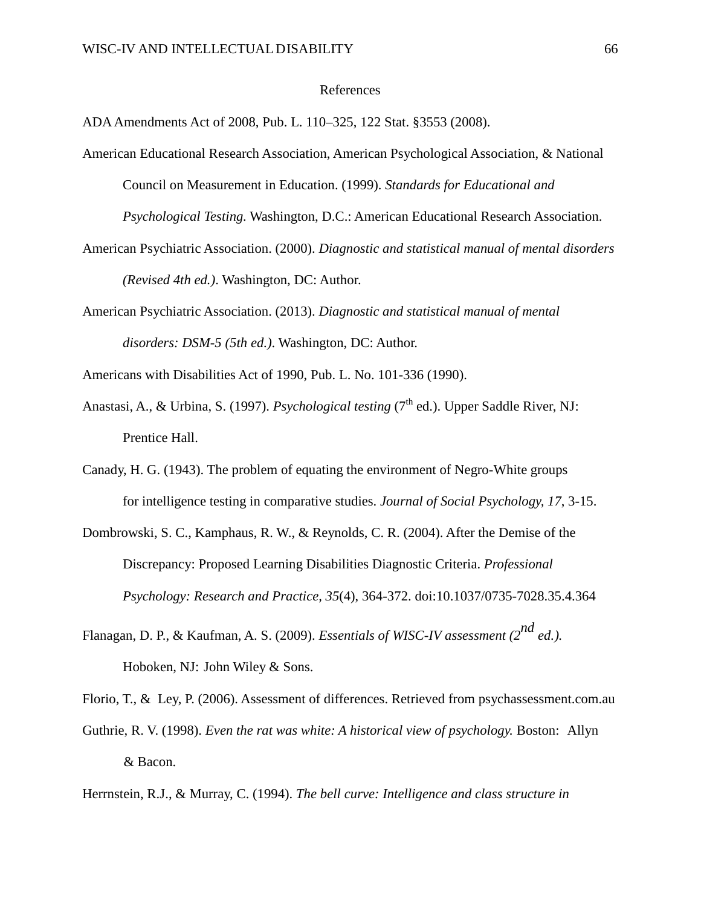# References

ADA Amendments Act of 2008, Pub. L. 110–325, 122 Stat. §3553 (2008).

American Educational Research Association, American Psychological Association, & National Council on Measurement in Education. (1999). *Standards for Educational and Psychological Testing*. Washington, D.C.: American Educational Research Association.

American Psychiatric Association. (2000). *Diagnostic and statistical manual of mental disorders (Revised 4th ed.)*. Washington, DC: Author.

American Psychiatric Association. (2013). *Diagnostic and statistical manual of mental disorders: DSM-5 (5th ed.)*. Washington, DC: Author.

Americans with Disabilities Act of 1990, Pub. L. No. 101-336 (1990).

Anastasi, A., & Urbina, S. (1997). *Psychological testing* (7th ed.). Upper Saddle River, NJ: Prentice Hall.

Canady, H. G. (1943). The problem of equating the environment of Negro-White groups for intelligence testing in comparative studies. *Journal of Social Psychology, 17*, 3-15.

Dombrowski, S. C., Kamphaus, R. W., & Reynolds, C. R. (2004). After the Demise of the Discrepancy: Proposed Learning Disabilities Diagnostic Criteria. *Professional Psychology: Research and Practice, 35*(4), 364-372. doi:10.1037/0735-7028.35.4.364

Flanagan, D. P., & Kaufman, A. S. (2009). *Essentials of WISC-IV assessment (2nd ed.).* Hoboken, NJ: John Wiley & Sons.

Florio, T., & Ley, P. (2006). Assessment of differences. Retrieved from psychassessment.com.au

Guthrie, R. V. (1998). *Even the rat was white: A historical view of psychology.* Boston: Allyn & Bacon.

Herrnstein, R.J., & Murray, C. (1994). *The bell curve: Intelligence and class structure in*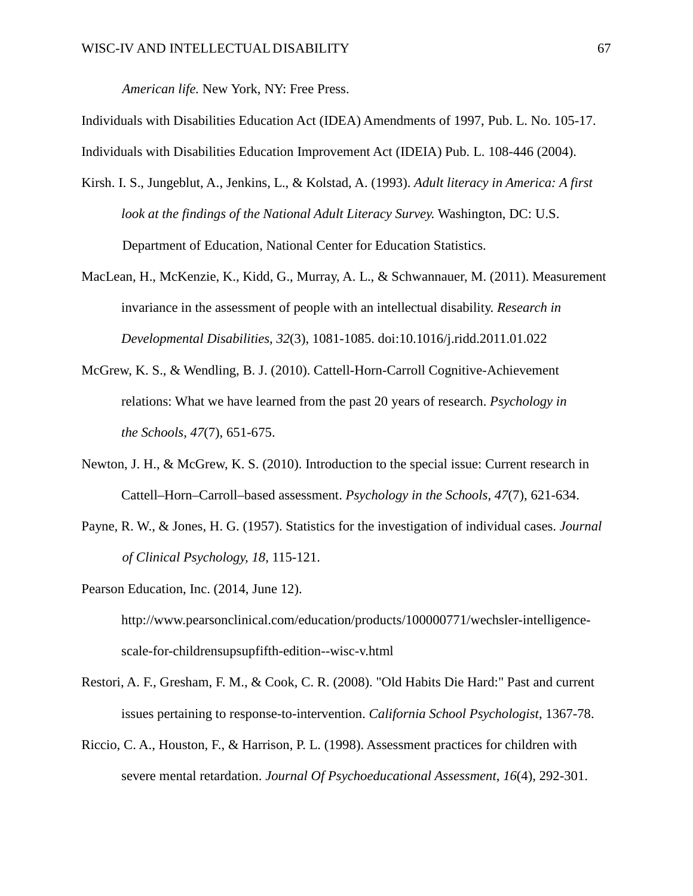*American life.* New York, NY: Free Press.

Individuals with Disabilities Education Act (IDEA) Amendments of 1997, Pub. L. No. 105-17.

Individuals with Disabilities Education Improvement Act (IDEIA) Pub. L. 108-446 (2004).

Kirsh. I. S., Jungeblut, A., Jenkins, L., & Kolstad, A. (1993). *Adult literacy in America: A first look at the findings of the National Adult Literacy Survey.* Washington, DC: U.S. Department of Education, National Center for Education Statistics.

MacLean, H., McKenzie, K., Kidd, G., Murray, A. L., & Schwannauer, M. (2011). Measurement invariance in the assessment of people with an intellectual disability. *Research in Developmental Disabilities*, *32*(3), 1081-1085. doi:10.1016/j.ridd.2011.01.022

McGrew, K. S., & Wendling, B. J. (2010). Cattell-Horn-Carroll Cognitive-Achievement relations: What we have learned from the past 20 years of research. *Psychology in the Schools*, *47*(7), 651-675.

Newton, J. H., & McGrew, K. S. (2010). Introduction to the special issue: Current research in Cattell–Horn–Carroll–based assessment. *Psychology in the Schools*, *47*(7), 621-634.

Payne, R. W., & Jones, H. G. (1957). Statistics for the investigation of individual cases. *Journal of Clinical Psychology, 18*, 115-121.

Pearson Education, Inc. (2014, June 12). http://www.pearsonclinical.com/education/products/100000771/wechsler-intelligence-scale-for-childrensupsupfifth-edition--wisc-v.html

Restori, A. F., Gresham, F. M., & Cook, C. R. (2008). "Old Habits Die Hard:" Past and current issues pertaining to response-to-intervention. *California School Psychologist*, 1367-78.

Riccio, C. A., Houston, F., & Harrison, P. L. (1998). Assessment practices for children with severe mental retardation. *Journal Of Psychoeducational Assessment*, *16*(4), 292-301.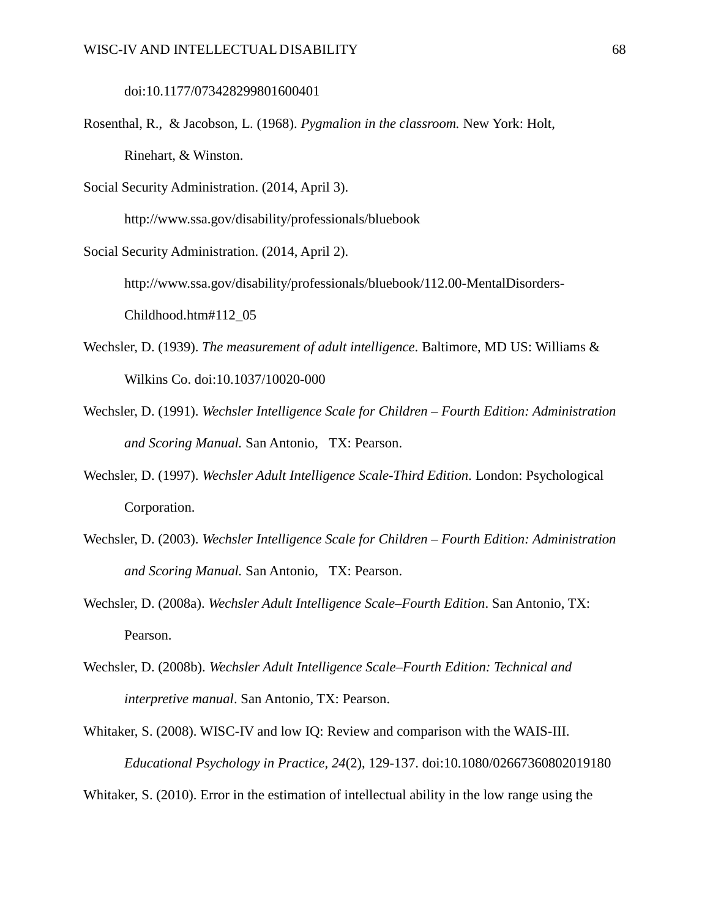doi:10.1177/073428299801600401

Rosenthal, R., & Jacobson, L. (1968). *Pygmalion in the classroom.* New York: Holt, Rinehart, & Winston.

Social Security Administration. (2014, April 3). http://www.ssa.gov/disability/professionals/bluebook

Social Security Administration. (2014, April 2). http://www.ssa.gov/disability/professionals/bluebook/112.00-MentalDisorders-Childhood.htm#112_05

Wechsler, D. (1939). *The measurement of adult intelligence*. Baltimore, MD US: Williams & Wilkins Co. doi:10.1037/10020-000

Wechsler, D. (1991). *Wechsler Intelligence Scale for Children – Fourth Edition: Administration and Scoring Manual.* San Antonio, TX: Pearson.

Wechsler, D. (1997). *Wechsler Adult Intelligence Scale-Third Edition*. London: Psychological Corporation.

Wechsler, D. (2003). *Wechsler Intelligence Scale for Children – Fourth Edition: Administration and Scoring Manual.* San Antonio, TX: Pearson.

Wechsler, D. (2008a). *Wechsler Adult Intelligence Scale–Fourth Edition*. San Antonio, TX: Pearson.

Wechsler, D. (2008b). *Wechsler Adult Intelligence Scale–Fourth Edition: Technical and interpretive manual*. San Antonio, TX: Pearson.

Whitaker, S. (2008). WISC-IV and low IQ: Review and comparison with the WAIS-III. *Educational Psychology in Practice, 24*(2), 129-137. doi:10.1080/02667360802019180

Whitaker, S. (2010). Error in the estimation of intellectual ability in the low range using the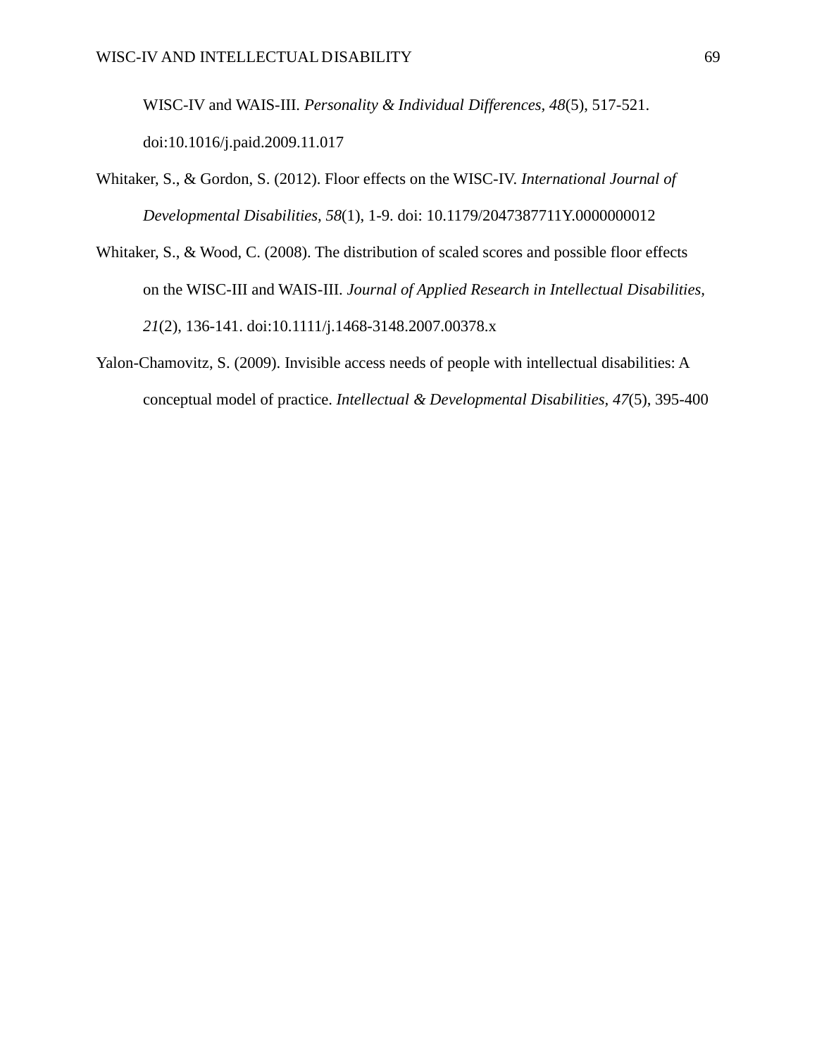WISC-IV and WAIS-III. *Personality & Individual Differences, 48*(5), 517-521. doi:10.1016/j.paid.2009.11.017

Whitaker, S., & Gordon, S. (2012). Floor effects on the WISC-IV. *International Journal of Developmental Disabilities, 58*(1), 1-9. doi: 10.1179/2047387711Y.0000000012

Whitaker, S., & Wood, C. (2008). The distribution of scaled scores and possible floor effects on the WISC-III and WAIS-III. *Journal of Applied Research in Intellectual Disabilities, 21*(2), 136-141. doi:10.1111/j.1468-3148.2007.00378.x

Yalon-Chamovitz, S. (2009). Invisible access needs of people with intellectual disabilities: A conceptual model of practice. *Intellectual & Developmental Disabilities, 47*(5), 395-400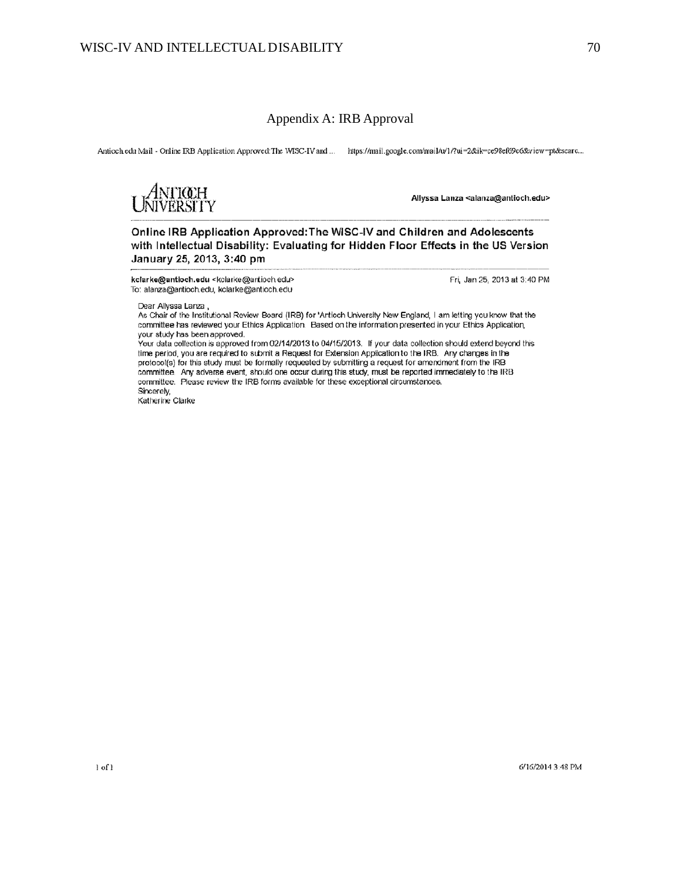## Appendix A: IRB Approval

Antioch.edu Mail - Online IRB Application Approved: The WISC-IV and ... https://mail.google.com/mail/u/1/?ui=2&ik=ce98ef69c6&view=pt&searc...

ANTIOCH UNIVERSITY

**Allyssa Lanza <alanza@antioch.edu>**

**Online IRB Application Approved: The WISC-IV and Children and Adolescents with Intellectual Disability: Evaluating for Hidden Floor Effects in the US Version January 25, 2013, 3:40 pm**

**kclarke@antioch.edu** <kclarke@antioch.edu>
To: alanza@antioch.edu, kclarke@antioch.edu

Fri, Jan 25, 2013 at 3:40 PM

Dear Allyssa Lanza ,
As Chair of the Institutional Review Board (IRB) for 'Antioch University New England, I am letting you know that the committee has reviewed your Ethics Application. Based on the information presented in your Ethics Application, your study has been approved.
Your data collection is approved from 02/14/2013 to 04/15/2013. If your data collection should extend beyond this time period, you are required to submit a Request for Extension Application to the IRB. Any changes in the protocol(s) for this study must be formally requested by submitting a request for amendment from the IRB committee. Any adverse event, should one occur during this study, must be reported immediately to the IRB committee. Please review the IRB forms available for these exceptional circumstances.
Sincerely,
Katherine Clarke

6/16/2014 3:48 PM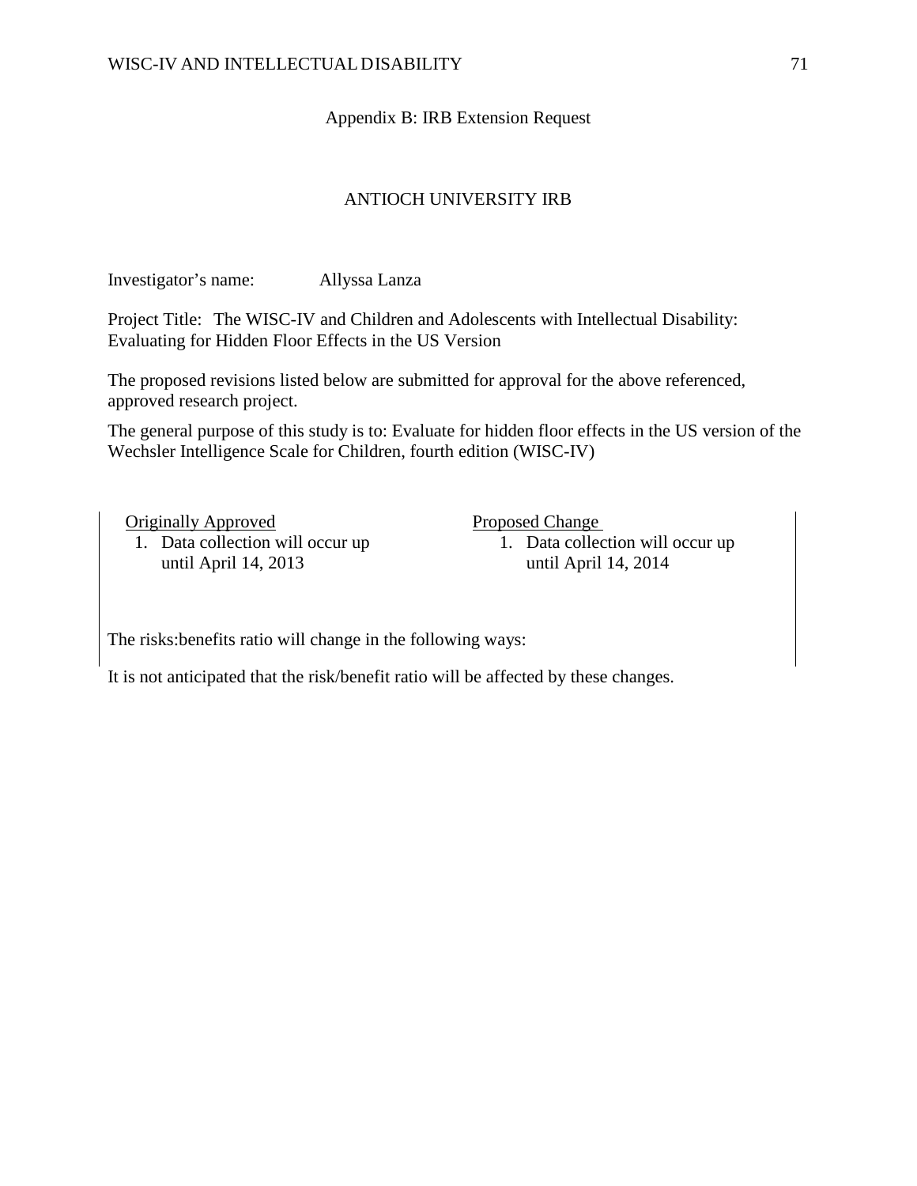## Appendix B: IRB Extension Request

### ANTIOCH UNIVERSITY IRB

Investigator's name: Allyssa Lanza

Project Title: The WISC-IV and Children and Adolescents with Intellectual Disability: Evaluating for Hidden Floor Effects in the US Version

The proposed revisions listed below are submitted for approval for the above referenced, approved research project.

The general purpose of this study is to: Evaluate for hidden floor effects in the US version of the Wechsler Intelligence Scale for Children, fourth edition (WISC-IV)

| Originally Approved | Proposed Change |
|---|---|
| 1. Data collection will occur up until April 14, 2013 | 1. Data collection will occur up until April 14, 2014 |

The risks:benefits ratio will change in the following ways:

It is not anticipated that the risk/benefit ratio will be affected by these changes.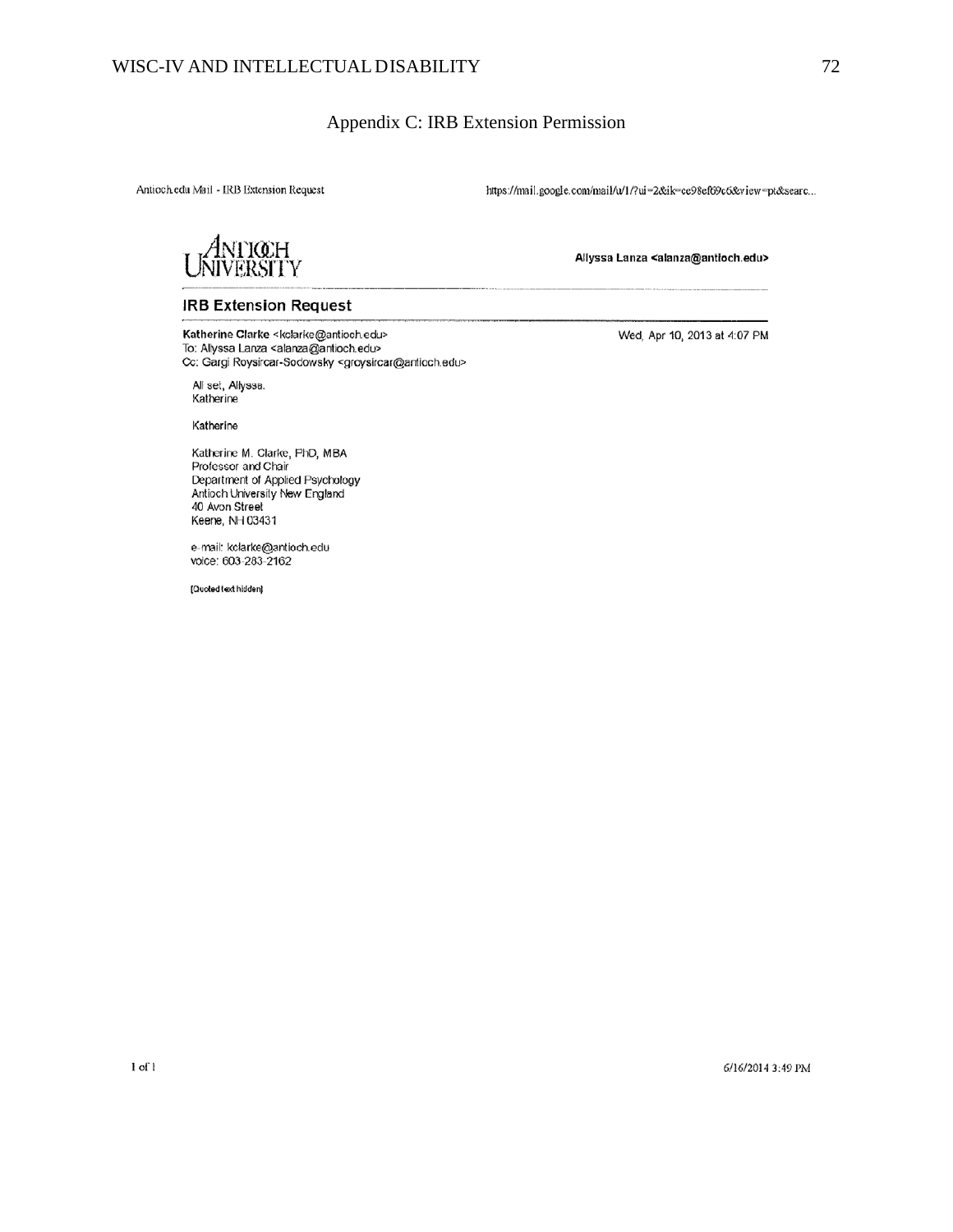# Appendix C: IRB Extension Permission

Antioch.edu Mail - IRB Extension Request

https://mail.google.com/mail/u/1/?ui=2&ik=ce98ef69c6&view=pt&searc...

ANTIOCH UNIVERSITY

**Allyssa Lanza <alanza@antioch.edu>**

## IRB Extension Request

**Katherine Clarke** <kclarke@antioch.edu>
To: Allyssa Lanza <alanza@antioch.edu>
Cc: Gargi Roysircar-Sodowsky <groysircar@antioch.edu>

Wed, Apr 10, 2013 at 4:07 PM

All set, Allyssa.
Katherine

Katherine

Katherine M. Clarke, PhD, MBA
Professor and Chair
Department of Applied Psychology
Antioch University New England
40 Avon Street
Keene, NH 03431

e-mail: kclarke@antioch.edu
voice: 603-283-2162

[Quoted text hidden]

6/16/2014 3:49 PM